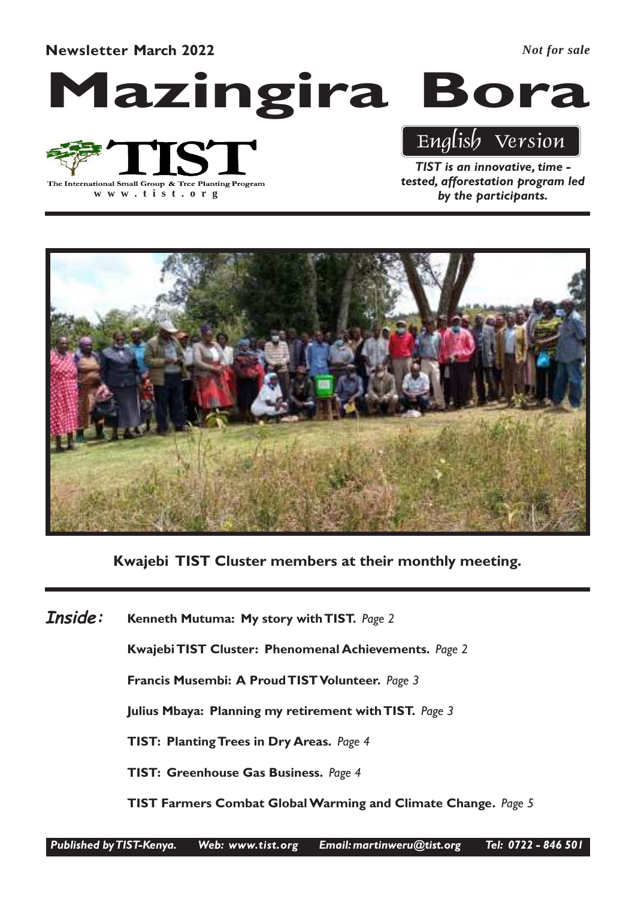**Newsletter March 2022**

*Not for sale*

# Mazingira Bora

TIST

The International Small Group & Tree Planting Program

www.tist.org

English Version

***TIST is an innovative, time - tested, afforestation program led by the participants.***

**Kwajebi TIST Cluster members at their monthly meeting.**

***Inside:***

**Kenneth Mutuma: My story with TIST.** *Page 2*

**Kwajebi TIST Cluster: Phenomenal Achievements.** *Page 2*

**Francis Musembi: A Proud TIST Volunteer.** *Page 3*

**Julius Mbaya: Planning my retirement with TIST.** *Page 3*

**TIST: Planting Trees in Dry Areas.** *Page 4*

**TIST: Greenhouse Gas Business.** *Page 4*

**TIST Farmers Combat Global Warming and Climate Change.** *Page 5*

*Published by TIST-Kenya. Web: www.tist.org Email: martinweru@tist.org Tel: 0722 - 846 501*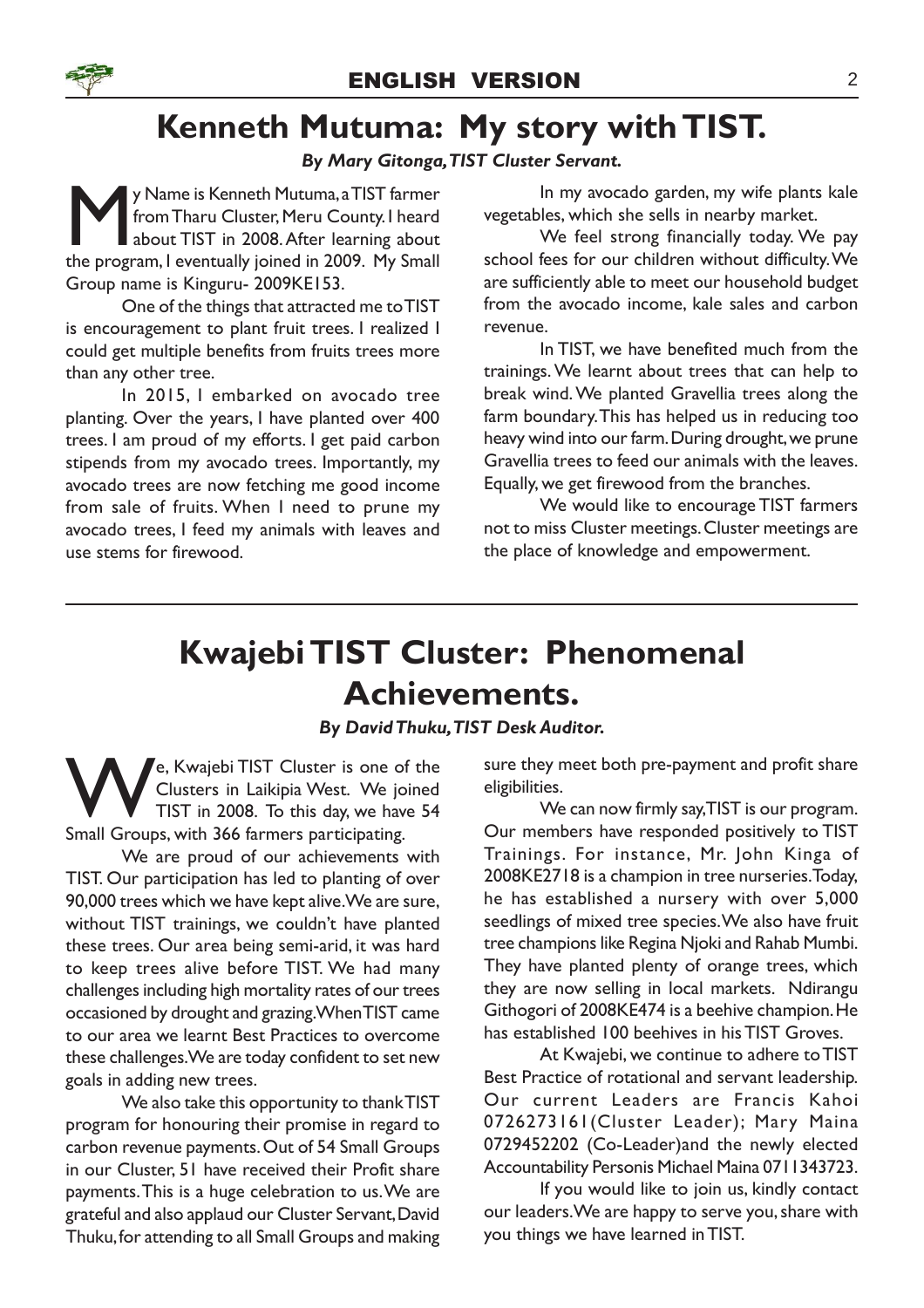## Kenneth Mutuma: My story with TIST.

***By Mary Gitonga, TIST Cluster Servant.***

My Name is Kenneth Mutuma, a TIST farmer from Tharu Cluster, Meru County. I heard about TIST in 2008. After learning about the program, I eventually joined in 2009. My Small Group name is Kinguru- 2009KE153.

One of the things that attracted me to TIST is encouragement to plant fruit trees. I realized I could get multiple benefits from fruits trees more than any other tree.

In 2015, I embarked on avocado tree planting. Over the years, I have planted over 400 trees. I am proud of my efforts. I get paid carbon stipends from my avocado trees. Importantly, my avocado trees are now fetching me good income from sale of fruits. When I need to prune my avocado trees, I feed my animals with leaves and use stems for firewood.

In my avocado garden, my wife plants kale vegetables, which she sells in nearby market.

We feel strong financially today. We pay school fees for our children without difficulty. We are sufficiently able to meet our household budget from the avocado income, kale sales and carbon revenue.

In TIST, we have benefited much from the trainings. We learnt about trees that can help to break wind. We planted Gravellia trees along the farm boundary. This has helped us in reducing too heavy wind into our farm. During drought, we prune Gravellia trees to feed our animals with the leaves. Equally, we get firewood from the branches.

We would like to encourage TIST farmers not to miss Cluster meetings. Cluster meetings are the place of knowledge and empowerment.

## Kwajebi TIST Cluster: Phenomenal Achievements.

***By David Thuku, TIST Desk Auditor.***

We, Kwajebi TIST Cluster is one of the Clusters in Laikipia West. We joined TIST in 2008. To this day, we have 54 Small Groups, with 366 farmers participating.

We are proud of our achievements with TIST. Our participation has led to planting of over 90,000 trees which we have kept alive. We are sure, without TIST trainings, we couldn't have planted these trees. Our area being semi-arid, it was hard to keep trees alive before TIST. We had many challenges including high mortality rates of our trees occasioned by drought and grazing. When TIST came to our area we learnt Best Practices to overcome these challenges. We are today confident to set new goals in adding new trees.

We also take this opportunity to thank TIST program for honouring their promise in regard to carbon revenue payments. Out of 54 Small Groups in our Cluster, 51 have received their Profit share payments. This is a huge celebration to us. We are grateful and also applaud our Cluster Servant, David Thuku, for attending to all Small Groups and making sure they meet both pre-payment and profit share eligibilities.

We can now firmly say, TIST is our program. Our members have responded positively to TIST Trainings. For instance, Mr. John Kinga of 2008KE2718 is a champion in tree nurseries. Today, he has established a nursery with over 5,000 seedlings of mixed tree species. We also have fruit tree champions like Regina Njoki and Rahab Mumbi. They have planted plenty of orange trees, which they are now selling in local markets. Ndirangu Githogori of 2008KE474 is a beehive champion. He has established 100 beehives in his TIST Groves.

At Kwajebi, we continue to adhere to TIST Best Practice of rotational and servant leadership. Our current Leaders are Francis Kahoi 0726273161(Cluster Leader); Mary Maina 0729452202 (Co-Leader)and the newly elected Accountability Personis Michael Maina 0711343723.

If you would like to join us, kindly contact our leaders. We are happy to serve you, share with you things we have learned in TIST.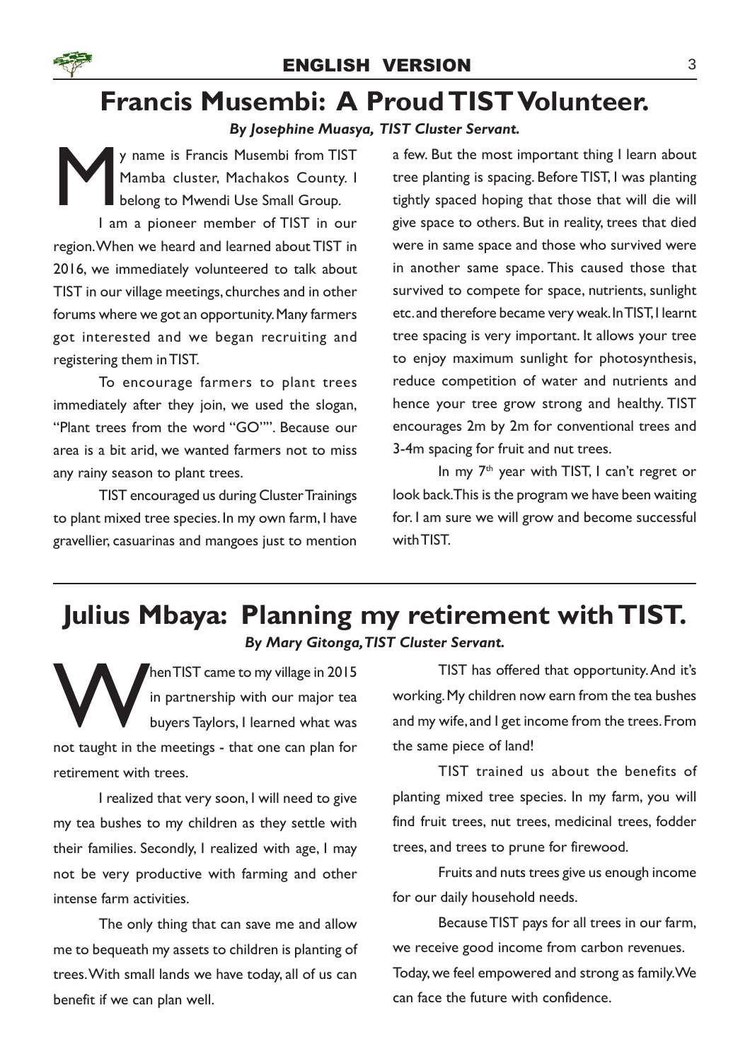# Francis Musembi: A Proud TIST Volunteer.

***By Josephine Muasya, TIST Cluster Servant.***

My name is Francis Musembi from TIST Mamba cluster, Machakos County. I belong to Mwendi Use Small Group.

I am a pioneer member of TIST in our region. When we heard and learned about TIST in 2016, we immediately volunteered to talk about TIST in our village meetings, churches and in other forums where we got an opportunity. Many farmers got interested and we began recruiting and registering them in TIST.

To encourage farmers to plant trees immediately after they join, we used the slogan, "Plant trees from the word "GO"". Because our area is a bit arid, we wanted farmers not to miss any rainy season to plant trees.

TIST encouraged us during Cluster Trainings to plant mixed tree species. In my own farm, I have gravellier, casuarinas and mangoes just to mention a few. But the most important thing I learn about tree planting is spacing. Before TIST, I was planting tightly spaced hoping that those that will die will give space to others. But in reality, trees that died were in same space and those who survived were in another same space. This caused those that survived to compete for space, nutrients, sunlight etc. and therefore became very weak. In TIST, I learnt tree spacing is very important. It allows your tree to enjoy maximum sunlight for photosynthesis, reduce competition of water and nutrients and hence your tree grow strong and healthy. TIST encourages 2m by 2m for conventional trees and 3-4m spacing for fruit and nut trees.

In my 7th year with TIST, I can't regret or look back. This is the program we have been waiting for. I am sure we will grow and become successful with TIST.

# Julius Mbaya: Planning my retirement with TIST.

***By Mary Gitonga, TIST Cluster Servant.***

When TIST came to my village in 2015 in partnership with our major tea buyers Taylors, I learned what was not taught in the meetings - that one can plan for retirement with trees.

I realized that very soon, I will need to give my tea bushes to my children as they settle with their families. Secondly, I realized with age, I may not be very productive with farming and other intense farm activities.

The only thing that can save me and allow me to bequeath my assets to children is planting of trees. With small lands we have today, all of us can benefit if we can plan well.

TIST has offered that opportunity. And it's working. My children now earn from the tea bushes and my wife, and I get income from the trees. From the same piece of land!

TIST trained us about the benefits of planting mixed tree species. In my farm, you will find fruit trees, nut trees, medicinal trees, fodder trees, and trees to prune for firewood.

Fruits and nuts trees give us enough income for our daily household needs.

Because TIST pays for all trees in our farm, we receive good income from carbon revenues. Today, we feel empowered and strong as family. We can face the future with confidence.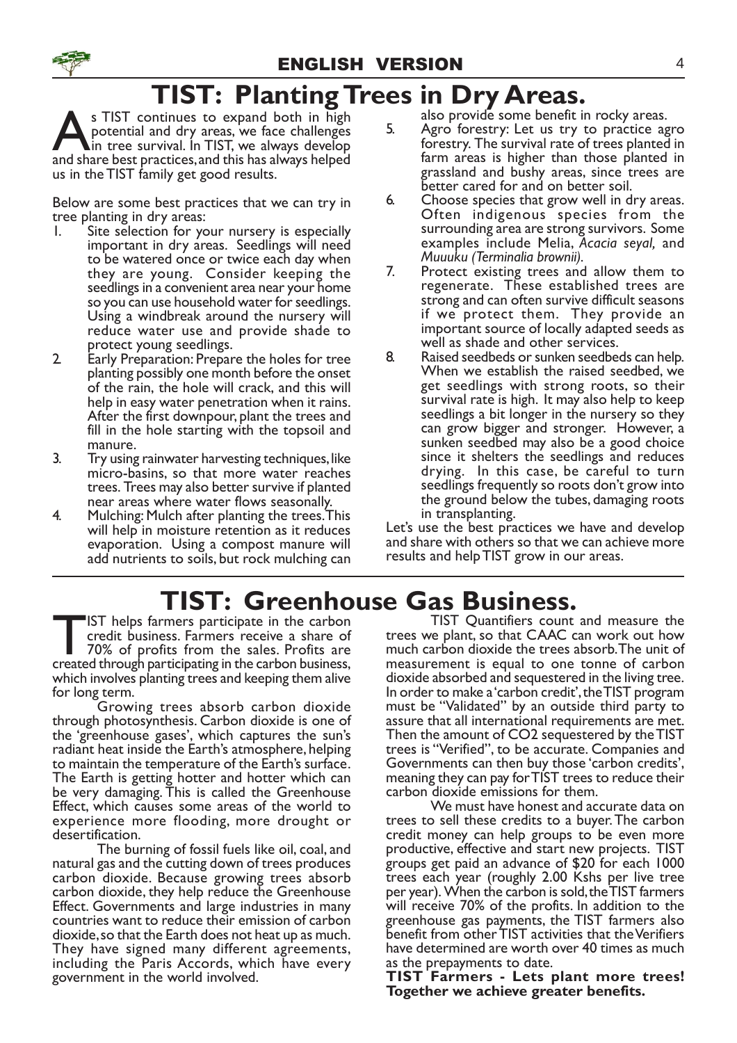# TIST: Planting Trees in Dry Areas.

As TIST continues to expand both in high potential and dry areas, we face challenges in tree survival. In TIST, we always develop and share best practices, and this has always helped us in the TIST family get good results.

Below are some best practices that we can try in tree planting in dry areas:

1. Site selection for your nursery is especially important in dry areas. Seedlings will need to be watered once or twice each day when they are young. Consider keeping the seedlings in a convenient area near your home so you can use household water for seedlings. Using a windbreak around the nursery will reduce water use and provide shade to protect young seedlings.
2. Early Preparation: Prepare the holes for tree planting possibly one month before the onset of the rain, the hole will crack, and this will help in easy water penetration when it rains. After the first downpour, plant the trees and fill in the hole starting with the topsoil and manure.
3. Try using rainwater harvesting techniques, like micro-basins, so that more water reaches trees. Trees may also better survive if planted near areas where water flows seasonally.
4. Mulching: Mulch after planting the trees. This will help in moisture retention as it reduces evaporation. Using a compost manure will add nutrients to soils, but rock mulching can also provide some benefit in rocky areas.
5. Agro forestry: Let us try to practice agro forestry. The survival rate of trees planted in farm areas is higher than those planted in grassland and bushy areas, since trees are better cared for and on better soil.
6. Choose species that grow well in dry areas. Often indigenous species from the surrounding area are strong survivors. Some examples include Melia, *Acacia seyal,* and *Muuuku (Terminalia brownii).*
7. Protect existing trees and allow them to regenerate. These established trees are strong and can often survive difficult seasons if we protect them. They provide an important source of locally adapted seeds as well as shade and other services.
8. Raised seedbeds or sunken seedbeds can help. When we establish the raised seedbed, we get seedlings with strong roots, so their survival rate is high. It may also help to keep seedlings a bit longer in the nursery so they can grow bigger and stronger. However, a sunken seedbed may also be a good choice since it shelters the seedlings and reduces drying. In this case, be careful to turn seedlings frequently so roots don't grow into the ground below the tubes, damaging roots in transplanting.

Let's use the best practices we have and develop and share with others so that we can achieve more results and help TIST grow in our areas.

# TIST: Greenhouse Gas Business.

TIST helps farmers participate in the carbon credit business. Farmers receive a share of 70% of profits from the sales. Profits are created through participating in the carbon business, which involves planting trees and keeping them alive for long term.

Growing trees absorb carbon dioxide through photosynthesis. Carbon dioxide is one of the 'greenhouse gases', which captures the sun's radiant heat inside the Earth's atmosphere, helping to maintain the temperature of the Earth's surface. The Earth is getting hotter and hotter which can be very damaging. This is called the Greenhouse Effect, which causes some areas of the world to experience more flooding, more drought or desertification.

The burning of fossil fuels like oil, coal, and natural gas and the cutting down of trees produces carbon dioxide. Because growing trees absorb carbon dioxide, they help reduce the Greenhouse Effect. Governments and large industries in many countries want to reduce their emission of carbon dioxide, so that the Earth does not heat up as much. They have signed many different agreements, including the Paris Accords, which have every government in the world involved.

TIST Quantifiers count and measure the trees we plant, so that CAAC can work out how much carbon dioxide the trees absorb. The unit of measurement is equal to one tonne of carbon dioxide absorbed and sequestered in the living tree. In order to make a 'carbon credit', the TIST program must be "Validated" by an outside third party to assure that all international requirements are met. Then the amount of $CO_2$ sequestered by the TIST trees is "Verified", to be accurate. Companies and Governments can then buy those 'carbon credits', meaning they can pay for TIST trees to reduce their carbon dioxide emissions for them.

We must have honest and accurate data on trees to sell these credits to a buyer. The carbon credit money can help groups to be even more productive, effective and start new projects. TIST groups get paid an advance of $20 for each 1000 trees each year (roughly 2.00 Kshs per live tree per year). When the carbon is sold, the TIST farmers will receive 70% of the profits. In addition to the greenhouse gas payments, the TIST farmers also benefit from other TIST activities that the Verifiers have determined are worth over 40 times as much as the prepayments to date.

**TIST Farmers - Lets plant more trees! Together we achieve greater benefits.**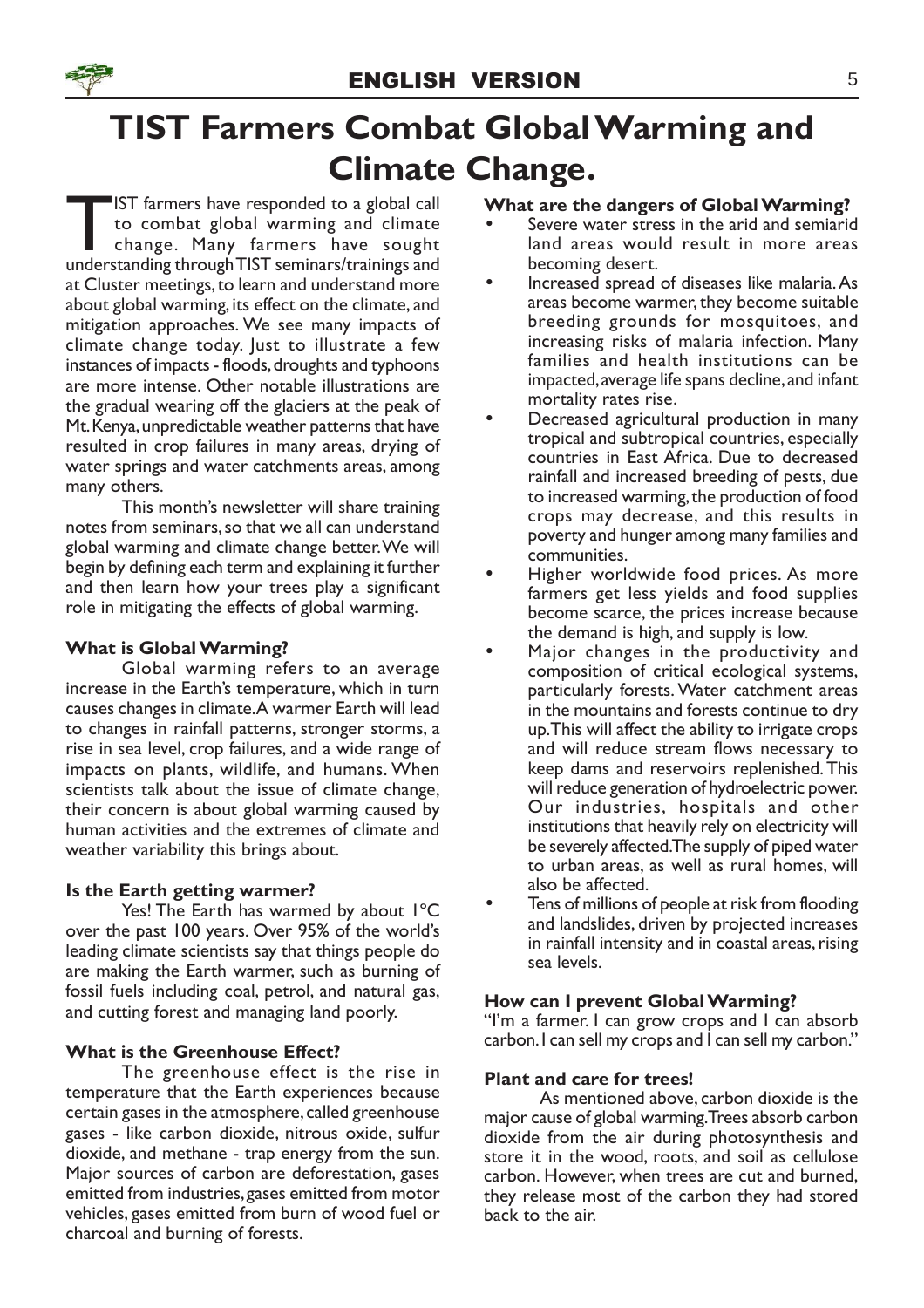# TIST Farmers Combat Global Warming and Climate Change.

TIST farmers have responded to a global call to combat global warming and climate change. Many farmers have sought understanding through TIST seminars/trainings and at Cluster meetings, to learn and understand more about global warming, its effect on the climate, and mitigation approaches. We see many impacts of climate change today. Just to illustrate a few instances of impacts - floods, droughts and typhoons are more intense. Other notable illustrations are the gradual wearing off the glaciers at the peak of Mt. Kenya, unpredictable weather patterns that have resulted in crop failures in many areas, drying of water springs and water catchments areas, among many others.

This month's newsletter will share training notes from seminars, so that we all can understand global warming and climate change better. We will begin by defining each term and explaining it further and then learn how your trees play a significant role in mitigating the effects of global warming.

**What is Global Warming?**

Global warming refers to an average increase in the Earth's temperature, which in turn causes changes in climate. A warmer Earth will lead to changes in rainfall patterns, stronger storms, a rise in sea level, crop failures, and a wide range of impacts on plants, wildlife, and humans. When scientists talk about the issue of climate change, their concern is about global warming caused by human activities and the extremes of climate and weather variability this brings about.

**Is the Earth getting warmer?**

Yes! The Earth has warmed by about 1°C over the past 100 years. Over 95% of the world's leading climate scientists say that things people do are making the Earth warmer, such as burning of fossil fuels including coal, petrol, and natural gas, and cutting forest and managing land poorly.

**What is the Greenhouse Effect?**

The greenhouse effect is the rise in temperature that the Earth experiences because certain gases in the atmosphere, called greenhouse gases - like carbon dioxide, nitrous oxide, sulfur dioxide, and methane - trap energy from the sun. Major sources of carbon are deforestation, gases emitted from industries, gases emitted from motor vehicles, gases emitted from burn of wood fuel or charcoal and burning of forests.

**What are the dangers of Global Warming?**

- Severe water stress in the arid and semiarid land areas would result in more areas becoming desert.
- Increased spread of diseases like malaria. As areas become warmer, they become suitable breeding grounds for mosquitoes, and increasing risks of malaria infection. Many families and health institutions can be impacted, average life spans decline, and infant mortality rates rise.
- Decreased agricultural production in many tropical and subtropical countries, especially countries in East Africa. Due to decreased rainfall and increased breeding of pests, due to increased warming, the production of food crops may decrease, and this results in poverty and hunger among many families and communities.
- Higher worldwide food prices. As more farmers get less yields and food supplies become scarce, the prices increase because the demand is high, and supply is low.
- Major changes in the productivity and composition of critical ecological systems, particularly forests. Water catchment areas in the mountains and forests continue to dry up. This will affect the ability to irrigate crops and will reduce stream flows necessary to keep dams and reservoirs replenished. This will reduce generation of hydroelectric power. Our industries, hospitals and other institutions that heavily rely on electricity will be severely affected. The supply of piped water to urban areas, as well as rural homes, will also be affected.
- Tens of millions of people at risk from flooding and landslides, driven by projected increases in rainfall intensity and in coastal areas, rising sea levels.

**How can I prevent Global Warming?**

"I'm a farmer. I can grow crops and I can absorb carbon. I can sell my crops and I can sell my carbon."

**Plant and care for trees!**

As mentioned above, carbon dioxide is the major cause of global warming. Trees absorb carbon dioxide from the air during photosynthesis and store it in the wood, roots, and soil as cellulose carbon. However, when trees are cut and burned, they release most of the carbon they had stored back to the air.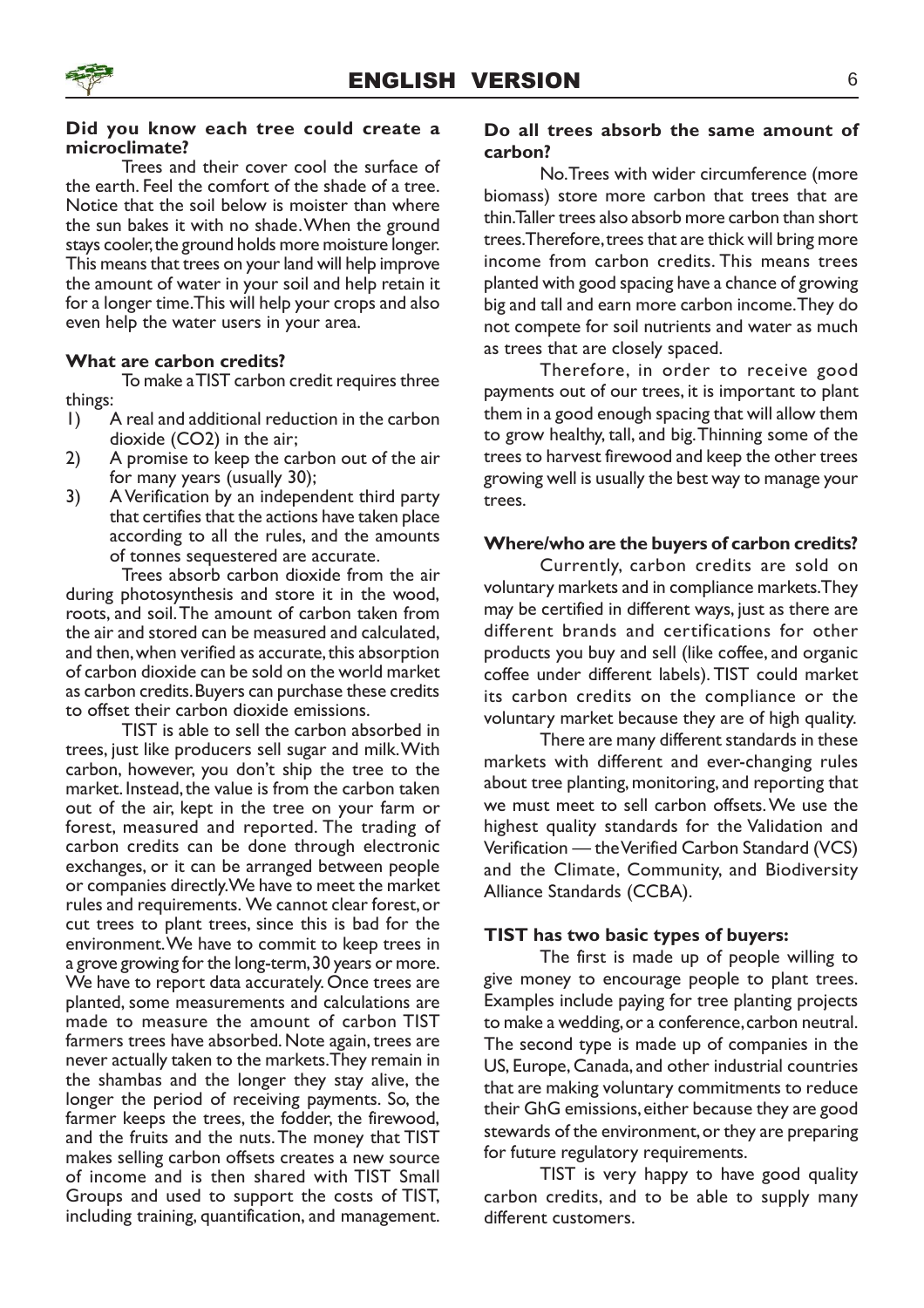### Did you know each tree could create a microclimate?

Trees and their cover cool the surface of the earth. Feel the comfort of the shade of a tree. Notice that the soil below is moister than where the sun bakes it with no shade. When the ground stays cooler, the ground holds more moisture longer. This means that trees on your land will help improve the amount of water in your soil and help retain it for a longer time. This will help your crops and also even help the water users in your area.

### What are carbon credits?

To make a TIST carbon credit requires three things:

1) A real and additional reduction in the carbon dioxide ($CO_2$) in the air;
2) A promise to keep the carbon out of the air for many years (usually 30);
3) A Verification by an independent third party that certifies that the actions have taken place according to all the rules, and the amounts of tonnes sequestered are accurate.

Trees absorb carbon dioxide from the air during photosynthesis and store it in the wood, roots, and soil. The amount of carbon taken from the air and stored can be measured and calculated, and then, when verified as accurate, this absorption of carbon dioxide can be sold on the world market as carbon credits. Buyers can purchase these credits to offset their carbon dioxide emissions.

TIST is able to sell the carbon absorbed in trees, just like producers sell sugar and milk. With carbon, however, you don't ship the tree to the market. Instead, the value is from the carbon taken out of the air, kept in the tree on your farm or forest, measured and reported. The trading of carbon credits can be done through electronic exchanges, or it can be arranged between people or companies directly. We have to meet the market rules and requirements. We cannot clear forest, or cut trees to plant trees, since this is bad for the environment. We have to commit to keep trees in a grove growing for the long-term, 30 years or more. We have to report data accurately. Once trees are planted, some measurements and calculations are made to measure the amount of carbon TIST farmers trees have absorbed. Note again, trees are never actually taken to the markets. They remain in the shambas and the longer they stay alive, the longer the period of receiving payments. So, the farmer keeps the trees, the fodder, the firewood, and the fruits and the nuts. The money that TIST makes selling carbon offsets creates a new source of income and is then shared with TIST Small Groups and used to support the costs of TIST, including training, quantification, and management.

### Do all trees absorb the same amount of carbon?

No. Trees with wider circumference (more biomass) store more carbon that trees that are thin. Taller trees also absorb more carbon than short trees. Therefore, trees that are thick will bring more income from carbon credits. This means trees planted with good spacing have a chance of growing big and tall and earn more carbon income. They do not compete for soil nutrients and water as much as trees that are closely spaced.

Therefore, in order to receive good payments out of our trees, it is important to plant them in a good enough spacing that will allow them to grow healthy, tall, and big. Thinning some of the trees to harvest firewood and keep the other trees growing well is usually the best way to manage your trees.

### Where/who are the buyers of carbon credits?

Currently, carbon credits are sold on voluntary markets and in compliance markets. They may be certified in different ways, just as there are different brands and certifications for other products you buy and sell (like coffee, and organic coffee under different labels). TIST could market its carbon credits on the compliance or the voluntary market because they are of high quality.

There are many different standards in these markets with different and ever-changing rules about tree planting, monitoring, and reporting that we must meet to sell carbon offsets. We use the highest quality standards for the Validation and Verification — the Verified Carbon Standard (VCS) and the Climate, Community, and Biodiversity Alliance Standards (CCBA).

### TIST has two basic types of buyers:

The first is made up of people willing to give money to encourage people to plant trees. Examples include paying for tree planting projects to make a wedding, or a conference, carbon neutral. The second type is made up of companies in the US, Europe, Canada, and other industrial countries that are making voluntary commitments to reduce their GhG emissions, either because they are good stewards of the environment, or they are preparing for future regulatory requirements.

TIST is very happy to have good quality carbon credits, and to be able to supply many different customers.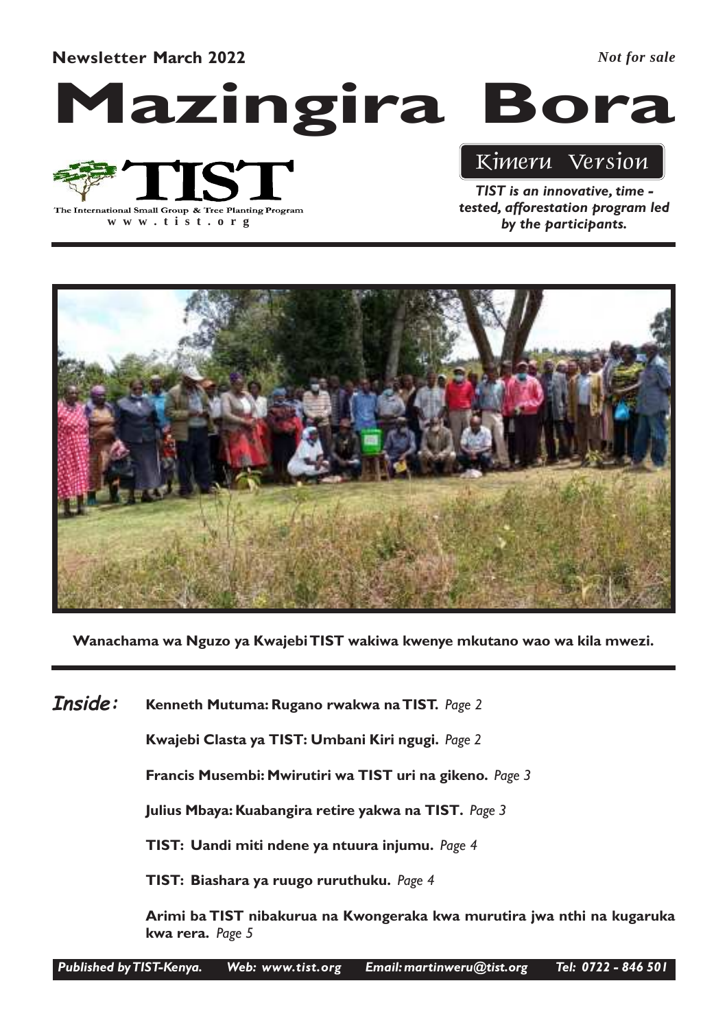**Newsletter March 2022**

*Not for sale*

# Mazingira Bora

**TIST**

The International Small Group & Tree Planting Program

www.tist.org

*Kimeru Version*

***TIST is an innovative, time - tested, afforestation program led by the participants.***

**Wanachama wa Nguzo ya Kwajebi TIST wakiwa kwenye mkutano wao wa kila mwezi.**

***Inside:***

**Kenneth Mutuma: Rugano rwakwa na TIST.** *Page 2*

**Kwajebi Clasta ya TIST: Umbani Kiri ngugi.** *Page 2*

**Francis Musembi: Mwirutiri wa TIST uri na gikeno.** *Page 3*

**Julius Mbaya: Kuabangira retire yakwa na TIST.** *Page 3*

**TIST: Uandi miti ndene ya ntuura injumu.** *Page 4*

**TIST: Biashara ya ruugo ruruthuku.** *Page 4*

**Arimi ba TIST nibakurua na Kwongeraka kwa murutira jwa nthi na kugaruka kwa rera.** *Page 5*

*Published by TIST-Kenya. Web: www.tist.org Email: martinweru@tist.org Tel: 0722 - 846 501*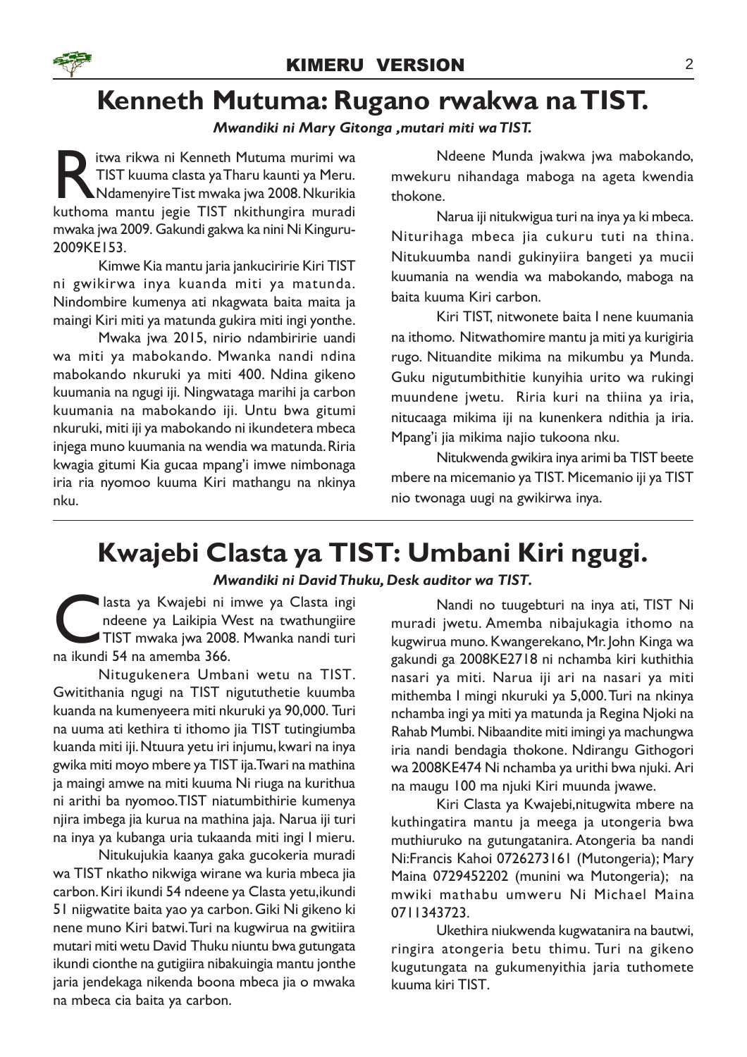# Kenneth Mutuma: Rugano rwakwa na TIST.

*Mwandiki ni Mary Gitonga ,mutari miti wa TIST.*

Ritwa rikwa ni Kenneth Mutuma murimi wa TIST kuuma clasta ya Tharu kaunti ya Meru. Ndamenyire Tist mwaka jwa 2008. Nkurikia kuthoma mantu jegie TIST nkithungira muradi mwaka jwa 2009. Gakundi gakwa ka nini Ni Kinguru-2009KE153.

Kimwe Kia mantu jaria jankucirirMie Kiri TIST ni gwikirwa inya kuanda miti ya matunda. Nindombire kumenya ati nkagwata baita maita ja maingi Kiri miti ya matunda gukira miti ingi yonthe.

Mwaka jwa 2015, nirio ndambiririe uandi wa miti ya mabokando. Mwanka nandi ndina mabokando nkuruki ya miti 400. Ndina gikeno kuumania na ngugi iji. Ningwataga marihi ja carbon kuumania na mabokando iji. Untu bwa gitumi nkuruki, miti iji ya mabokando ni ikundetera mbeca injega muno kuumania na wendia wa matunda. Riria kwagia gitumi Kia gucaa mpang'i imwe nimbonaga iria ria nyomoo kuuma Kiri mathangu na nkinya nku.

Ndeene Munda jwakwa jwa mabokando, mwekuru nihandaga maboga na ageta kwendia thokone.

Narua iji nitukwigua turi na inya ya ki mbeca. Niturihaga mbeca jia cukuru tuti na thina. Nitukuumba nandi gukinyiira bangeti ya mucii kuumania na wendia wa mabokando, maboga na baita kuuma Kiri carbon.

Kiri TIST, nitwonete baita I nene kuumania na ithomo. Nitwathomire mantu ja miti ya kurigiria rugo. Nituandite mikima na mikumbu ya Munda. Guku nigutumbithitie kunyihia urito wa rukingi muundene jwetu. Riria kuri na thiina ya iria, nitucaaga mikima iji na kunenkera ndithia ja iria. Mpang'i jia mikima najio tukoona nku.

Nitukwenda gwikira inya arimi ba TIST beete mbere na micemanio ya TIST. Micemanio iji ya TIST nio twonaga uugi na gwikirwa inya.

# Kwajebi Clasta ya TIST: Umbani Kiri ngugi.

*Mwandiki ni David Thuku, Desk auditor wa TIST.*

Clasta ya Kwajebi ni imwe ya Clasta ingi ndeene ya Laikipia West na twathungiire TIST mwaka jwa 2008. Mwanka nandi turi na ikundi 54 na amemba 366.

Nitugukenera Umbani wetu na TIST. Gwitithania ngugi na TIST nigututhetie kuumba kuanda na kumenyeera miti nkuruki ya 90,000. Turi na uuma ati kethira ti ithomo jia TIST tutingiumba kuanda miti iji. Ntuura yetu iri injumu, kwari na inya gwika miti moyo mbere ya TIST ija. Twari na mathina ja maingi amwe na miti kuuma Ni riuga na kurithua ni arithi ba nyomoo. TIST niatumbithirie kumenya njira imbega jia kurua na mathina jaja. Narua iji turi na inya ya kubanga uria tukaanda miti ingi I mieru.

Nitukujukia kaanya gaka gucokeria muradi wa TIST nkatho nikwiga wirane wa kuria mbeca jia carbon. Kiri ikundi 54 ndeene ya Clasta yetu, ikundi 51 niigwatite baita yao ya carbon. Giki Ni gikeno ki nene muno Kiri batwi. Turi na kugwirua na gwitiira mutari miti wetu David Thuku niuntu bwa gutungata ikundi cionthe na gutigiira nibakuingia mantu jonthe jaria jendekaga nikenda boona mbeca jia o mwaka na mbeca cia baita ya carbon.

Nandi no tuugebturi na inya ati, TIST Ni muradi jwetu. Amemba nibajukagia ithomo na kugwirua muno. Kwangerekano, Mr. John Kinga wa gakundi ga 2008KE2718 ni nchamba kiri kuthithia nasari ya miti. Narua iji ari na nasari ya miti mithemba I mingi nkuruki ya 5,000. Turi na nkinya nchamba ingi ya miti ya matunda ja Regina Njoki na Rahab Mumbi. Nibaandite miti imingi ya machungwa iria nandi bendagia thokone. Ndirangu Githogori wa 2008KE474 Ni nchamba ya urithi bwa njuki. Ari na maugu 100 ma njuki Kiri muunda jwawe.

Kiri Clasta ya Kwajebi, nitugwita mbere na kuthingatira mantu ja meega ja utongeria bwa muthiuruko na gutungatanira. Atongeria ba nandi Ni: Francis Kahoi 0726273161 (Mutongeria); Mary Maina 0729452202 (munini wa Mutongeria); na mwiki mathabu umweru Ni Michael Maina 0711343723.

Ukethira niukwenda kugwatanira na bautwi, ringira atongeria betu thimu. Turi na gikeno kugutungata na gukumenyithia jaria tuthomete kuuma kiri TIST.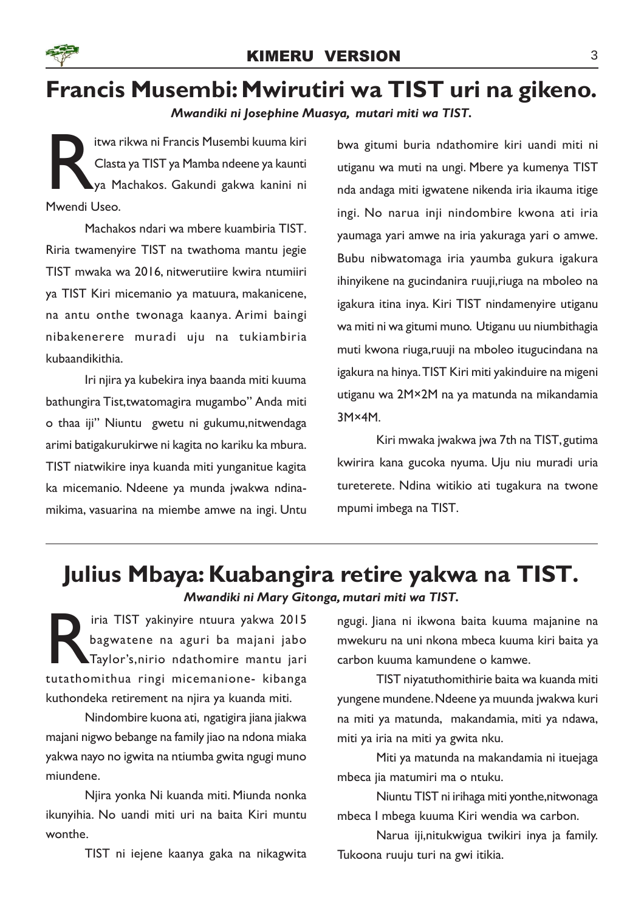## Francis Musembi: Mwirutiri wa TIST uri na gikeno.

***Mwandiki ni Josephine Muasya, mutari miti wa TIST.***

Ritwa rikwa ni Francis Musembi kuuma kiri Clasta ya TIST ya Mamba ndeene ya kaunti ya Machakos. Gakundi gakwa kanini ni Mwendi Useo.

Machakos ndari wa mbere kuambiria TIST. Riria twamenyire TIST na twathoma mantu jegie TIST mwaka wa 2016, nitwerutiire kwira ntumiiri ya TIST Kiri micemanio ya matuura, makanicene, na antu onthe twonaga kaanya. Arimi baingi nibakenerere muradi uju na tukiambiria kubaandikithia.

Iri njira ya kubekira inya baanda miti kuuma bathungira Tist,twatomagira mugambo" Anda miti o thaa iji" Niuntu gwetu ni gukumu,nitwendaga arimi batigakurukirwe ni kagita no kariku ka mbura. TIST niatwikire inya kuanda miti yunganitue kagita ka micemanio. Ndeene ya munda jwakwa ndinamikima, vasuarina na miembe amwe na ingi. Untu bwa gitumi buria ndathomire kiri uandi miti ni utiganu wa muti na ungi. Mbere ya kumenya TIST nda andaga miti igwatene nikenda iria ikauma itige ingi. No narua inji nindombire kwona ati iria yaumaga yari amwe na iria yakuraga yari o amwe. Bubu nibwatomaga iria yaumba gukura igakura ihinyikene na gucindanira ruuji,riuga na mboleo na igakura itina inya. Kiri TIST nindamenyire utiganu wa miti ni wa gitumi muno. Utiganu uu niumbithagia muti kwona riuga,ruuji na mboleo itugucindana na igakura na hinya. TIST Kiri miti yakinduire na migeni utiganu wa 2M×2M na ya matunda na mikandamia 3M×4M.

Kiri mwaka jwakwa jwa 7th na TIST, gutima kwirira kana gucoka nyuma. Uju niu muradi uria tureterete. Ndina witikio ati tugakura na twone mpumi imbega na TIST.

---

## Julius Mbaya: Kuabangira retire yakwa na TIST.

***Mwandiki ni Mary Gitonga, mutari miti wa TIST.***

Riria TIST yakinyire ntuura yakwa 2015 bagwatene na aguri ba majani jabo Taylor's,nirio ndathomire mantu jari tutathomithua ringi micemanione- kibanga kuthondeka retirement na njira ya kuanda miti.

Nindombire kuona ati, ngatigira jiana jiakwa majani nigwo bebange na family jiao na ndona miaka yakwa nayo no igwita na ntiumba gwita ngugi muno miundene.

Njira yonka Ni kuanda miti. Miunda nonka ikunyihia. No uandi miti uri na baita Kiri muntu wonthe.

TIST ni iejene kaanya gaka na nikagwita ngugi. Jiana ni ikwona baita kuuma majanine na mwekuru na uni nkona mbeca kuuma kiri baita ya carbon kuuma kamundene o kamwe.

TIST niyatuthomithirie baita wa kuanda miti yungene mundene. Ndeene ya muunda jwakwa kuri na miti ya matunda, makandamia, miti ya ndawa, miti ya iria na miti ya gwita nku.

Miti ya matunda na makandamia ni ituejaga mbeca jia matumiri ma o ntuku.

Niuntu TIST ni irihaga miti yonthe,nitwonaga mbeca I mbega kuuma Kiri wendia wa carbon.

Narua iji,nitukwigua twikiri inya ja family. Tukoona ruuju turi na gwi itikia.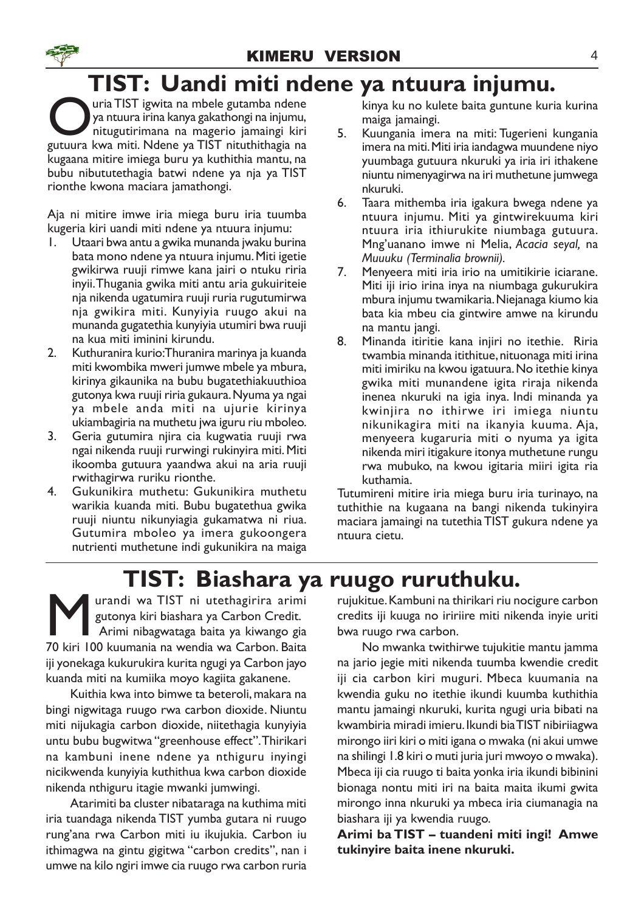# TIST: Uandi miti ndene ya ntuura injumu.

Ouria TIST igwita na mbele gutamba ndene ya ntuura irina kanya gakathongi na injumu, nitugutirimana na magerio jamaingi kiri gutuura kwa miti. Ndene ya TIST nituthithagia na kugaana mitire imiega buru ya kuthithia mantu, na bubu nibututethagia batwi ndene ya nja ya TIST rionthe kwona maciara jamathongi.

Aja ni mitire imwe iria miega buru iria tuumba kugeria kiri uandi miti ndene ya ntuura injumu:

1. Utaari bwa antu a gwika munanda jwaku burina bata mono ndene ya ntuura injumu. Miti igetie gwikirwa ruuji rimwe kana jairi o ntuku riria inyii. Thugania gwika miti antu aria gukuiriteie nja nikenda ugatumira ruuji ruria rugutumirwa nja gwikira miti. Kunyiyia ruugo akui na munanda gugatethia kunyiyia utumiri bwa ruuji na kua miti iminini kirundu.
2. Kuthuranira kurio: Thuranira marinya ja kuanda miti kwombika mweri jumwe mbele ya mbura, kirinya gikaunika na bubu bugatethiakuuthioa gutonya kwa ruuji riria gukaura. Nyuma ya ngai ya mbele anda miti na ujurie kirinya ukiambagiria na muthetu jwa iguru riu mboleo.
3. Geria gutumira njira cia kugwatia ruuji rwa ngai nikenda ruuji rurwingi rukinyira miti. Miti ikoomba gutuura yaandwa akui na aria ruuji rwithagirwa ruriku rionthe.
4. Gukunikira muthetu: Gukunikira muthetu warikia kuanda miti. Bubu bugatethua gwika ruuji niuntu nikunyiagia gukamatwa ni riua. Gutumira mboleo ya imera gukoongera nutrienti muthetune indi gukunikira na maiga kinya ku no kulete baita guntune kuria kurina maiga jamaingi.
5. Kuungania imera na miti: Tugerieni kungania imera na miti. Miti iria iandagwa muundene niyo yuumbaga gutuura nkuruki ya iria iri ithakene niuntu nimenyagirwa na iri muthetune jumwega nkuruki.
6. Taara mithemba iria igakura bwega ndene ya ntuura injumu. Miti ya gintwirekuuma kiri ntuura iria ithiurukite niumbaga gutuura. Mng'uanano imwe ni Melia, *Acacia seyal,* na *Muuuku (Terminalia brownii)*.
7. Menyeera miti iria irio na umitikirie iciarane. Miti iji irio irina inya na niumbaga gukurukira mbura injumu twamikaria. Niejanaga kiumo kia bata kia mbeu cia gintwire amwe na kirundu na mantu jangi.
8. Minanda itiritie kana injiri no itethie. Riria twambia minanda itithitue, nituonaga miti irina miti imiriku na kwou igatuura. No itethie kinya gwika miti munandene igita riraja nikenda inenea nkuruki na igia inya. Indi minanda ya kwinjira no ithirwe iri imiega niuntu nikunikagira miti na ikanyia kuuma. Aja, menyeera kugaruria miti o nyuma ya igita nikenda miri itigakure itonya muthetune rungu rwa mubuko, na kwou igitaria miiri igita ria kuthamia.

Tutumireni mitire iria miega buru iria turinayo, na tuthithie na kugaana na bangi nikenda tukinyira maciara jamaingi na tutethia TIST gukura ndene ya ntuura cietu.

# TIST: Biashara ya ruugo ruruthuku.

Murandi wa TIST ni utethagirira arimi gutonya kiri biashara ya Carbon Credit. Arimi nibagwataga baita ya kiwango gia 70 kiri 100 kuumania na wendia wa Carbon. Baita iji yonekaga kukurukira kurita ngugi ya Carbon jayo kuanda miti na kumiika moyo kagiita gakanene.

Kuithia kwa into bimwe ta beteroli, makara na bingi nigwitaga ruugo rwa carbon dioxide. Niuntu miti nijukagia carbon dioxide, niitethagia kunyiyia untu bubu bugwitwa "greenhouse effect". Thirikari na kambuni inene ndene ya nthiguru inyingi nicikwenda kunyiyia kuthithua kwa carbon dioxide nikenda nthiguru itagie mwanki jumwingi.

Atarimiti ba cluster nibataraga na kuthima miti iria tuandaga nikenda TIST yumba gutara ni ruugo rung'ana rwa Carbon miti iu ikujukia. Carbon iu ithimagwa na gintu gigitwa "carbon credits", nan i umwe na kilo ngiri imwe cia ruugo rwa carbon ruria rujukitue. Kambuni na thirikari riu nocigure carbon credits iji kuuga no iririire miti nikenda inyie uriti bwa ruugo rwa carbon.

No mwanka twithirwe tujukitie mantu jamma na jario jegie miti nikenda tuumba kwendie credit iji cia carbon kiri muguri. Mbeca kuumania na kwendia guku no itethie ikundi kuumba kuthithia mantu jamaingi nkuruki, kurita ngugi uria bibati na kwambiria miradi imieru. Ikundi bia TIST nibiriiagwa mirongo iiri kiri o miti igana o mwaka (ni akui umwe na shilingi 1.8 kiri o muti juria juri mwoyo o mwaka). Mbeca iji cia ruugo ti baita yonka iria ikundi bibinini bionaga nontu miti iri na baita maita ikumi gwita mirongo inna nkuruki ya mbeca iria ciumanagia na biashara iji ya kwendia ruugo.

**Arimi ba TIST – tuandeni miti ingi! Amwe tukinyire baita inene nkuruki.**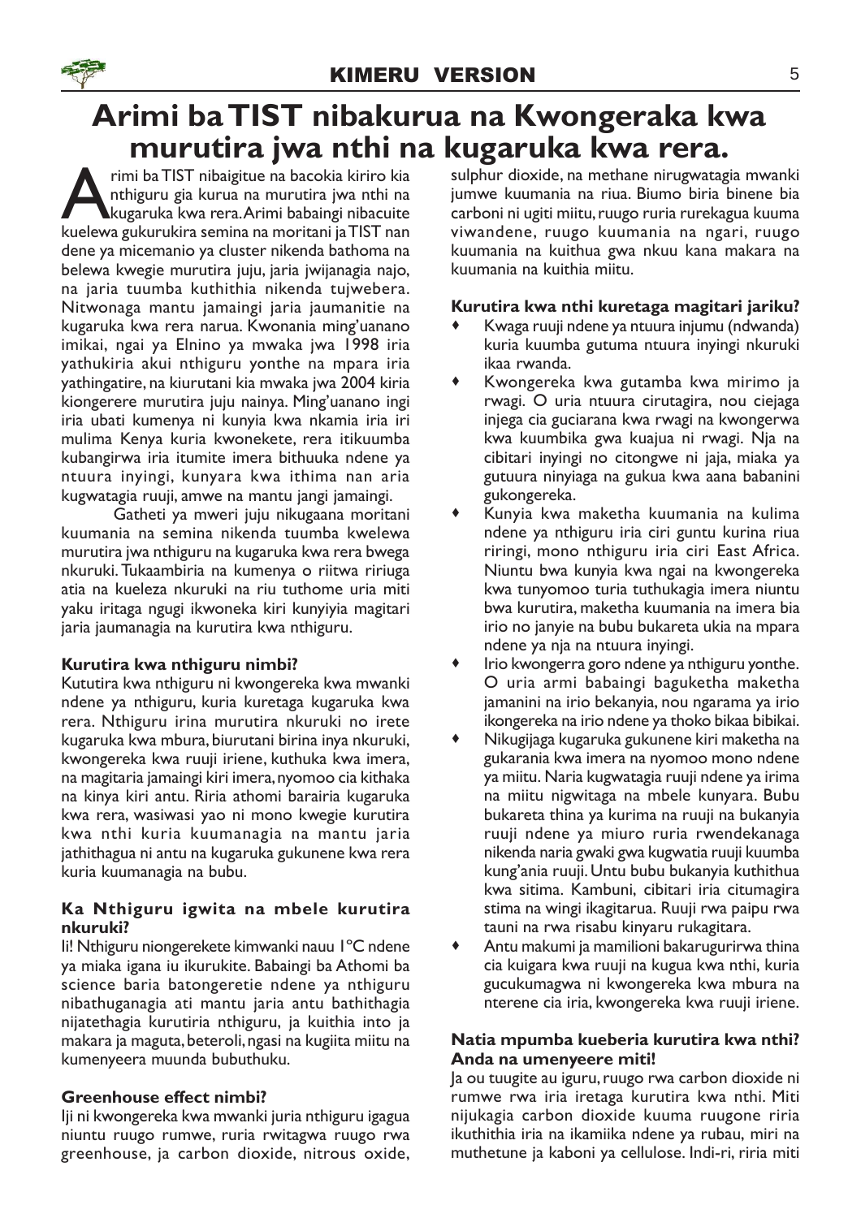# Arimi ba TIST nibakurua na Kwongeraka kwa murutira jwa nthi na kugaruka kwa rera.

Arimi ba TIST nibaigitue na bacokia kiriro kia nthiguru gia kurua na murutira jwa nthi na kugaruka kwa rera. Arimi babaingi nibacuite kuelewa gukurukira semina na moritani ja TIST nan dene ya micemanio ya cluster nikenda bathoma na belewa kwegie murutira juju, jaria jwijanagia najo, na jaria tuumba kuthithia nikenda tujwebera. Nitwonaga mantu jamaingi jaria jaumanitie na kugaruka kwa rera narua. Kwonania ming'uanano imikai, ngai ya Elnino ya mwaka jwa 1998 iria yathukiria akui nthiguru yonthe na mpara iria yathingatire, na kiurutani kia mwaka jwa 2004 kiria kiongerere murutira juju nainya. Ming'uanano ingi iria ubati kumenya ni kunyia kwa nkamia iria iri mulima Kenya kuria kwonekete, rera itikuumba kubangirwa iria itumite imera bithuuka ndene ya ntuura inyingi, kunyara kwa ithima nan aria kugwatagia ruuji, amwe na mantu jangi jamaingi.

Gatheti ya mweri juju nikugaana moritani kuumania na semina nikenda tuumba kwelewa murutira jwa nthiguru na kugaruka kwa rera bwega nkuruki. Tukaambiria na kumenya o riitwa ririuga atia na kueleza nkuruki na riu tuthome uria miti yaku iritaga ngugi ikwoneka kiri kunyiyia magitari jaria jaumanagia na kurutira kwa nthiguru.

### Kurutira kwa nthiguru nimbi?

Kututira kwa nthiguru ni kwongereka kwa mwanki ndene ya nthiguru, kuria kuretaga kugaruka kwa rera. Nthiguru irina murutira nkuruki no irete kugaruka kwa mbura, biurutani birina inya nkuruki, kwongereka kwa ruuji iriene, kuthuka kwa imera, na magitari jamaingi kiri imera, nyomoo cia kithaka na kinya kiri antu. Riria athomi barairia kugaruka kwa rera, wasiwasi yao ni mono kwegie kurutira kwa nthi kuria kuumanagia na mantu jaria jathithagua ni antu na kugaruka gukunene kwa rera kuria kuumanagia na bubu.

### Ka Nthiguru igwita na mbele kurutira nkuruki?

Ii! Nthiguru niongerekete kimwanki nauu 1°C ndene ya miaka igana iu ikurukite. Babaingi ba Athomi ba science baria batongeretie ndene ya nthiguru nibathuganagia ati mantu jaria antu bathithagia nijatethagia kurutiria nthiguru, ja kuithia into ja makara ja maguta, beteroli, ngasi na kugiita miitu na kumenyeera muunda bubuthuku.

### Greenhouse effect nimbi?

Iji ni kwongereka kwa mwanki juria nthiguru igagua niuntu ruugo rumwe, ruria rwitagwa ruugo rwa greenhouse, ja carbon dioxide, nitrous oxide, sulphur dioxide, na methane nirugwatagia mwanki jumwe kuumania na riua. Biumo biria binene bia carboni ni ugiti miitu, ruugo ruria rurekagua kuuma viwandene, ruugo kuumania na ngari, ruugo kuumania na kuithua gwa nkuu kana makara na kuumania na kuithia miitu.

### Kurutira kwa nthi kuretaga magitari jariku?

- Kwaga ruuji ndene ya ntuura injumu (ndwanda) kuria kuumba gutuma ntuura inyingi nkuruki ikaa rwanda.
- Kwongereka kwa gutamba kwa mirimo ja rwagi. O uria ntuura cirutagira, nou ciejaga injega cia guciarana kwa rwagi na kwongerwa kwa kuumbika gwa kuajua ni rwagi. Nja na cibitari inyingi no citongwe ni jaja, miaka ya gutuura ninyiaga na gukua kwa aana babanini gukongereka.
- Kunyia kwa maketha kuumania na kulima ndene ya nthiguru iria ciri guntu kurina riua riringi, mono nthiguru iria ciri East Africa. Niuntu bwa kunyia kwa ngai na kwongereka kwa tunyomoo turia tuthukagia imera niuntu bwa kurutira, maketha kuumania na imera bia irio no janyie na bubu bukareta ukia na mpara ndene ya nja na ntuura inyingi.
- Irio kwongerra goro ndene ya nthiguru yonthe. O uria armi babaingi baguketha maketha jamanini na irio bekanyia, nou ngarama ya irio ikongereka na irio ndene ya thoko bikaa bibikai.
- Nikugijaga kugaruka gukunene kiri maketha na gukarania kwa imera na nyomoo mono ndene ya miitu. Naria kugwatagia ruuji ndene ya irima na miitu nigwitaga na mbele kunyara. Bubu bukareta thina ya kurima na ruuji na bukanyia ruuji ndene ya miuro ruria rwendekanaga nikenda naria gwaki gwa kugwatia ruuji kuumba kung'ania ruuji. Untu bubu bukanyia kuthithua kwa sitima. Kambuni, cibitari iria citumagira stima na wingi ikagitarua. Ruuji rwa paipu rwa tauni na rwa risabu kinyaru rukagitara.
- Antu makumi ja mamilioni bakarugurirwa thina cia kuigara kwa ruuji na kugua kwa nthi, kuria gucukumagwa ni kwongereka kwa mbura na nterene cia iria, kwongereka kwa ruuji iriene.

### Natia mpumba kueberia kurutira kwa nthi? Anda na umenyeere miti!

Ja ou tuugite au iguru, ruugo rwa carbon dioxide ni rumwe rwa iria iretaga kurutira kwa nthi. Miti nijukagia carbon dioxide kuuma ruugone riria ikuthithia iria na ikamiika ndene ya rubau, miri na muthetune ja kaboni ya cellulose. Indi-ri, riria miti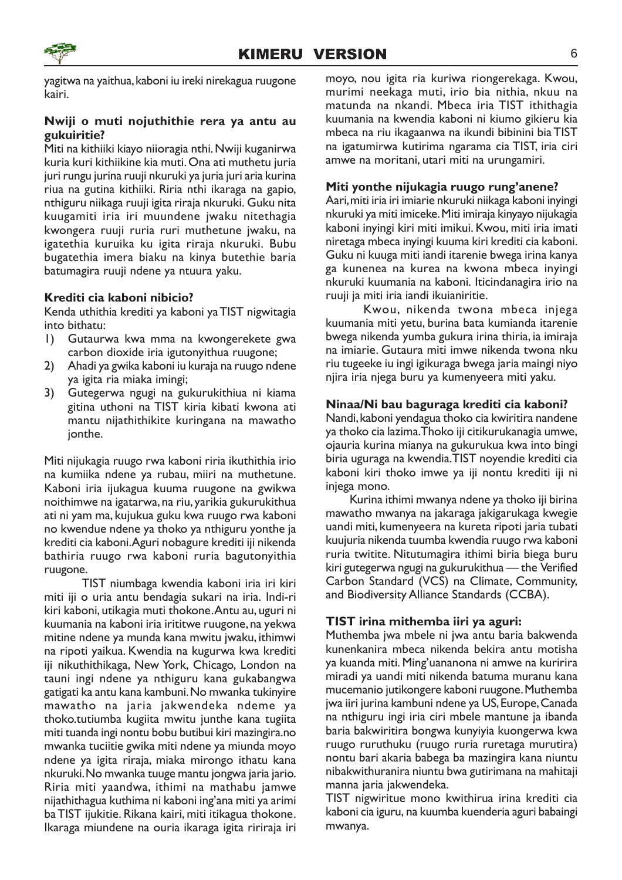yagitwa na yaithua, kaboni iu ireki nirekagua ruugone kairi.

**Nwiji o muti nojuthithie rera ya antu au gukuiritie?**

Miti na kithiiki kiayo niioragia nthi. Nwiji kuganirwa kuria kuri kithiikine kia muti. Ona ati muthetu juria juri rungu jurina ruuji nkuruki ya juria juri aria kurina riua na gutina kithiiki. Riria nthi ikaraga na gapio, nthiguru niikaga ruuji igita riraja nkuruki. Guku nita kuugamiti iria iri muundene jwaku nitethagia kwongera ruuji ruria ruri muthetune jwaku, na igatethia kuruika ku igita riraja nkuruki. Bubu bugatethia imera biaku na kinya butethie baria batumagira ruuji ndene ya ntuura yaku.

**Krediti cia kaboni nibicio?**

Kenda uthithia krediti ya kaboni ya TIST nigwitagia into bithatu:

1) Gutaurwa kwa mma na kwongerekete gwa carbon dioxide iria igutonyithua ruugone;
2) Ahadi ya gwika kaboni iu kuraja na ruugo ndene ya igita ria miaka imingi;
3) Gutegerwa ngugi na gukurukithiua ni kiama gitina uthoni na TIST kiria kibati kwona ati mantu nijathithikite kuringana na mawatho jonthe.

Miti nijukagia ruugo rwa kaboni riria ikuthithia irio na kumiika ndene ya rubau, miiri na muthetune. Kaboni iria ijukagua kuuma ruugone na gwikwa noithimwe na igatarwa, na riu, yarikia gukurukithua ati ni yam ma, kujukua guku kwa ruugo rwa kaboni no kwendue ndene ya thoko ya nthiguru yonthe ja krediti cia kaboni. Aguri nobagure krediti iji nikenda bathiria ruugo rwa kaboni ruria bagutonyithia ruugone.

TIST niumbaga kwendia kaboni iria iri kiri miti iji o uria antu bendagia sukari na iria. Indi-ri kiri kaboni, utikagia muti thokone. Antu au, uguri ni kuumania na kaboni iria irititwe ruugone, na yekwa mitine ndene ya munda kana mwitu jwaku, ithimwi na ripoti yaikua. Kwendia na kugurwa kwa krediti iji nikuthithikaga, New York, Chicago, London na tauni ingi ndene ya nthiguru kana gukabangwa gatigati ka antu kana kambuni. No mwanka tukinyire mawatho na jaria jakwendeka ndeme ya thoko.tutiumba kugiita mwitu junthe kana tugiita miti tuanda ingi nontu bobu butibui kiri mazingira.no mwanka tuciitie gwika miti ndene ya miunda moyo ndene ya igita riraja, miaka mirongo ithatu kana nkuruki. No mwanka tuuge mantu jongwa jaria jario. Riria miti yaandwa, ithimi na mathabu jamwe nijathithagua kuthima ni kaboni ing'ana miti ya arimi ba TIST ijukitie. Rikana kairi, miti itikagua thokone. Ikaraga miundene na ouria ikaraga igita ririraja iri moyo, nou igita ria kuriwa riongerekaga. Kwou, murimi neekaga muti, irio bia nithia, nkuu na matunda na nkandi. Mbeca iria TIST ithithagia kuumania na kwendia kaboni ni kiumo gikieru kia mbeca na riu ikagaanwa na ikundi bibinini bia TIST na igatumirwa kutirima ngarama cia TIST, iria ciri amwe na moritani, utari miti na urungamiri.

**Miti yonthe nijukagia ruugo rung'anene?**

Aari, miti iria iri imiarie nkuruki niikaga kaboni inyingi nkuruki ya miti imiceke. Miti imiraja kinyayo nijukagia kaboni inyingi kiri miti imikui. Kwou, miti iria imati niretaga mbeca inyingi kuuma kiri krediti cia kaboni. Guku ni kuuga miti iandi itarenie bwega irina kanya ga kunenea na kurea na kwona mbeca inyingi nkuruki kuumania na kaboni. Iticindanagira irio na ruuji ja miti iria iandi ikuianiritie.

Kwou, nikenda twona mbeca injega kuumania miti yetu, burina bata kumianda itarenie bwega nikenda yumba gukura irina thiria, ia imiraja na imiarie. Gutaura miti imwe nikenda twona nku riu tugeeke iu ingi igikuraga bwega jaria maingi niyo njira iria njega buru ya kumenyeera miti yaku.

**Ninaa/Ni bau baguraga krediti cia kaboni?**

Nandi, kaboni yendagua thoko cia kwiritira nandene ya thoko cia lazima. Thoko iji citikurukanagia umwe, ojauria kurina mianya na gukurukua kwa into bingi biria uguraga na kwendia. TIST noyendie krediti cia kaboni kiri thoko imwe ya iji nontu krediti iji ni injega mono.

Kurina ithimi mwanya ndene ya thoko iji birina mawatho mwanya na jakaraga jakigarukaga kwegie uandi miti, kumenyeera na kureta ripoti jaria tubati kuujuria nikenda tuumba kwendia ruugo rwa kaboni ruria twitite. Nitutumagira ithimi biria biega buru kiri gutegerwa ngugi na gukurukithua — the Verified Carbon Standard (VCS) na Climate, Community, and Biodiversity Alliance Standards (CCBA).

**TIST irina mithemba iiri ya aguri:**

Muthemba jwa mbele ni jwa antu baria bakwenda kunenkanira mbeca nikenda bekira antu motisha ya kuanda miti. Ming'uananona ni amwe na kuririra miradi ya uandi miti nikenda batuma muranu kana mucemanio jutikongere kaboni ruugone. Muthemba jwa iiri jurina kambuni ndene ya US, Europe, Canada na nthiguru ingi iria ciri mbele mantune ja ibanda baria bakwiritira bongwa kunyiyia kuongerwa kwa ruugo ruruthuku (ruugo ruria ruretaga murutira) nontu bari akaria babega ba mazingira kana niuntu nibakwithuranira niuntu bwa gutirimana na mahitaji manna jaria jakwendeka.

TIST nigwiritue mono kwithirua irina krediti cia kaboni cia iguru, na kuumba kuenderia aguri babaingi mwanya.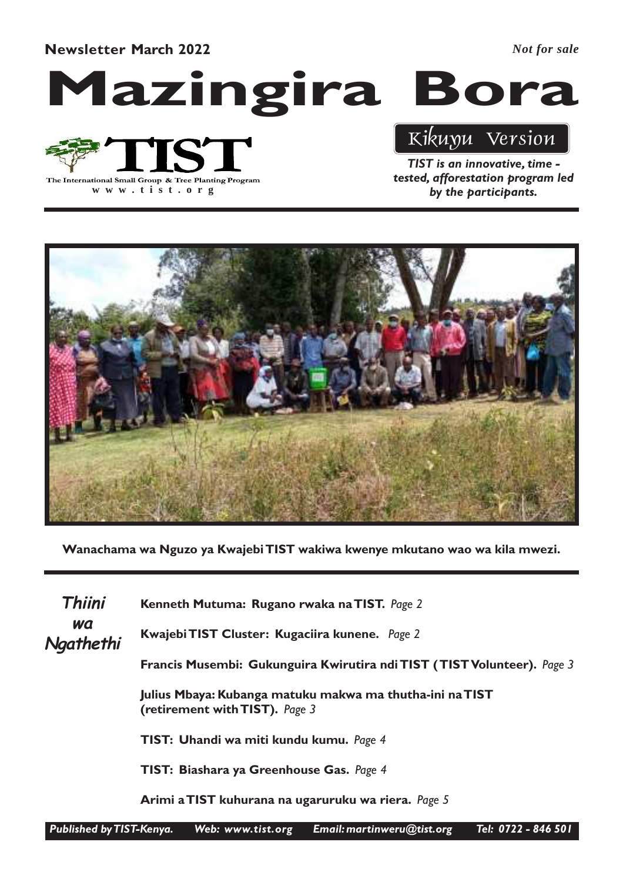**Newsletter March 2022**

*Not for sale*

# Mazingira Bora

TIST

The International Small Group & Tree Planting Program

www.tist.org

Kikuyu Version

***TIST is an innovative, time - tested, afforestation program led by the participants.***

**Wanachama wa Nguzo ya Kwajebi TIST wakiwa kwenye mkutano wao wa kila mwezi.**

## Thiini wa Ngathethi

**Kenneth Mutuma: Rugano rwaka na TIST.** *Page 2*

**Kwajebi TIST Cluster: Kugaciira kunene.** *Page 2*

**Francis Musembi: Gukunguira Kwirutira ndi TIST ( TIST Volunteer).** *Page 3*

**Julius Mbaya: Kubanga matuku makwa ma thutha-ini na TIST (retirement with TIST).** *Page 3*

**TIST: Uhandi wa miti kundu kumu.** *Page 4*

**TIST: Biashara ya Greenhouse Gas.** *Page 4*

**Arimi a TIST kuhurana na ugaruruku wa riera.** *Page 5*

*Published by TIST-Kenya. Web: www.tist.org Email: martinweru@tist.org Tel: 0722 - 846 501*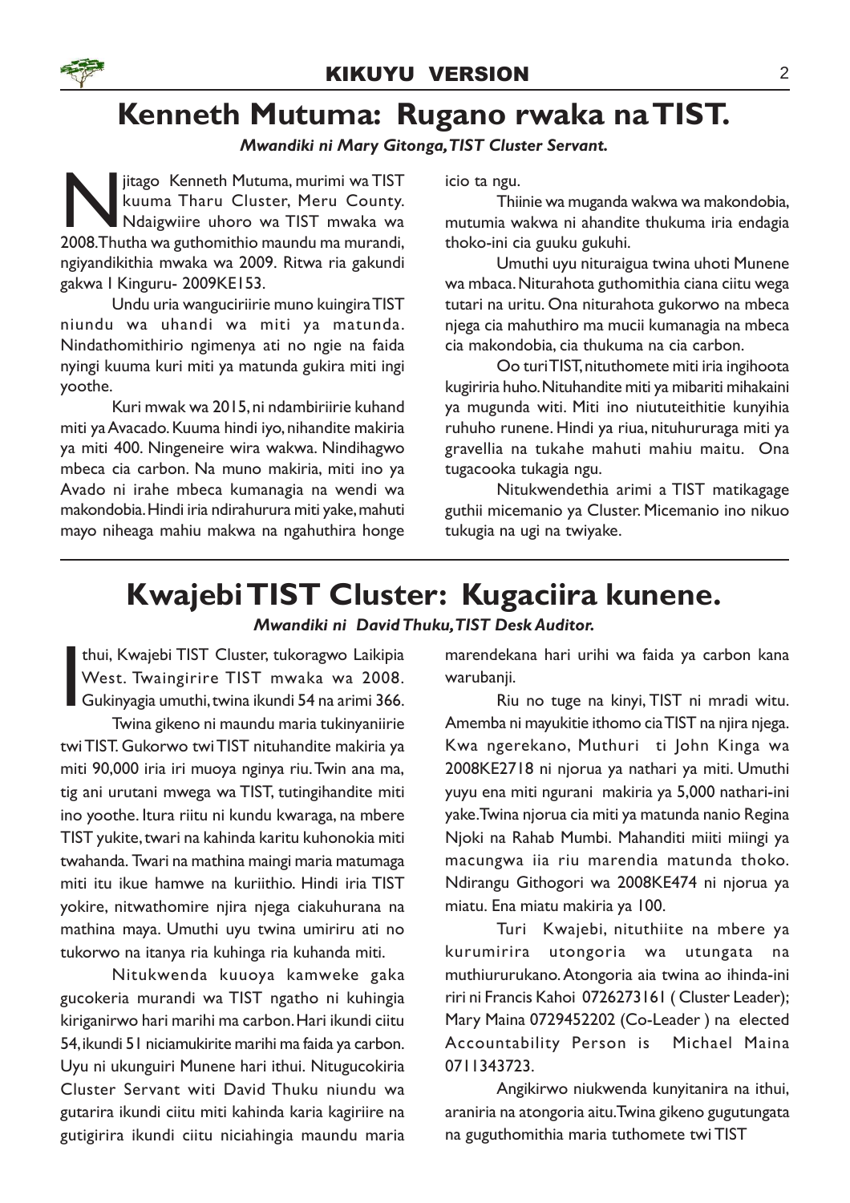# Kenneth Mutuma: Rugano rwaka na TIST.

***Mwandiki ni Mary Gitonga, TIST Cluster Servant.***

Njitago Kenneth Mutuma, murimi wa TIST kuuma Tharu Cluster, Meru County. Ndaigwiire uhoro wa TIST mwaka wa 2008. Thutha wa guthomithio maundu ma murandi, ngiyandikithia mwaka wa 2009. Ritwa ria gakundi gakwa I Kinguru- 2009KE153.

Undu uria wanguciriirie muno kuingira TIST niundu wa uhandi wa miti ya matunda. Nindathomithirio ngimenya ati no ngie na faida nyingi kuuma kuri miti ya matunda gukira miti ingi yoothe.

Kuri mwak wa 2015, ni ndambiriirie kuhand miti ya Avacado. Kuuma hindi iyo, nihandite makiria ya miti 400. Ningeneire wira wakwa. Nindihagwo mbeca cia carbon. Na muno makiria, miti ino ya Avado ni irahe mbeca kumanagia na wendi wa makondobia. Hindi iria ndirahurura miti yake, mahuti mayo niheaga mahiu makwa na ngahuthira honge icio ta ngu.

Thiinie wa muganda wakwa wa makondobia, mutumia wakwa ni ahandite thukuma iria endagia thoko-ini cia guuku gukuhi.

Umuthi uyu nituraigua twina uhoti Munene wa mbaca. Niturahota guthomithia ciana ciitu wega tutari na uritu. Ona niturahota gukorwo na mbeca njega cia mahuthiro ma mucii kumanagia na mbeca cia makondobia, cia thukuma na cia carbon.

Oo turi TIST, nituthomete miti iria ingihoota kugiriria huho. Nituhandite miti ya mibariti mihakaini ya mugunda witi. Miti ino niututeithitie kunyihia ruhuho runene. Hindi ya riua, nituhururaga miti ya gravellia na tukahe mahuti mahiu maitu. Ona tugacooka tukagia ngu.

Nitukwendethia arimi a TIST matikagage guthii micemanio ya Cluster. Micemanio ino nikuo tukugia na ugi na twiyake.

# Kwajebi TIST Cluster: Kugaciira kunene.

***Mwandiki ni David Thuku, TIST Desk Auditor.***

Ithui, Kwajebi TIST Cluster, tukoragwo Laikipia West. Twaingirire TIST mwaka wa 2008. Gukinyagia umuthi, twina ikundi 54 na arimi 366.

Twina gikeno ni maundu maria tukinyaniirie twi TIST. Gukorwo twi TIST nituhandite makiria ya miti 90,000 iria iri muoya nginya riu. Twin ana ma, tig ani urutani mwega wa TIST, tutingihandite miti ino yoothe. Itura riitu ni kundu kwaraga, na mbere TIST yukite, twari na kahinda karitu kuhonokia miti twahanda. Twari na mathina maingi maria matumaga miti itu ikue hamwe na kuriithio. Hindi iria TIST yokire, nitwathomire njira njega ciakuhurana na mathina maya. Umuthi uyu twina umiriru ati no tukorwo na itanya ria kuhinga ria kuhanda miti.

Nitukwenda kuuoya kamweke gaka gucokeria murandi wa TIST ngatho ni kuhingia kiriganirwo hari marihi ma carbon. Hari ikundi ciitu 54, ikundi 51 niciamukirite marihi ma faida ya carbon. Uyu ni ukunguiri Munene hari ithui. Nitugucokiria Cluster Servant witi David Thuku niundu wa gutarira ikundi ciitu miti kahinda karia kagiriire na gutigirira ikundi ciitu niciahingia maundu maria marendekana hari urihi wa faida ya carbon kana warubanji.

Riu no tuge na kinyi, TIST ni mradi witu. Amemba ni mayukitie ithomo cia TIST na njira njega. Kwa ngerekano, Muthuri ti John Kinga wa 2008KE2718 ni njorua ya nathari ya miti. Umuthi yuyu ena miti ngurani makiria ya 5,000 nathari-ini yake. Twina njorua cia miti ya matunda nanio Regina Njoki na Rahab Mumbi. Mahanditi miiti miingi ya macungwa iia riu marendia matunda thoko. Ndirangu Githogori wa 2008KE474 ni njorua ya miatu. Ena miatu makiria ya 100.

Turi Kwajebi, nituthiite na mbere ya kurumirira utongoria wa utungata na muthiururukano. Atongoria aia twina ao ihinda-ini riri ni Francis Kahoi 0726273161 ( Cluster Leader); Mary Maina 0729452202 (Co-Leader ) na elected Accountability Person is Michael Maina 0711343723.

Angikirwo niukwenda kunyitanira na ithui, araniria na atongoria aitu. Twina gikeno gugutungata na guguthomithia maria tuthomete twi TIST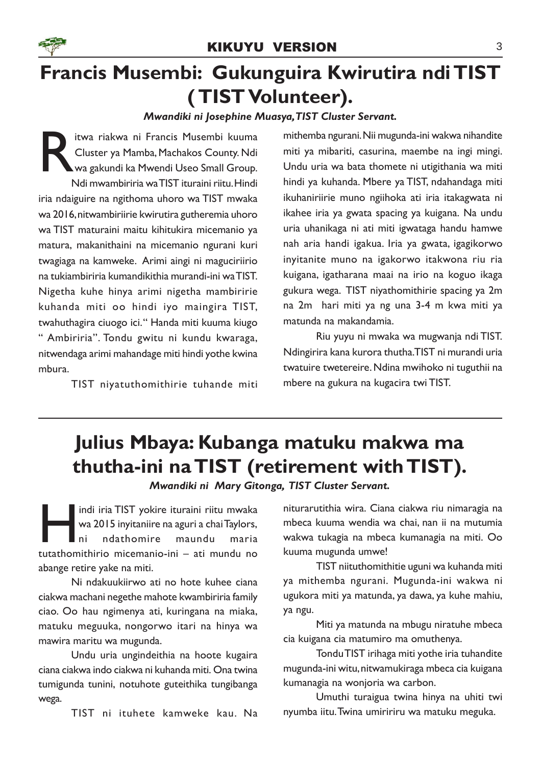# Francis Musembi: Gukunguira Kwirutira ndi TIST ( TIST Volunteer).

***Mwandiki ni Josephine Muasya, TIST Cluster Servant.***

Ritwa riakwa ni Francis Musembi kuuma Cluster ya Mamba, Machakos County. Ndi wa gakundi ka Mwendi Useo Small Group. Ndi mwambiriria wa TIST ituraini riitu. Hindi iria ndaiguire na ngithoma uhoro wa TIST mwaka wa 2016, nitwambiriirie kwirutira gutheremia uhoro wa TIST maturaini maitu kihitukira micemanio ya matura, makanithaini na micemanio ngurani kuri twagiaga na kamweke. Arimi aingi ni maguciriirio na tukiambiriria kumandikithia murandi-ini wa TIST. Nigetha kuhe hinya arimi nigetha mambiririe kuhanda miti oo hindi iyo maingira TIST, twahuthagira ciuogo ici." Handa miti kuuma kiugo " Ambiriria". Tondu gwitu ni kundu kwaraga, nitwendaga arimi mahandage miti hindi yothe kwina mbura.

TIST niyatuthomithirie tuhande miti mithemba ngurani. Nii mugunda-ini wakwa nihandite miti ya mibariti, casurina, maembe na ingi mingi. Undu uria wa bata thomete ni utigithania wa miti hindi ya kuhanda. Mbere ya TIST, ndahandaga miti ikuhaniriirie muno ngiihoka ati iria itakagwata ni ikahee iria ya gwata spacing ya kuigana. Na undu uria uhanikaga ni ati miti igwataga handu hamwe nah aria handi igakua. Iria ya gwata, igagikorwo inyitanite muno na igakorwo itakwona riu ria kuigana, igatharana maai na irio na koguo ikaga gukura wega. TIST niyathomithirie spacing ya 2m na 2m hari miti ya ng una 3-4 m kwa miti ya matunda na makandamia.

Riu yuyu ni mwaka wa mugwanja ndi TIST. Ndingirira kana kurora thutha. TIST ni murandi uria twatuire twetereire. Ndina mwihoko ni tuguthii na mbere na gukura na kugacira twi TIST.

# Julius Mbaya: Kubanga matuku makwa ma thutha-ini na TIST (retirement with TIST).

***Mwandiki ni Mary Gitonga, TIST Cluster Servant.***

Hindi iria TIST yokire ituraini riitu mwaka wa 2015 inyitaniire na aguri a chai Taylors, ni ndathomire maundu maria tutathomithirio micemanio-ini – ati mundu no abange retire yake na miti.

Ni ndakuukiirwo ati no hote kuhee ciana ciakwa machani negethe mahote kwambiriria family ciao. Oo hau ngimenya ati, kuringana na miaka, matuku meguuka, nongorwo itari na hinya wa mawira maritu wa mugunda.

Undu uria ungindeithia na hoote kugaira ciana ciakwa indo ciakwa ni kuhanda miti. Ona twina tumigunda tunini, notuhote guteithika tungibanga wega.

TIST ni ituhete kamweke kau. Na niturarutithia wira. Ciana ciakwa riu nimaragia na mbeca kuuma wendia wa chai, nan ii na mutumia wakwa tukagia na mbeca kumanagia na miti. Oo kuuma mugunda umwe!

TIST niituthomithitie uguni wa kuhanda miti ya mithemba ngurani. Mugunda-ini wakwa ni ugukora miti ya matunda, ya dawa, ya kuhe mahiu, ya ngu.

Miti ya matunda na mbugu niratuhe mbeca cia kuigana cia matumiro ma omuthenya.

Tondu TIST irihaga miti yothe iria tuhandite mugunda-ini witu, nitwamukiraga mbeca cia kuigana kumanagia na wonjoria wa carbon.

Umuthi turaigua twina hinya na uhiti twi nyumba iitu. Twina umiririru wa matuku meguka.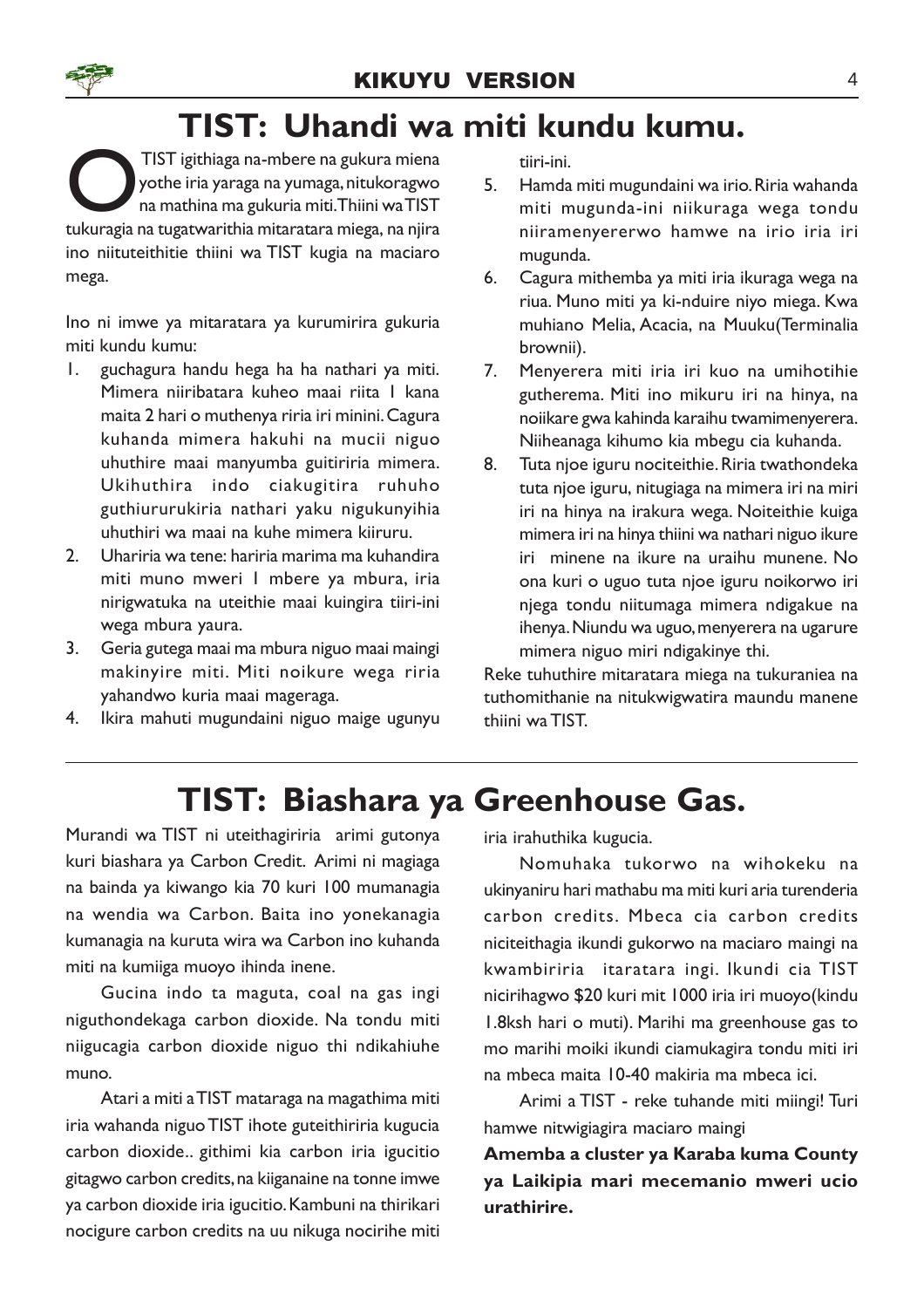## TIST: Uhandi wa miti kundu kumu.

O TIST igithiaga na-mbere na gukura miena yothe iria yaraga na yumaga, nitukoragwo na mathina ma gukuria miti. Thiini wa TIST tukuragia na tugatwarithia mitaratara miega, na njira ino niituteithitie thiini wa TIST kugia na maciaro mega.

Ino ni imwe ya mitaratara ya kurumirira gukuria miti kundu kumu:

1. guchagura handu hega ha ha nathari ya miti. Mimera niiribatara kuheo maai riita 1 kana maita 2 hari o muthenya riria iri minini. Cagura kuhanda mimera hakuhi na mucii niguo uhuthire maai manyumba guitiriria mimera. Ukihuthira indo ciakugitira ruhuho guthiururukiria nathari yaku nigukunyihia uhuthiri wa maai na kuhe mimera kiiruru.
2. Uhariria wa tene: hariria marima ma kuhandira miti muno mweri 1 mbere ya mbura, iria nirigwatuka na uteithie maai kuingira tiiri-ini wega mbura yaura.
3. Geria gutega maai ma mbura niguo maai maingi makinyire miti. Miti noikure wega riria yahandwo kuria maai mageraga.
4. Ikira mahuti mugundaini niguo maige ugunyu tiiri-ini.
5. Hamda miti mugundaini wa irio. Riria wahanda miti mugunda-ini niikuraga wega tondu niiramenyererwo hamwe na irio iria iri mugunda.
6. Cagura mithemba ya miti iria ikuraga wega na riua. Muno miti ya ki-nduire niyo miega. Kwa muhiano Melia, Acacia, na Muuku(Terminalia brownii).
7. Menyerera miti iria iri kuo na umihotihie gutherema. Miti ino mikuru iri na hinya, na noiikare gwa kahinda karaihu twamimenyerera. Niiheanaga kihumo kia mbegu cia kuhanda.
8. Tuta njoe iguru nociteithie. Riria twathondeka tuta njoe iguru, nitugiaga na mimera iri na miri iri na hinya na irakura wega. Noiteithie kuiga mimera iri na hinya thiini wa nathari niguo ikure iri minene na ikure na uraihu munene. No ona kuri o uguo tuta njoe iguru noikorwo iri njega tondu niitumaga mimera ndigakue na ihenya. Niundu wa uguo, menyerera na ugarure mimera niguo miri ndigakinye thi.

Reke tuhuthire mitaratara miega na tukuraniea na tuthomithanie na nitukwigwatira maundu manene thiini wa TIST.

## TIST: Biashara ya Greenhouse Gas.

Murandi wa TIST ni uteithagiriria arimi gutonya kuri biashara ya Carbon Credit. Arimi ni magiaga na bainda ya kiwango kia 70 kuri 100 mumanagia na wendia wa Carbon. Baita ino yonekanagia kumanagia na kuruta wira wa Carbon ino kuhanda miti na kumiiga muoyo ihinda inene.

Gucina indo ta maguta, coal na gas ingi niguthondekaga carbon dioxide. Na tondu miti niigucagia carbon dioxide niguo thi ndikahiuhe muno.

Atari a miti a TIST mataraga na magathima miti iria wahanda niguo TIST ihote guteithiriria kugucia carbon dioxide.. githimi kia carbon iria igucitio gitagwo carbon credits, na kiiganaine na tonne imwe ya carbon dioxide iria igucitio. Kambuni na thirikari nocigure carbon credits na uu nikuga nocirihe miti iria irahuthika kugucia.

Nomuhaka tukorwo na wihokeku na ukinyaniru hari mathabu ma miti kuri aria turenderia carbon credits. Mbeca cia carbon credits niciteithagia ikundi gukorwo na maciaro maingi na kwambiriria itaratara ingi. Ikundi cia TIST nicirihagwo $20 kuri mit 1000 iria iri muoyo(kindu 1.8ksh hari o muti). Marihi ma greenhouse gas to mo marihi moiki ikundi ciamukagira tondu miti iri na mbeca maita 10-40 makiria ma mbeca ici.

Arimi a TIST - reke tuhande miti miingi! Turi hamwe nitwigiagira maciaro maingi

**Amemba a cluster ya Karaba kuma County ya Laikipia mari mecemanio mweri ucio urathirire.**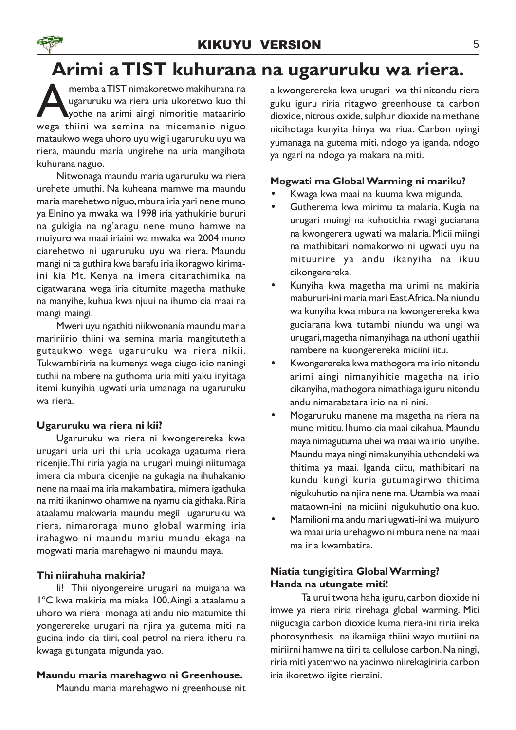# Arimi a TIST kuhurana na ugaruruku wa riera.

Amemba a TIST nimakoretwo makihurana na ugaruruku wa riera uria ukoretwo kuo thi yothe na arimi aingi nimoritie mataaririo wega thiini wa semina na micemanio niguo mataukwo wega uhoro uyu wigii ugaruruku uyu wa riera, maundu maria ungirehe na uria mangihota kuhurana naguo.

Nitwonaga maundu maria ugaruruku wa riera urehete umuthi. Na kuheana mamwe ma maundu maria marehetwo niguo, mbura iria yari nene muno ya Elnino ya mwaka wa 1998 iria yathukirie bururi na gukigia na ng'aragu nene muno hamwe na muiyuro wa maai iriaini wa mwaka wa 2004 muno ciarehetwo ni ugaruruku uyu wa riera. Maundu mangi ni ta guthira kwa barafu iria ikoragwo kirima-ini kia Mt. Kenya na imera citarathimika na cigatwarana wega iria citumite magetha mathuke na manyihe, kuhua kwa njuui na ihumo cia maai na mangi maingi.

Mweri uyu ngathiti niikwonania maundu maria maririirio thiini wa semina maria mangitutethia gutaukwo wega ugaruruku wa riera nikii. Tukwambiriria na kumenya wega ciugo icio naningi tuthii na mbere na guthoma uria miti yaku inyitaga itemi kunyihia ugwati uria umanaga na ugaruruku wa riera.

**Ugaruruku wa riera ni kii?**

Ugaruruku wa riera ni kwongerereka kwa urugari uria uri thi uria ucokaga ugatuma riera ricenjie. Thi riria yagia na urugari muingi niitumaga imera cia mbura cicenjie na gukagia na ihuhakanio nene na maai ma iria makambatira, mimera igathuka na miti ikaninwo ohamwe na nyamu cia githaka. Riria ataalamu makwaria maundu megii ugaruruku wa riera, nimaroraga muno global warming iria irahagwo ni maundu mariu mundu ekaga na mogwati maria marehagwo ni maundu maya.

**Thi niirahuha makiria?**

Ii! Thii niyongereire urugari na muigana wa 1°C kwa makiria ma miaka 100. Aingi a ataalamu a uhoro wa riera monaga ati andu nio matumite thi yongerereke urugari na njira ya gutema miti na gucina indo cia tiiri, coal petrol na riera itheru na kwaga gutungata migunda yao.

**Maundu maria marehagwo ni Greenhouse.**

Maundu maria marehagwo ni greenhouse nit a kwongerereka kwa urugari wa thi nitondu riera guku iguru riria ritagwo greenhouse ta carbon dioxide, nitrous oxide, sulphur dioxide na methane nicihotaga kunyita hinya wa riua. Carbon nyingi yumanaga na gutema miti, ndogo ya iganda, ndogo ya ngari na ndogo ya makara na miti.

**Mogwati ma Global Warming ni mariku?**

- Kwaga kwa maai na kuuma kwa migunda.
- Gutherema kwa mirimu ta malaria. Kugia na urugari muingi na kuhotithia rwagi guciarana na kwongerera ugwati wa malaria. Micii miingi na mathibitari nomakorwo ni ugwati uyu na mituurire ya andu ikanyiha na ikuu cikongerereka.
- Kunyiha kwa magetha ma urimi na makiria mabururi-ini maria mari East Africa. Na niundu wa kunyiha kwa mbura na kwongerereka kwa guciarana kwa tutambi niundu wa ungi wa urugari, magetha nimanyihaga na uthoni ugathii nambere na kuongerereka miciini iitu.
- Kwongerereka kwa mathogora ma irio nitondu arimi aingi nimanyihitie magetha na irio cikanyiha, mathogora nimathiaga iguru nitondu andu nimarabatara irio na ni nini.
- Mogaruruku manene ma magetha na riera na muno mititu. Ihumo cia maai cikahua. Maundu maya nimagutuma uhei wa maai wa irio unyihe. Maundu maya ningi nimakunyihia uthondeki wa thitima ya maai. Iganda ciitu, mathibitari na kundu kungi kuria gutumagirwo thitima nigukuhutio na njira nene ma. Utambia wa maai mataown-ini na miciini nigukuhutio ona kuo.
- Mamilioni ma andu mari ugwati-ini wa muiyuro wa maai uria urehagwo ni mbura nene na maai ma iria kwambatira.

**Niatia tungigitira Global Warming? Handa na utungate miti!**

Ta urui twona haha iguru, carbon dioxide ni imwe ya riera riria rirehaga global warming. Miti niigucagia carbon dioxide kuma riera-ini riria ireka photosynthesis na ikamiiga thiini wayo mutiini na miriirni hamwe na tiiri ta cellulose carbon. Na ningi, riria miti yatemwo na yacinwo niirekagiriria carbon iria ikoretwo iigite rieraini.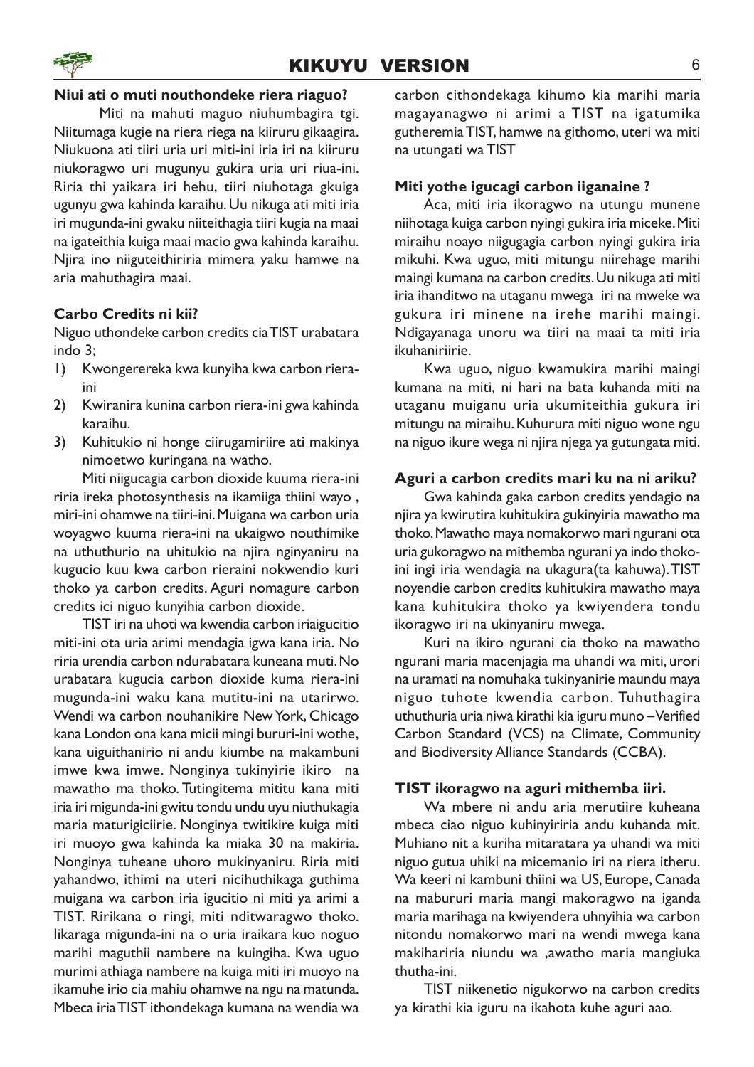**Niui ati o muti nouthondeke riera riaguo?**

Miti na mahuti maguo niuhumbagira tgi. Niitumaga kugie na riera riega na kiiruru gikaagira. Niukuona ati tiiri uria uri miti-ini iria iri na kiiruru niukoragwo uri mugunyu gukira uria uri riua-ini. Riria thi yaikara iri hehu, tiiri niuhotaga gkuiga ugunyu gwa kahinda karaihu. Uu nikuga ati miti iria iri mugunda-ini gwaku niiteithagia tiiri kugia na maai na igateithia kuiga maai macio gwa kahinda karaihu. Njira ino niiguteithiriria mimera yaku hamwe na aria mahuthagira maai.

**Carbo Credits ni kii?**

Niguo uthondeke carbon credits cia TIST urabatara indo 3;

1) Kwongerereka kwa kunyiha kwa carbon riera-ini
2) Kwiranira kunina carbon riera-ini gwa kahinda karaihu.
3) Kuhitukio ni honge ciirugamiriire ati makinya nimoetwo kuringana na watho.

Miti niigucagia carbon dioxide kuuma riera-ini riria ireka photosynthesis na ikamiiga thiini wayo , miri-ini ohamwe na tiiri-ini. Muigana wa carbon uria woyagwo kuuma riera-ini na ukaigwo nouthimike na uthuthurio na uhitukio na njira nginyaniru na kugucio kuu kwa carbon rieraini nokwendio kuri thoko ya carbon credits. Aguri nomagure carbon credits ici niguo kunyihia carbon dioxide.

TIST iri na uhoti wa kwendia carbon iriaigucitio miti-ini ota uria arimi mendagia igwa kana iria. No riria urendia carbon ndurabatara kuneana muti. No urabatara kugucia carbon dioxide kuma riera-ini mugunda-ini waku kana mutitu-ini na utarirwo. Wendi wa carbon nouhanikire New York, Chicago kana London ona kana micii mingi bururi-ini wothe, kana uiguithanirio ni andu kiumbe na makambuni imwe kwa imwe. Nonginya tukinyirie ikiro na mawatho ma thoko. Tutingitema mititu kana miti iria iri migunda-ini gwitu tondu undu uyu niuthukagia maria maturigiciirie. Nonginya twitikire kuiga miti iri muoyo gwa kahinda ka miaka 30 na makiria. Nonginya tuheane uhoro mukinyaniru. Riria miti yahandwo, ithimi na uteri nicihuthikaga guthima muigana wa carbon iria igucitio ni miti ya arimi a TIST. Ririkana o ringi, miti nditwaragwo thoko. Iikaraga migunda-ini na o uria iraikara kuo noguo marihi maguthii nambere na kuingiha. Kwa uguo murimi athiaga nambere na kuiga miti iri muoyo na ikamuhe irio cia mahiu ohamwe na ngu na matunda. Mbeca iria TIST ithondekaga kumana na wendia wa carbon cithondekaga kihumo kia marihi maria magayanagwo ni arimi a TIST na igatumika gutheremia TIST, hamwe na githomo, uteri wa miti na utungati wa TIST

**Miti yothe igucagi carbon iiganaine ?**

Aca, miti iria ikoragwo na utungu munene niihotaga kuiga carbon nyingi gukira iria miceke. Miti miraihu noayo niigugagia carbon nyingi gukira iria mikuhi. Kwa uguo, miti mitungu niirehage marihi maingi kumana na carbon credits. Uu nikuga ati miti iria ihanditwo na utaganu mwega iri na mweke wa gukura iri minene na irehe marihi maingi. Ndigayanaga unoru wa tiiri na maai ta miti iria ikuhaniriirie.

Kwa uguo, niguo kwamukira marihi maingi kumana na miti, ni hari na bata kuhanda miti na utaganu muiganu uria ukumiteithia gukura iri mitungu na miraihu. Kuhurura miti niguo wone ngu na niguo ikure wega ni njira njega ya gutungata miti.

**Aguri a carbon credits mari ku na ni ariku?**

Gwa kahinda gaka carbon credits yendagio na njira ya kwirutira kuhitukira gukinyiria mawatho ma thoko. Mawatho maya nomakorwo mari ngurani ota uria gukoragwo na mithemba ngurani ya indo thoko-ini ingi iria wendagia na ukagura(ta kahuwa). TIST noyendie carbon credits kuhitukira mawatho maya kana kuhitukira thoko ya kwiyendera tondu ikoragwo iri na ukinyaniru mwega.

Kuri na ikiro ngurani cia thoko na mawatho ngurani maria macenjagia ma uhandi wa miti, urori na uramati na nomuhaka tukinyanirie maundu maya niguo tuhote kwendia carbon. Tuhuthagira uthuthuria uria niwa kirathi kia iguru muno –Verified Carbon Standard (VCS) na Climate, Community and Biodiversity Alliance Standards (CCBA).

**TIST ikoragwo na aguri mithemba iiri.**

Wa mbere ni andu aria merutiire kuheana mbeca ciao niguo kuhinyiriria andu kuhanda mit. Muhiano nit a kuriha mitaratara ya uhandi wa miti niguo gutua uhiki na micemanio iri na riera itheru. Wa keeri ni kambuni thiini wa US, Europe, Canada na mabururi maria mangi makoragwo na iganda maria marihaga na kwiyendera uhnyihia wa carbon nitondu nomakorwo mari na wendi mwega kana makihariria niundu wa ,awatho maria mangiuka thutha-ini.

TIST niikenetio nigukorwo na carbon credits ya kirathi kia iguru na ikahota kuhe aguri aao.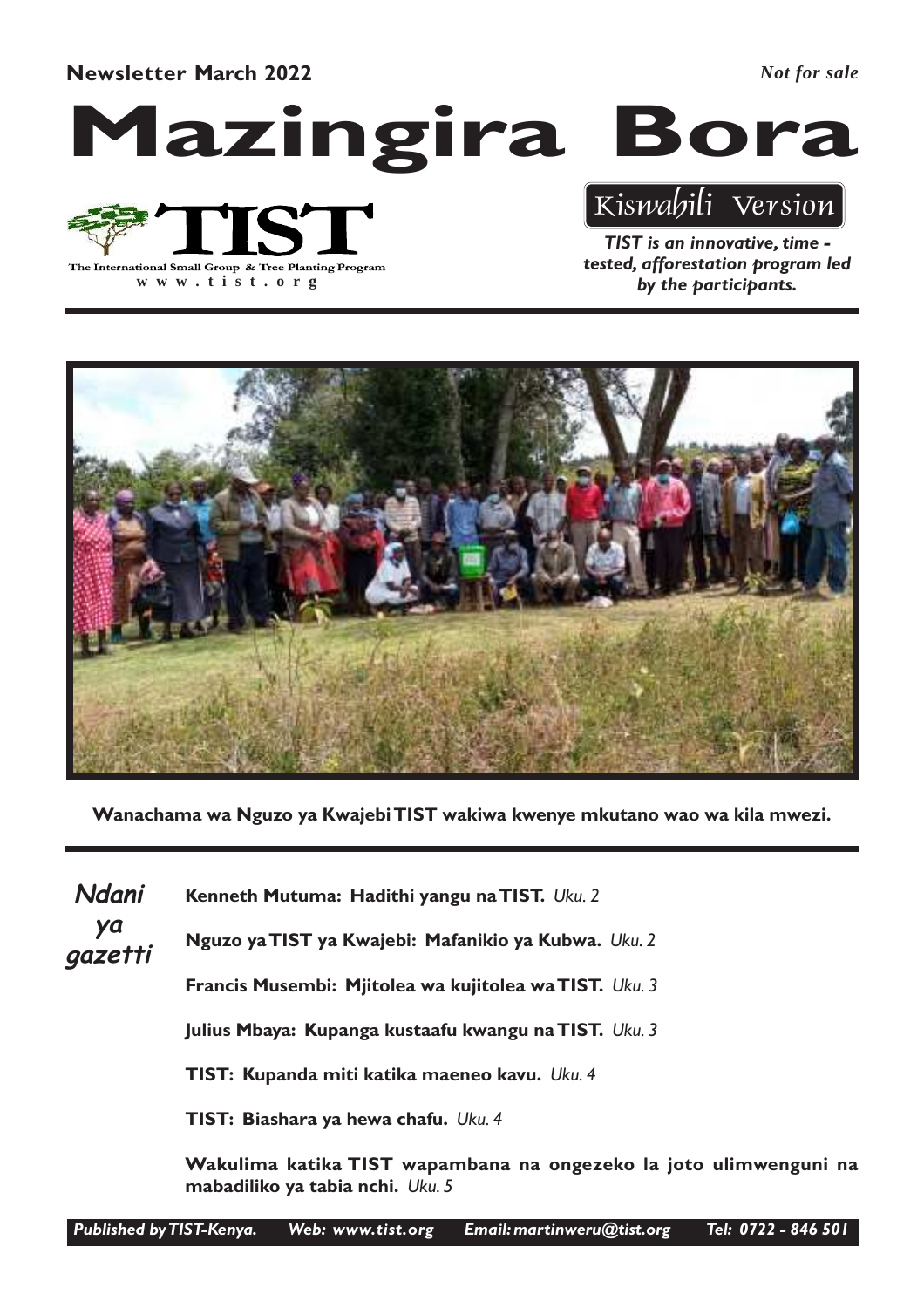**Newsletter March 2022** *Not for sale*

# Mazingira Bora

The International Small Group & Tree Planting Program
www.tist.org

Kiswahili Version

***TIST is an innovative, time - tested, afforestation program led by the participants.***

**Wanachama wa Nguzo ya Kwajebi TIST wakiwa kwenye mkutano wao wa kila mwezi.**

## Ndani ya gazetti

**Kenneth Mutuma: Hadithi yangu na TIST.** *Uku. 2*

**Nguzo ya TIST ya Kwajebi: Mafanikio ya Kubwa.** *Uku. 2*

**Francis Musembi: Mjitolea wa kujitolea wa TIST.** *Uku. 3*

**Julius Mbaya: Kupanga kustaafu kwangu na TIST.** *Uku. 3*

**TIST: Kupanda miti katika maeneo kavu.** *Uku. 4*

**TIST: Biashara ya hewa chafu.** *Uku. 4*

**Wakulima katika TIST wapambana na ongezeko la joto ulimwenguni na mabadiliko ya tabia nchi.** *Uku. 5*

***Published by TIST-Kenya. Web: www.tist.org Email: martinweru@tist.org Tel: 0722 - 846 501***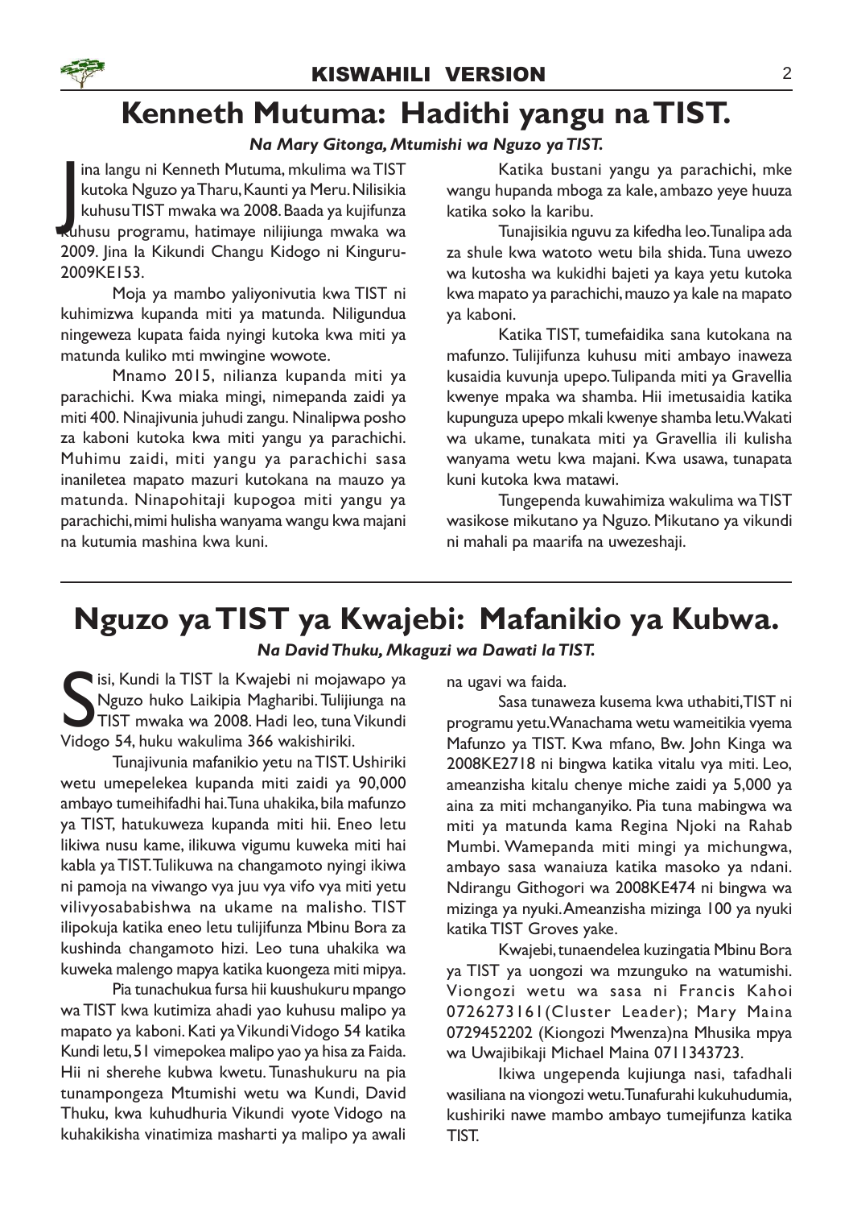## KISWAHILI VERSION

# Kenneth Mutuma: Hadithi yangu na TIST.

***Na Mary Gitonga, Mtumishi wa Nguzo ya TIST.***

Jina langu ni Kenneth Mutuma, mkulima wa TIST kutoka Nguzo ya Tharu, Kaunti ya Meru. Nilisikia kuhusu TIST mwaka wa 2008. Baada ya kujifunza kuhusu programu, hatimaye nilijiunga mwaka wa 2009. Jina la Kikundi Changu Kidogo ni Kinguru-2009KE153.

Moja ya mambo yaliyonivutia kwa TIST ni kuhimizwa kupanda miti ya matunda. Niligundua ningeweza kupata faida nyingi kutoka kwa miti ya matunda kuliko mti mwingine wowote.

Mnamo 2015, nilianza kupanda miti ya parachichi. Kwa miaka mingi, nimepanda zaidi ya miti 400. Ninajivunia juhudi zangu. Ninalipwa posho za kaboni kutoka kwa miti yangu ya parachichi. Muhimu zaidi, miti yangu ya parachichi sasa inaniletea mapato mazuri kutokana na mauzo ya matunda. Ninapohitaji kupogoa miti yangu ya parachichi, mimi hulisha wanyama wangu kwa majani na kutumia mashina kwa kuni.

Katika bustani yangu ya parachichi, mke wangu hupanda mboga za kale, ambazo yeye huuza katika soko la karibu.

Tunajisikia nguvu za kifedha leo. Tunalipa ada za shule kwa watoto wetu bila shida. Tuna uwezo wa kutosha wa kukidhi bajeti ya kaya yetu kutoka kwa mapato ya parachichi, mauzo ya kale na mapato ya kaboni.

Katika TIST, tumefaidika sana kutokana na mafunzo. Tulijifunza kuhusu miti ambayo inaweza kusaidia kuvunja upepo. Tulipanda miti ya Gravellia kwenye mpaka wa shamba. Hii imetusaidia katika kupunguza upepo mkali kwenye shamba letu. Wakati wa ukame, tunakata miti ya Gravellia ili kulisha wanyama wetu kwa majani. Kwa usawa, tunapata kuni kutoka kwa matawi.

Tungependa kuwahimiza wakulima wa TIST wasikose mikutano ya Nguzo. Mikutano ya vikundi ni mahali pa maarifa na uwezeshaji.

---

# Nguzo ya TIST ya Kwajebi: Mafanikio ya Kubwa.

***Na David Thuku, Mkaguzi wa Dawati la TIST.***

Sisi, Kundi la TIST la Kwajebi ni mojawapo ya Nguzo huko Laikipia Magharibi. Tulijiunga na TIST mwaka wa 2008. Hadi leo, tuna Vikundi Vidogo 54, huku wakulima 366 wakishiriki.

Tunajivunia mafanikio yetu na TIST. Ushiriki wetu umepelekea kupanda miti zaidi ya 90,000 ambayo tumeihifadhi hai. Tuna uhakika, bila mafunzo ya TIST, hatukuweza kupanda miti hii. Eneo letu likiwa nusu kame, ilikuwa vigumu kuweka miti hai kabla ya TIST. Tulikuwa na changamoto nyingi ikiwa ni pamoja na viwango vya juu vya vifo vya miti yetu vilivyosababishwa na ukame na malisho. TIST ilipokuja katika eneo letu tulijifunza Mbinu Bora za kushinda changamoto hizi. Leo tuna uhakika wa kuweka malengo mapya katika kuongeza miti mipya.

Pia tunachukua fursa hii kuushukuru mpango wa TIST kwa kutimiza ahadi yao kuhusu malipo ya mapato ya kaboni. Kati ya Vikundi Vidogo 54 katika Kundi letu, 51 vimepokea malipo yao ya hisa za Faida. Hii ni sherehe kubwa kwetu. Tunashukuru na pia tunampongeza Mtumishi wetu wa Kundi, David Thuku, kwa kuhudhuria Vikundi vyote Vidogo na kuhakikisha vinatimiza masharti ya malipo ya awali na ugavi wa faida.

Sasa tunaweza kusema kwa uthabiti, TIST ni programu yetu. Wanachama wetu wameitikia vyema Mafunzo ya TIST. Kwa mfano, Bw. John Kinga wa 2008KE2718 ni bingwa katika vitalu vya miti. Leo, ameanzisha kitalu chenye miche zaidi ya 5,000 ya aina za miti mchanganyiko. Pia tuna mabingwa wa miti ya matunda kama Regina Njoki na Rahab Mumbi. Wamepanda miti mingi ya michungwa, ambayo sasa wanaiuza katika masoko ya ndani. Ndirangu Githogori wa 2008KE474 ni bingwa wa mizinga ya nyuki. Ameanzisha mizinga 100 ya nyuki katika TIST Groves yake.

Kwajebi, tunaendelea kuzingatia Mbinu Bora ya TIST ya uongozi wa mzunguko na watumishi. Viongozi wetu wa sasa ni Francis Kahoi 0726273161(Cluster Leader); Mary Maina 0729452202 (Kiongozi Mwenza)na Mhusika mpya wa Uwajibikaji Michael Maina 0711343723.

Ikiwa ungependa kujiunga nasi, tafadhali wasiliana na viongozi wetu. Tunafurahi kukuhudumia, kushiriki nawe mambo ambayo tumejifunza katika TIST.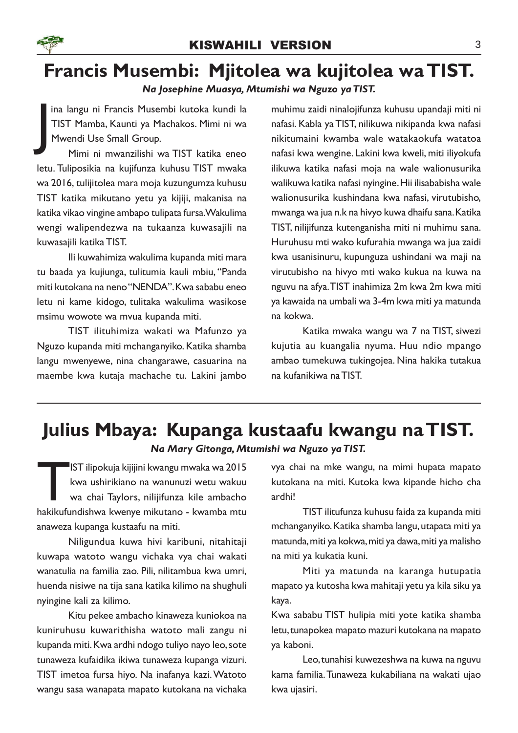## Francis Musembi: Mjitolea wa kujitolea wa TIST.

***Na Josephine Muasya, Mtumishi wa Nguzo ya TIST.***

Jina langu ni Francis Musembi kutoka kundi la TIST Mamba, Kaunti ya Machakos. Mimi ni wa Mwendi Use Small Group.

Mimi ni mwanzilishi wa TIST katika eneo letu. Tuliposikia na kujifunza kuhusu TIST mwaka wa 2016, tulijitolea mara moja kuzungumza kuhusu TIST katika mikutano yetu ya kijiji, makanisa na katika vikao vingine ambapo tulipata fursa. Wakulima wengi walipendezwa na tukaanza kuwasajili na kuwasajili katika TIST.

Ili kuwahimiza wakulima kupanda miti mara tu baada ya kujiunga, tulitumia kauli mbiu, "Panda miti kutokana na neno "NENDA". Kwa sababu eneo letu ni kame kidogo, tulitaka wakulima wasikose msimu wowote wa mvua kupanda miti.

TIST ilituhimiza wakati wa Mafunzo ya Nguzo kupanda miti mchanganyiko. Katika shamba langu mwenyewe, nina changarawe, casuarina na maembe kwa kutaja machache tu. Lakini jambo muhimu zaidi ninalojifunza kuhusu upandaji miti ni nafasi. Kabla ya TIST, nilikuwa nikipanda kwa nafasi nikitumaini kwamba wale watakaokufa watatoa nafasi kwa wengine. Lakini kwa kweli, miti iliyokufa ilikuwa katika nafasi moja na wale walionusurika walikuwa katika nafasi nyingine. Hii ilisababisha wale walionusurika kushindana kwa nafasi, virutubisho, mwanga wa jua n.k na hivyo kuwa dhaifu sana. Katika TIST, nilijifunza kutenganisha miti ni muhimu sana. Huruhusu mti wako kufurahia mwanga wa jua zaidi kwa usanisinuru, kupunguza ushindani wa maji na virutubisho na hivyo mti wako kukua na kuwa na nguvu na afya. TIST inahimiza 2m kwa 2m kwa miti ya kawaida na umbali wa 3-4m kwa miti ya matunda na kokwa.

Katika mwaka wangu wa 7 na TIST, siwezi kujutia au kuangalia nyuma. Huu ndio mpango ambao tumekuwa tukingojea. Nina hakika tutakua na kufanikiwa na TIST.

---

## Julius Mbaya: Kupanga kustaafu kwangu na TIST.

***Na Mary Gitonga, Mtumishi wa Nguzo ya TIST.***

TIST ilipokuja kijijini kwangu mwaka wa 2015 kwa ushirikiano na wanunuzi wetu wakuu wa chai Taylors, nilijifunza kile ambacho hakikufundishwa kwenye mikutano - kwamba mtu anaweza kupanga kustaafu na miti.

Niligundua kuwa hivi karibuni, nitahitaji kuwapa watoto wangu vichaka vya chai wakati wanatulia na familia zao. Pili, nilitambua kwa umri, huenda nisiwe na tija sana katika kilimo na shughuli nyingine kali za kilimo.

Kitu pekee ambacho kinaweza kuniokoa na kuniruhusu kuwarithisha watoto mali zangu ni kupanda miti. Kwa ardhi ndogo tuliyo nayo leo, sote tunaweza kufaidika ikiwa tunaweza kupanga vizuri. TIST imetoa fursa hiyo. Na inafanya kazi. Watoto wangu sasa wanapata mapato kutokana na vichaka vya chai na mke wangu, na mimi hupata mapato kutokana na miti. Kutoka kwa kipande hicho cha ardhi!

TIST ilitufunza kuhusu faida za kupanda miti mchanganyiko. Katika shamba langu, utapata miti ya matunda, miti ya kokwa, miti ya dawa, miti ya malisho na miti ya kukatia kuni.

Miti ya matunda na karanga hutupatia mapato ya kutosha kwa mahitaji yetu ya kila siku ya kaya.

Kwa sababu TIST hulipia miti yote katika shamba letu, tunapokea mapato mazuri kutokana na mapato ya kaboni.

Leo, tunahisi kuwezeshwa na kuwa na nguvu kama familia. Tunaweza kukabiliana na wakati ujao kwa ujasiri.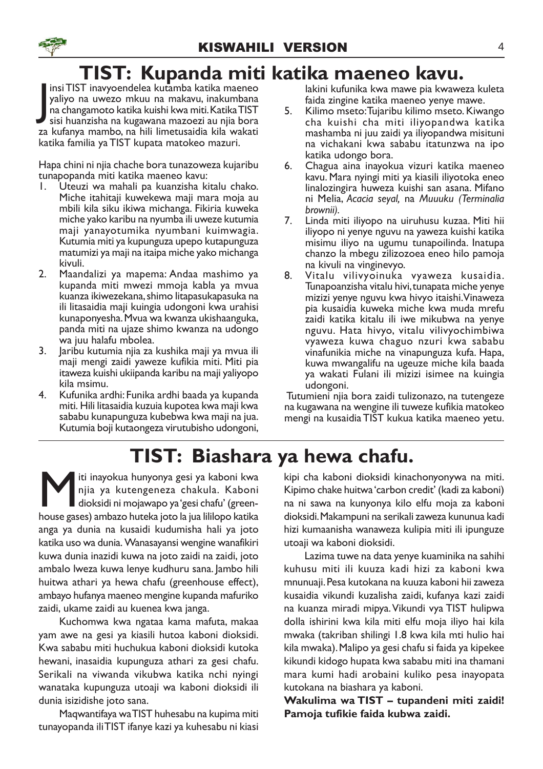# TIST: Kupanda miti katika maeneo kavu.

Jinsi TIST inavyoendelea kutamba katika maeneo yaliyo na uwezo mkuu na makavu, inakumbana na changamoto katika kuishi kwa miti. Katika TIST sisi huanzisha na kugawana mazoezi au njia bora za kufanya mambo, na hili limetusaidia kila wakati katika familia ya TIST kupata matokeo mazuri.

Hapa chini ni njia chache bora tunazoweza kujaribu tunapopanda miti katika maeneo kavu:

1. Uteuzi wa mahali pa kuanzisha kitalu chako. Miche itahitaji kuwekewa maji mara moja au mbili kila siku ikiwa michanga. Fikiria kuweka miche yako karibu na nyumba ili uweze kutumia maji yanayotumika nyumbani kuimwagia. Kutumia miti ya kupunguza upepo kutapunguza matumizi ya maji na itaipa miche yako michanga kivuli.
2. Maandalizi ya mapema: Andaa mashimo ya kupanda miti mwezi mmoja kabla ya mvua kuanza ikiwezekana, shimo litapasukapasuka na ili litasaidia maji kuingia udongoni kwa urahisi kunaponyesha. Mvua wa kwanza ukishaanguka, panda miti na ujaze shimo kwanza na udongo wa juu halafu mbolea.
3. Jaribu kutumia njia za kushika maji ya mvua ili maji mengi zaidi yaweze kufikia miti. Miti pia itaweza kuishi ukiipanda karibu na maji yaliyopo kila msimu.
4. Kufunika ardhi: Funika ardhi baada ya kupanda miti. Hili litasaidia kuzuia kupotea kwa maji kwa sababu kunapunguza kubebwa kwa maji na jua. Kutumia boji kutaongeza virutubisho udongoni, lakini kufunika kwa mawe pia kwaweza kuleta faida zingine katika maeneo yenye mawe.
5. Kilimo mseto: Tujaribu kilimo mseto. Kiwango cha kuishi cha miti iliyopandwa katika mashamba ni juu zaidi ya iliyopandwa misituni na vichakani kwa sababu itatunzwa na ipo katika udongo bora.
6. Chagua aina inayokua vizuri katika maeneo kavu. Mara nyingi miti ya kiasili iliyotoka eneo linalozingira huweza kuishi san asana. Mifano ni Melia, *Acacia seyal,* na *Muuuku (Terminalia brownii).*
7. Linda miti iliyopo na uiruhusu kuzaa. Miti hii iliyopo ni yenye nguvu na yaweza kuishi katika misimu iliyo na ugumu tunapoilinda. Inatupa chanzo la mbegu zilizozoea eneo hilo pamoja na kivuli na vinginevyo.
8. Vitalu vilivyoinuka vyaweza kusaidia. Tunapoanzisha vitalu hivi, tunapata miche yenye mizizi yenye nguvu kwa hivyo itaishi. Vinaweza pia kusaidia kuweka miche kwa muda mrefu zaidi katika kitalu ili iwe mikubwa na yenye nguvu. Hata hivyo, vitalu vilivyochimbiwa vyaweza kuwa chaguo nzuri kwa sababu vinafunikia miche na vinapunguza kufa. Hapa, kuwa mwangalifu na ugeuze miche kila baada ya wakati Fulani ili mizizi isimee na kuingia udongoni.

Tutumieni njia bora zaidi tulizonazo, na tutengeze na kugawana na wengine ili tuweze kufikia matokeo mengi na kusaidia TIST kukua katika maeneo yetu.

# TIST: Biashara ya hewa chafu.

Miti inayokua hunyonya gesi ya kaboni kwa njia ya kutengeneza chakula. Kaboni dioksidi ni mojawapo ya 'gesi chafu' (greenhouse gases) ambazo huteka joto la jua lililopo katika anga ya dunia na kusaidi kudumisha hali ya joto katika uso wa dunia. Wanasayansi wengine wanafikiri kuwa dunia inazidi kuwa na joto zaidi na zaidi, joto ambalo lweza kuwa lenye kudhuru sana. Jambo hili huitwa athari ya hewa chafu (greenhouse effect), ambayo hufanya maeneo mengine kupanda mafuriko zaidi, ukame zaidi au kuenea kwa janga.

Kuchomwa kwa ngataa kama mafuta, makaa yam awe na gesi ya kiasili hutoa kaboni dioksidi. Kwa sababu miti huchukua kaboni dioksidi kutoka hewani, inasaidia kupunguza athari za gesi chafu. Serikali na viwanda vikubwa katika nchi nyingi wanataka kupunguza utoaji wa kaboni dioksidi ili dunia isizidishe joto sana.

Maqwantifaya wa TIST huhesabu na kupima miti tunayopanda ili TIST ifanye kazi ya kuhesabu ni kiasi kipi cha kaboni dioksidi kinachonyonywa na miti. Kipimo chake huitwa 'carbon credit' (kadi za kaboni) na ni sawa na kunyonya kilo elfu moja za kaboni dioksidi. Makampuni na serikali zaweza kununua kadi hizi kumaanisha wanaweza kulipia miti ili ipunguze utoaji wa kaboni dioksidi.

Lazima tuwe na data yenye kuaminika na sahihi kuhusu miti ili kuuza kadi hizi za kaboni kwa mnunuaji. Pesa kutokana na kuuza kaboni hii zaweza kusaidia vikundi kuzalisha zaidi, kufanya kazi zaidi na kuanza miradi mipya. Vikundi vya TIST hulipwa dolla ishirini kwa kila miti elfu moja iliyo hai kila mwaka (takriban shilingi 1.8 kwa kila mti hulio hai kila mwaka). Malipo ya gesi chafu si faida ya kipekee kikundi kidogo hupata kwa sababu miti ina thamani mara kumi hadi arobaini kuliko pesa inayopata kutokana na biashara ya kaboni.

**Wakulima wa TIST – tupandeni miti zaidi! Pamoja tufikie faida kubwa zaidi.**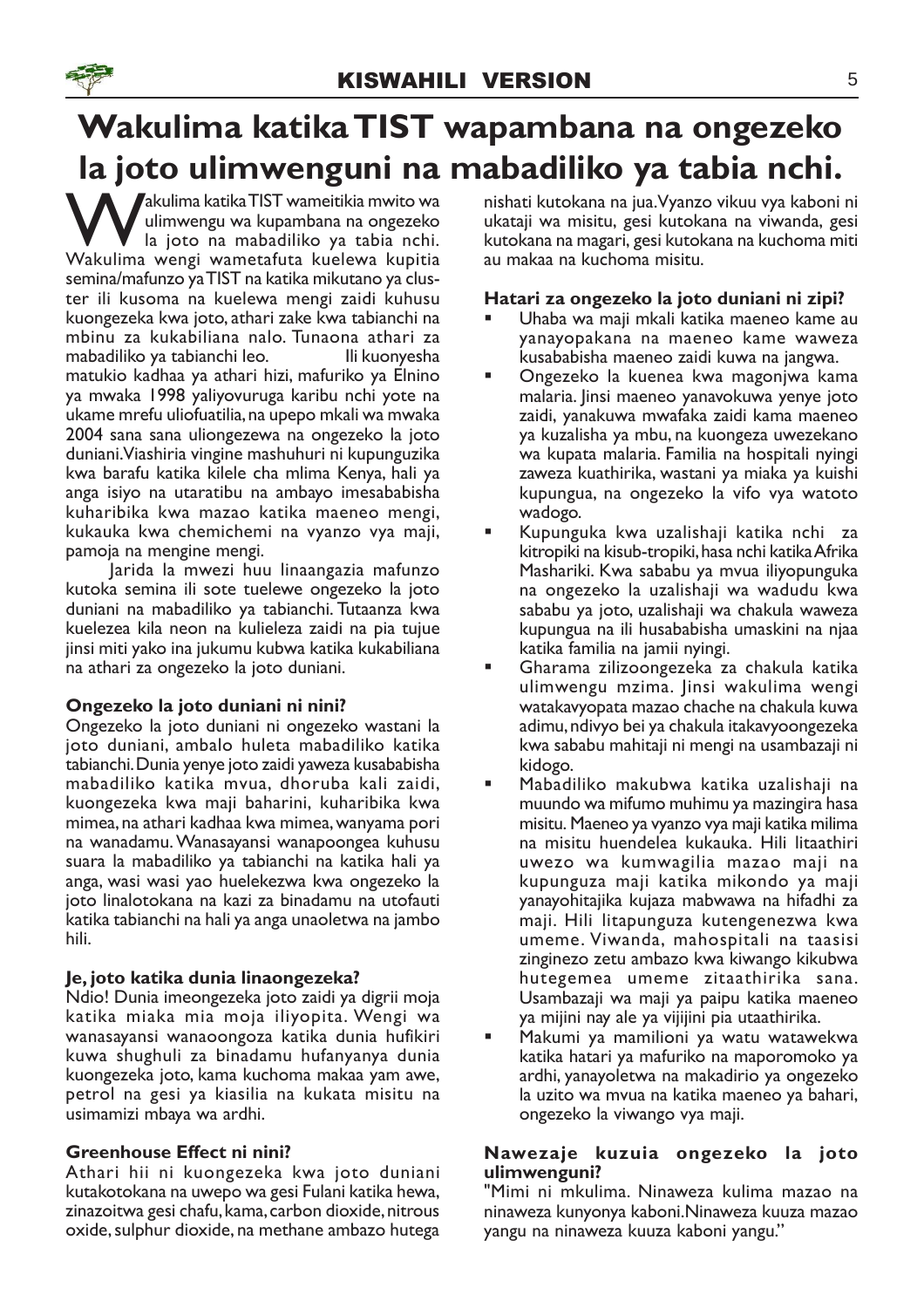# Wakulima katika TIST wapambana na ongezeko la joto ulimwenguni na mabadiliko ya tabia nchi.

Wakulima katika TIST wameitikia mwito wa ulimwengu wa kupambana na ongezeko la joto na mabadiliko ya tabia nchi. Wakulima wengi wametafuta kuelewa kupitia semina/mafunzo ya TIST na katika mikutano ya cluster ili kusoma na kuelewa mengi zaidi kuhusu kuongezeka kwa joto, athari zake kwa tabianchi na mbinu za kukabiliana nalo. Tunaona athari za mabadiliko ya tabianchi leo. Ili kuonyesha matukio kadhaa ya athari hizi, mafuriko ya Elnino ya mwaka 1998 yaliyovuruga karibu nchi yote na ukame mrefu uliofuatilia, na upepo mkali wa mwaka 2004 sana sana uliongezewa na ongezeko la joto duniani. Viashiria vingine mashuhuri ni kupunguzika kwa barafu katika kilele cha mlima Kenya, hali ya anga isiyo na utaratibu na ambayo imesababisha kuharibika kwa mazao katika maeneo mengi, kukauka kwa chemichemi na vyanzo vya maji, pamoja na mengine mengi.

Jarida la mwezi huu linaangazia mafunzo kutoka semina ili sote tuelewe ongezeko la joto duniani na mabadiliko ya tabianchi. Tutaanza kwa kuelezea kila neon na kulieleza zaidi na pia tujue jinsi miti yako ina jukumu kubwa katika kukabiliana na athari za ongezeko la joto duniani.

**Ongezeko la joto duniani ni nini?**

Ongezeko la joto duniani ni ongezeko wastani la joto duniani, ambalo huleta mabadiliko katika tabianchi. Dunia yenye joto zaidi yaweza kusababisha mabadiliko katika mvua, dhoruba kali zaidi, kuongezeka kwa maji baharini, kuharibika kwa mimea, na athari kadhaa kwa mimea, wanyama pori na wanadamu. Wanasayansi wanapoongea kuhusu suara la mabadiliko ya tabianchi na katika hali ya anga, wasi wasi yao huelekezwa kwa ongezeko la joto linalotokana na kazi za binadamu na utofauti katika tabianchi na hali ya anga unaoletwa na jambo hili.

**Je, joto katika dunia linaongezeka?**

Ndio! Dunia imeongezeka joto zaidi ya digrii moja katika miaka mia moja iliyopita. Wengi wa wanasayansi wanaoongoza katika dunia hufikiri kuwa shughuli za binadamu hufanyanya dunia kuongezeka joto, kama kuchoma makaa yam awe, petrol na gesi ya kiasilia na kukata misitu na usimamizi mbaya wa ardhi.

**Greenhouse Effect ni nini?**

Athari hii ni kuongezeka kwa joto duniani kutakotokana na uwepo wa gesi Fulani katika hewa, zinazoitwa gesi chafu, kama, carbon dioxide, nitrous oxide, sulphur dioxide, na methane ambazo hutega nishati kutokana na jua. Vyanzo vikuu vya kaboni ni ukataji wa misitu, gesi kutokana na viwanda, gesi kutokana na magari, gesi kutokana na kuchoma miti au makaa na kuchoma misitu.

**Hatari za ongezeko la joto duniani ni zipi?**

- Uhaba wa maji mkali katika maeneo kame au yanayopakana na maeneo kame waweza kusababisha maeneo zaidi kuwa na jangwa.
- Ongezeko la kuenea kwa magonjwa kama malaria. Jinsi maeneo yanavokuwa yenye joto zaidi, yanakuwa mwafaka zaidi kama maeneo ya kuzalisha ya mbu, na kuongeza uwezekano wa kupata malaria. Familia na hospitali nyingi zaweza kuathirika, wastani ya miaka ya kuishi kupungua, na ongezeko la vifo vya watoto wadogo.
- Kupunguka kwa uzalishaji katika nchi za kitropiki na kisub-tropiki, hasa nchi katika Afrika Mashariki. Kwa sababu ya mvua iliyopunguka na ongezeko la uzalishaji wa wadudu kwa sababu ya joto, uzalishaji wa chakula waweza kupungua na ili husababisha umaskini na njaa katika familia na jamii nyingi.
- Gharama zilizoongezeka za chakula katika ulimwengu mzima. Jinsi wakulima wengi watakavyopata mazao chache na chakula kuwa adimu, ndivyo bei ya chakula itakavyoongezeka kwa sababu mahitaji ni mengi na usambazaji ni kidogo.
- Mabadiliko makubwa katika uzalishaji na muundo wa mifumo muhimu ya mazingira hasa misitu. Maeneo ya vyanzo vya maji katika milima na misitu huendelea kukauka. Hili litaathiri uwezo wa kumwagilia mazao maji na kupunguza maji katika mikondo ya maji yanayohitajika kujaza mabwawa na hifadhi za maji. Hili litapunguza kutengenezwa kwa umeme. Viwanda, mahospitali na taasisi zinginezo zetu ambazo kwa kiwango kikubwa hutegemea umeme zitaathirika sana. Usambazaji wa maji ya paipu katika maeneo ya mijini nay ale ya vijijini pia utaathirika.
- Makumi ya mamilioni ya watu watawekwa katika hatari ya mafuriko na maporomoko ya ardhi, yanayoletwa na makadirio ya ongezeko la uzito wa mvua na katika maeneo ya bahari, ongezeko la viwango vya maji.

**Nawezaje kuzuia ongezeko la joto ulimwenguni?**

"Mimi ni mkulima. Ninaweza kulima mazao na ninaweza kunyonya kaboni. Ninaweza kuuza mazao yangu na ninaweza kuuza kaboni yangu."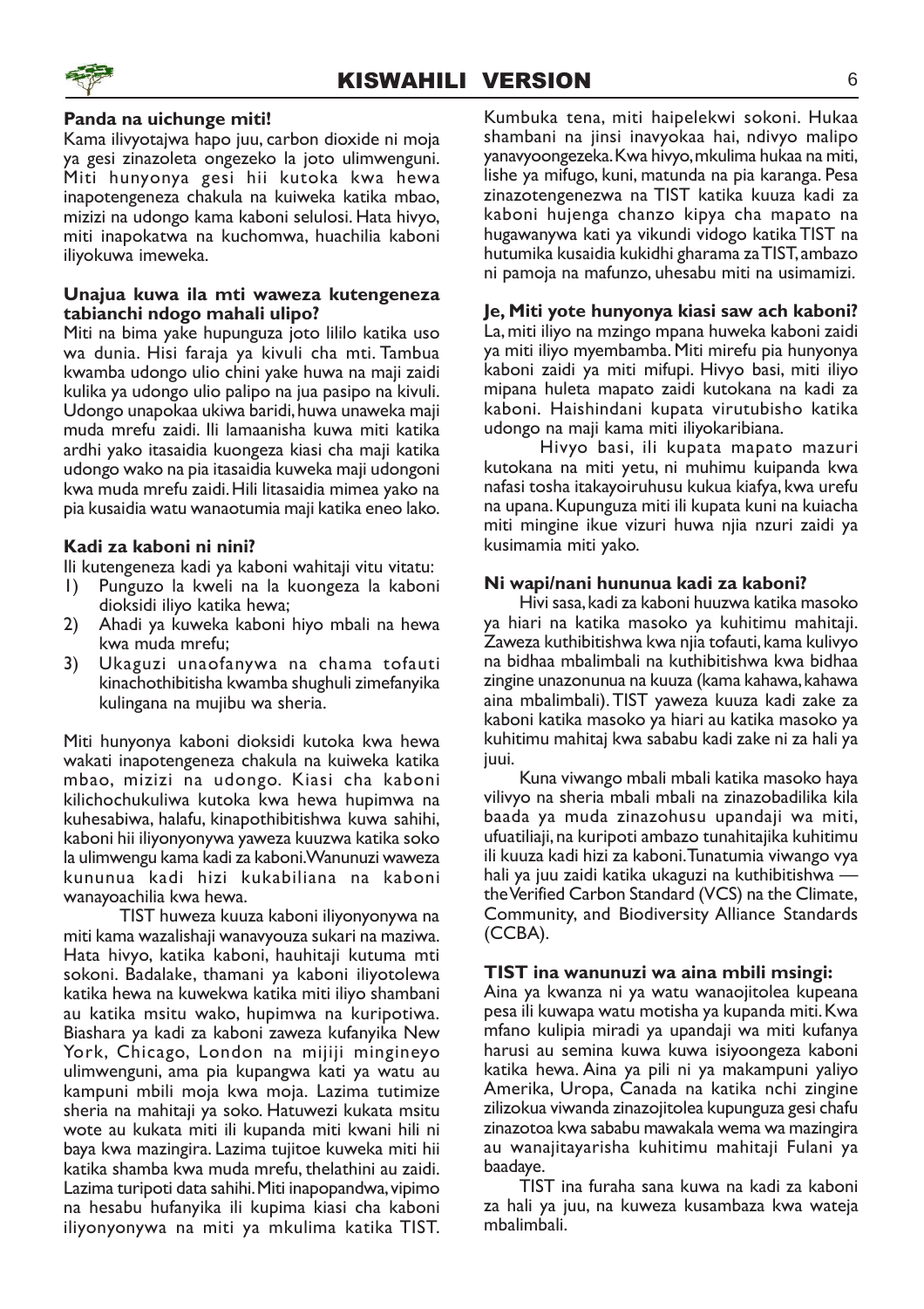### Panda na uichunge miti!

Kama ilivyotajwa hapo juu, carbon dioxide ni moja ya gesi zinazoleta ongezeko la joto ulimwenguni. Miti hunyonya gesi hii kutoka kwa hewa inapotengeneza chakula na kuiweka katika mbao, mizizi na udongo kama kaboni selulosi. Hata hivyo, miti inapokatwa na kuchomwa, huachilia kaboni iliyokuwa imeweka.

### Unajua kuwa ila mti waweza kutengeneza tabianchi ndogo mahali ulipo?

Miti na bima yake hupunguza joto lililo katika uso wa dunia. Hisi faraja ya kivuli cha mti. Tambua kwamba udongo ulio chini yake huwa na maji zaidi kulika ya udongo ulio palipo na jua pasipo na kivuli. Udongo unapokaa ukiwa baridi, huwa unaweka maji muda mrefu zaidi. Ili lamaanisha kuwa miti katika ardhi yako itasaidia kuongeza kiasi cha maji katika udongo wako na pia itasaidia kuweka maji udongoni kwa muda mrefu zaidi. Hili litasaidia mimea yako na pia kusaidia watu wanaotumia maji katika eneo lako.

### Kadi za kaboni ni nini?

Ili kutengeneza kadi ya kaboni wahitaji vitu vitatu:

1) Punguzo la kweli na la kuongeza la kaboni dioksidi iliyo katika hewa;
2) Ahadi ya kuweka kaboni hiyo mbali na hewa kwa muda mrefu;
3) Ukaguzi unaofanywa na chama tofauti kinachothibitisha kwamba shughuli zimefanyika kulingana na mujibu wa sheria.

Miti hunyonya kaboni dioksidi kutoka kwa hewa wakati inapotengeneza chakula na kuiweka katika mbao, mizizi na udongo. Kiasi cha kaboni kilichochukuliwa kutoka kwa hewa hupimwa na kuhesabiwa, halafu, kinapothibitishwa kuwa sahihi, kaboni hii iliyonyonywa yaweza kuuzwa katika soko la ulimwenguni kama kadi za kaboni. Wanunuzi waweza kununua kadi hizi kukabiliana na kaboni wanayoachilia kwa hewa.

TIST huweza kuuza kaboni iliyonyonywa na miti kama wazalishaji wanavyouza sukari na maziwa. Hata hivyo, katika kaboni, hauhitaji kutuma mti sokoni. Badalake, thamani ya kaboni iliyotolewa katika hewa na kuwekwa katika miti iliyo shambani au katika msitu wako, hupimwa na kuripotiwa. Biashara ya kadi za kaboni zaweza kufanyika New York, Chicago, London na mijiji mingineyo ulimwenguni, ama pia kupangwa kati ya watu au kampuni mbili moja kwa moja. Lazima tutimize sheria na mahitaji ya soko. Hatuwezi kukata msitu wote au kukata miti ili kupanda miti kwani hili ni baya kwa mazingira. Lazima tujitoe kuweka miti hii katika shamba kwa muda mrefu, thelathini au zaidi. Lazima turipoti data sahihi. Miti inapopandwa, vipimo na hesabu hufanyika ili kupima kiasi cha kaboni iliyonyonywa na miti ya mkulima katika TIST. Kumbuka tena, miti haipelekwi sokoni. Hukaa shambani na jinsi inavyokaa hai, ndivyo malipo yanavyoongezeka. Kwa hivyo, mkulima hukaa na miti, lishe ya mifugo, kuni, matunda na pia karanga. Pesa zinazotengenezwa na TIST katika kuuza kadi za kaboni hujenga chanzo kipya cha mapato na hugawanywa kati ya vikundi vidogo katika TIST na hutumika kusaidia kukidhi gharama za TIST, ambazo ni pamoja na mafunzo, uhesabu miti na usimamizi.

### Je, Miti yote hunyonya kiasi saw ach kaboni?

La, miti iliyo na mzingo mpana huweka kaboni zaidi ya miti iliyo myembamba. Miti mirefu pia hunyonya kaboni zaidi ya miti mifupi. Hivyo basi, miti iliyo mipana huleta mapato zaidi kutokana na kadi za kaboni. Haishindani kupata virutubisho katika udongo na maji kama miti iliyokaribiana.

Hivyo basi, ili kupata mapato mazuri kutokana na miti yetu, ni muhimu kuipanda kwa nafasi tosha itakayoiruhusu kukua kiafya, kwa urefu na upana. Kupunguza miti ili kupata kuni na kuiacha miti mingine ikue vizuri huwa njia nzuri zaidi ya kusimamia miti yako.

### Ni wapi/nani hununua kadi za kaboni?

Hivi sasa, kadi za kaboni huuzwa katika masoko ya hiari na katika masoko ya kuhitimu mahitaji. Zaweza kuthibitishwa kwa njia tofauti, kama kulivyo na bidhaa mbalimbali na kuthibitishwa kwa bidhaa zingine unazonunua na kuuza (kama kahawa, kahawa aina mbalimbali). TIST yaweza kuuza kadi zake za kaboni katika masoko ya hiari au katika masoko ya kuhitimu mahitaj kwa sababu kadi zake ni za hali ya juui.

Kuna viwango mbali mbali katika masoko haya vilivyo na sheria mbali mbali na zinazobadilika kila baada ya muda zinazohusu upandaji wa miti, ufuatiliaji, na kuripoti ambazo tunahitajika kuhitimu ili kuuza kadi hizi za kaboni. Tunatumia viwango vya hali ya juu zaidi katika ukaguzi na kuthibitishwa — the Verified Carbon Standard (VCS) na the Climate, Community, and Biodiversity Alliance Standards (CCBA).

### TIST ina wanunuzi wa aina mbili msingi:

Aina ya kwanza ni ya watu wanaojitolea kupeana pesa ili kuwapa watu motisha ya kupanda miti. Kwa mfano kulipia miradi ya upandaji wa miti kufanya harusi au semina kuwa kuwa isiyoongeza kaboni katika hewa. Aina ya pili ni ya makampuni yaliyo Amerika, Uropa, Canada na katika nchi zingine zilizokua viwanda zinazojitolea kupunguza gesi chafu zinazotoa kwa sababu mawakala wema wa mazingira au wanajitayarisha kuhitimu mahitaji Fulani ya baadaye.

TIST ina furaha sana kuwa na kadi za kaboni za hali ya juu, na kuweza kusambaza kwa wateja mbalimbali.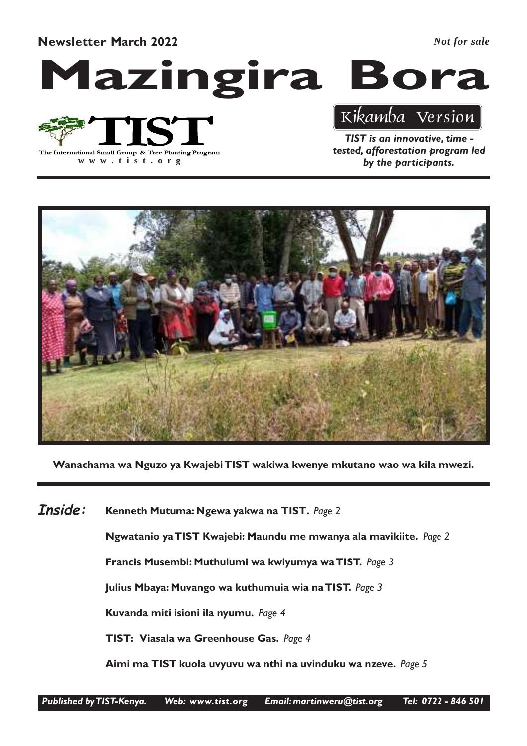**Newsletter March 2022** *Not for sale*

# Mazingira Bora

TIST

The International Small Group & Tree Planting Program

www.tist.org

Kikamba Version

***TIST is an innovative, time - tested, afforestation program led by the participants.***

**Wanachama wa Nguzo ya Kwajebi TIST wakiwa kwenye mkutano wao wa kila mwezi.**

***Inside:***

**Kenneth Mutuma: Ngewa yakwa na TIST.** *Page 2*

**Ngwatanio ya TIST Kwajebi: Maundu me mwanya ala mavikiite.** *Page 2*

**Francis Musembi: Muthulumi wa kwiyumya wa TIST.** *Page 3*

**Julius Mbaya: Muvango wa kuthumuia wia na TIST.** *Page 3*

**Kuvanda miti isioni ila nyumu.** *Page 4*

**TIST: Viasala wa Greenhouse Gas.** *Page 4*

**Aimi ma TIST kuola uvyuvu wa nthi na uvinduku wa nzeve.** *Page 5*

*Published by TIST-Kenya. Web: www.tist.org Email: martinweru@tist.org Tel: 0722 - 846 501*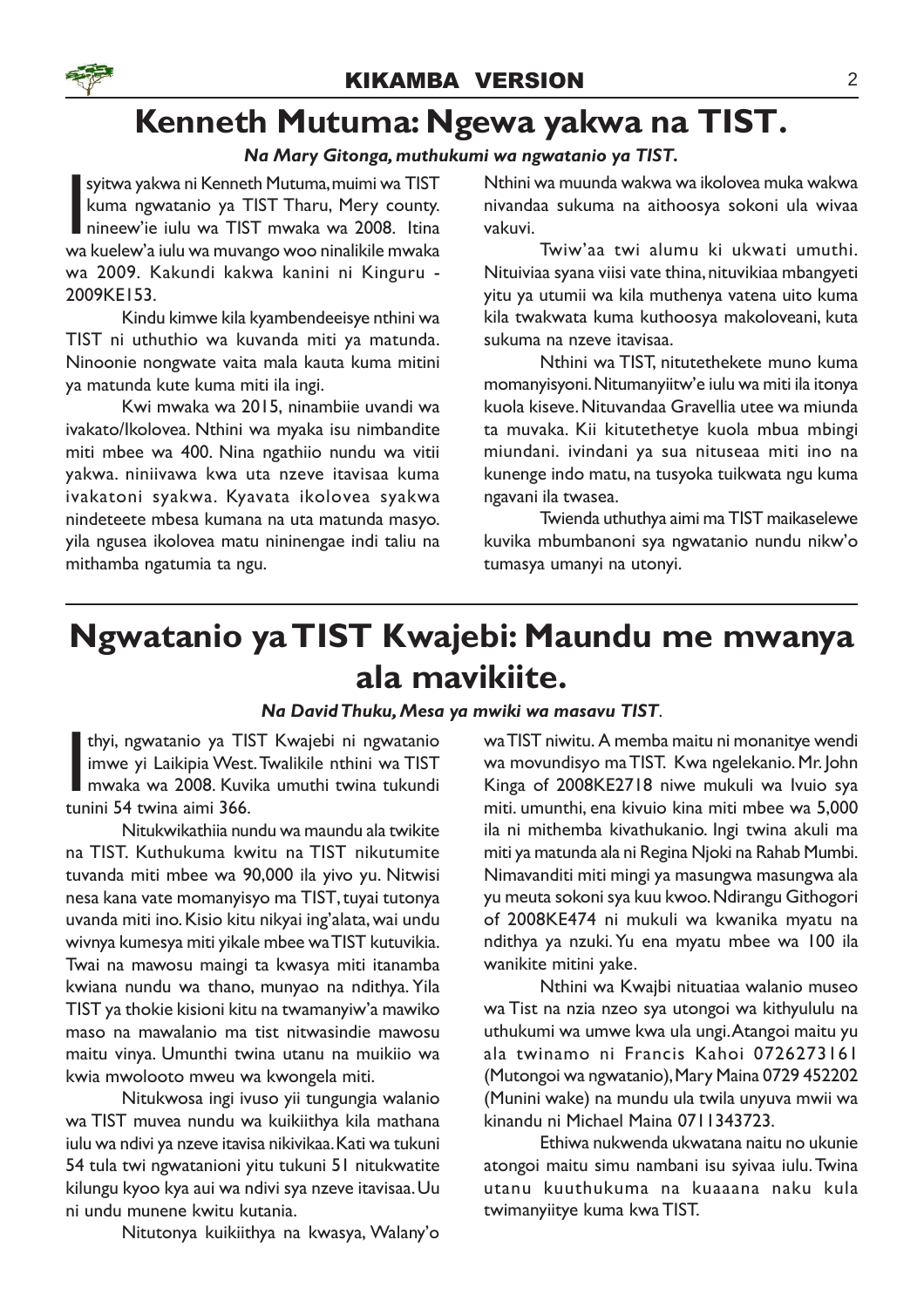# Kenneth Mutuma: Ngewa yakwa na TIST.

***Na Mary Gitonga, muthukumi wa ngwatanio ya TIST.***

Isyitwa yakwa ni Kenneth Mutuma, muimi wa TIST kuma ngwatanio ya TIST Tharu, Mery county. nineew'ie iulu wa TIST mwaka wa 2008. Itina wa kuelew'a iulu wa muvango woo ninalikile mwaka wa 2009. Kakundi kakwa kanini ni Kinguru - 2009KE153.

Kindu kimwe kila kyambendeeisye nthini wa TIST ni uthuthio wa kuvanda miti ya matunda. Ninoonie nongwate vaita mala kauta kuma mitini ya matunda kute kuma miti ila ingi.

Kwi mwaka wa 2015, ninambiie uvandi wa ivakato/Ikolovea. Nthini wa myaka isu nimbandite miti mbee wa 400. Nina ngathiio nundu wa vitii yakwa. niniivawa kwa uta nzeve itavisaa kuma ivakatoni syakwa. Kyavata ikolovea syakwa nindeteete mbesa kumana na uta matunda masyo. yila ngusea ikolovea matu nininengae indi taliu na mithamba ngatumia ta ngu.

Nthini wa muunda wakwa wa ikolovea muka wakwa nivandaa sukuma na aithoosya sokoni ula wivaa vakuvi.

Twiw'aa twi alumu ki ukwati umuthi. Nituiviaa syana viisi vate thina, nituvikiaa mbangyeti yitu ya utumii wa kila muthenya vatena uito kuma kila twakwata kuma kuthoosya makoloveani, kuta sukuma na nzeve itavisaa.

Nthini wa TIST, nitutethekete muno kuma momanyisyoni. Nitumanyiitw'e iulu wa miti ila itonya kuola kiseve. Nituvandaa Gravellia utee wa miunda ta muvaka. Kii kitutethetye kuola mbua mbingi miundani. ivindani ya sua nituseaa miti ino na kunenge indo matu, na tusyoka tuikwata ngu kuma ngavani ila twasea.

Twienda uthuthya aimi ma TIST maikaselewe kuvika mbumbanoni sya ngwatanio nundu nikw'o tumasya umanyi na utonyi.

# Ngwatanio ya TIST Kwajebi: Maundu me mwanya ala mavikiite.

***Na David Thuku, Mesa ya mwiki wa masavu TIST.***

Ithyi, ngwatanio ya TIST Kwajebi ni ngwatanio imwe yi Laikipia West. Twalikile nthini wa TIST mwaka wa 2008. Kuvika umuthi twina tukundi tunini 54 twina aimi 366.

Nitukwikathiia nundu wa maundu ala twikite na TIST. Kuthukuma kwitu na TIST nikutumite tuvanda miti mbee wa 90,000 ila yivo yu. Nitwisi nesa kana vate momanyisyo ma TIST, tuyai tutonya uvanda miti ino. Kisio kitu nikyai ing'alata, wai undu wivnya kumesya miti yikale mbee wa TIST kutuvikia. Twai na mawosu maingi ta kwasya miti itanamba kwiana nundu wa thano, munyao na ndithya. Yila TIST ya thokie kisioni kitu na twamanyiw'a mawiko maso na mawalanio ma tist nitwasindie mawosu maitu vinya. Umunthi twina utanu na muikiio wa kwia mwolooto mweu wa kwongela miti.

Nitukwosa ingi ivuso yii tungungia walanio wa TIST muvea nundu wa kuikiithya kila mathana iulu wa ndivi ya nzeve itavisa nikivikaa. Kati wa tukuni 54 tula twi ngwatanioni yitu tukuni 51 nitukwatite kilungu kyoo kya aui wa ndivi sya nzeve itavisaa. Uu ni undu munene kwitu kutania.

Nitutonya kuikiithya na kwasya, Walany'o wa TIST niwitu. A memba maitu ni monanitye wendi wa movundisyo ma TIST. Kwa ngelekanio. Mr. John Kinga of 2008KE2718 niwe mukuli wa Ivuio sya miti. umunthi, ena kivuio kina miti mbee wa 5,000 ila ni mithemba kivathukanio. Ingi twina akuli ma miti ya matunda ala ni Regina Njoki na Rahab Mumbi. Nimavanditi miti mingi ya masungwa masungwa ala yu meuta sokoni sya kuu kwoo. Ndirangu Githogori of 2008KE474 ni mukuli wa kwanika myatu na ndithya ya nzuki. Yu ena myatu mbee wa 100 ila wanikite mitini yake.

Nthini wa Kwajbi nituatiaa walanio museo wa Tist na nzia nzeo sya utongoi wa kithyululu na uthukumi wa umwe kwa ula ungi. Atangoi maitu yu ala twinamo ni Francis Kahoi 0726273161 (Mutongoi wa ngwatanio), Mary Maina 0729 452202 (Munini wake) na mundu ula twila unyuva mwii wa kinandu ni Michael Maina 0711343723.

Ethiwa nukwenda ukwatana naitu no ukunie atongoi maitu simu nambani isu syivaa iulu. Twina utanu kuuthukuma na kuaaana naku kula twimanyiitye kuma kwa TIST.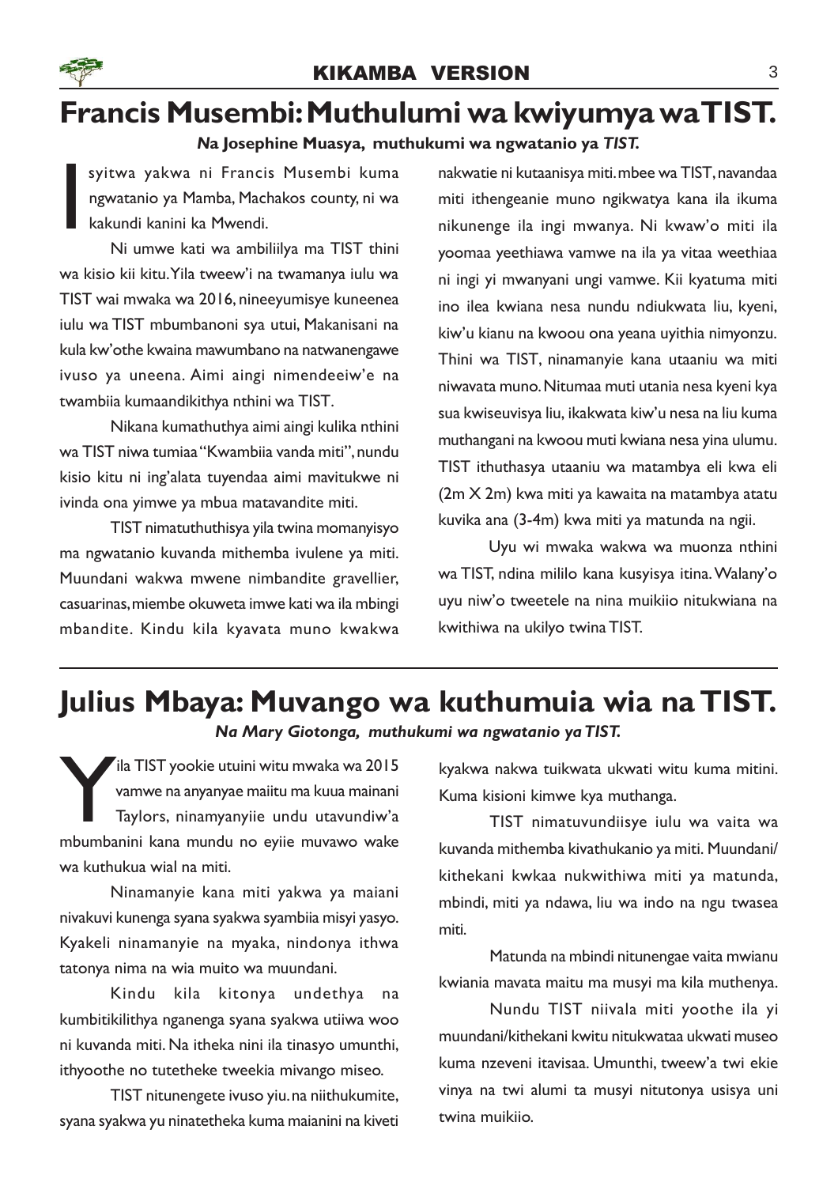# Francis Musembi: Muthulumi wa kwiyumya wa TIST.

***Na* Josephine Muasya, muthukumi wa ngwatanio ya *TIST.***

Isyitwa yakwa ni Francis Musembi kuma ngwatanio ya Mamba, Machakos county, ni wa kakundi kanini ka Mwendi.

Ni umwe kati wa ambiliilya ma TIST thini wa kisio kii kitu. Yila tweew'i na twamanya iulu wa TIST wai mwaka wa 2016, nineeyumisye kuneenea iulu wa TIST mbumbanoni sya utui, Makanisani na kula kw'othe kwaina mawumbano na natwanengawe ivuso ya uneena. Aimi aingi nimendeeiw'e na twambiia kumaandikithya nthini wa TIST.

Nikana kumathuthya aimi aingi kulika nthini wa TIST niwa tumiaa "Kwambiia vanda miti", nundu kisio kitu ni ing'alata tuyendaa aimi mavitukwe ni ivinda ona yimwe ya mbua matavandite miti.

TIST nimatuthuthisya yila twina momanyisyo ma ngwatanio kuvanda mithemba ivulene ya miti. Muundani wakwa mwene nimbandite gravellier, casuarinas, miembe okuweta imwe kati wa ila mbingi mbandite. Kindu kila kyavata muno kwakwa nakwatie ni kutaanisya miti. mbee wa TIST, navandaa miti ithengeanie muno ngikwatya kana ila ikuma nikunenge ila ingi mwanya. Ni kwaw'o miti ila yoomaa yeethiawa vamwe na ila ya vitaa weethiaa ni ingi yi mwanyani ungi vamwe. Kii kyatuma miti ino ilea kwiana nesa nundu ndiukwata liu, kyeni, kiw'u kianu na kwoou ona yeana uyithia nimyonzu. Thini wa TIST, ninamanyie kana utaaniu wa miti niwavata muno. Nitumaa muti utania nesa kyeni kya sua kwiseuvisya liu, ikakwata kiw'u nesa na liu kuma muthangani na kwoou muti kwiana nesa yina ulumu. TIST ithuthasya utaaniu wa matambya eli kwa eli (2m X 2m) kwa miti ya kawaita na matambya atatu kuvika ana (3-4m) kwa miti ya matunda na ngii.

Uyu wi mwaka wakwa wa muonza nthini wa TIST, ndina mililo kana kusyisya itina. Walany'o uyu niw'o tweetele na nina muikiio nitukwiana na kwithiwa na ukilyo twina TIST.

---

# Julius Mbaya: Muvango wa kuthumuia wia na TIST.

***Na Mary Giotonga, muthukumi wa ngwatanio ya TIST.***

Yila TIST yookie utuini witu mwaka wa 2015 vamwe na anyanyae maiitu ma kuua mainani Taylors, ninamyanyiie undu utavundiw'a mbumbanini kana mundu no eyiie muvawo wake wa kuthukua wial na miti.

Ninamanyie kana miti yakwa ya maiani nivakuvi kunenga syana syakwa syambiia misyi yasyo. Kyakeli ninamanyie na myaka, nindonya ithwa tatonya nima na wia muito wa muundani.

Kindu kila kitonya undethya na kumbitikilithya nganenga syana syakwa utiiwa woo ni kuvanda miti. Na itheka nini ila tinasyo umunthi, ithyoothe no tutetheke tweekia mivango miseo.

TIST nitunengete ivuso yiu. na niithukumite, syana syakwa yu ninatetheka kuma maianini na kiveti kyakwa nakwa tuikwata ukwati witu kuma mitini. Kuma kisioni kimwe kya muthanga.

TIST nimatuvundiisye iulu wa vaita wa kuvanda mithemba kivathukanio ya miti. Muundani/kithekani kwkaa nukwithiwa miti ya matunda, mbindi, miti ya ndawa, liu wa indo na ngu twasea miti.

Matunda na mbindi nitunengae vaita mwianu kwiania mavata maitu ma musyi ma kila muthenya.

Nundu TIST niivala miti yoothe ila yi muundani/kithekani kwitu nitukwataa ukwati museo kuma nzeveni itavisaa. Umunthi, tweew'a twi ekie vinya na twi alumi ta musyi nitutonya usisya uni twina muikiio.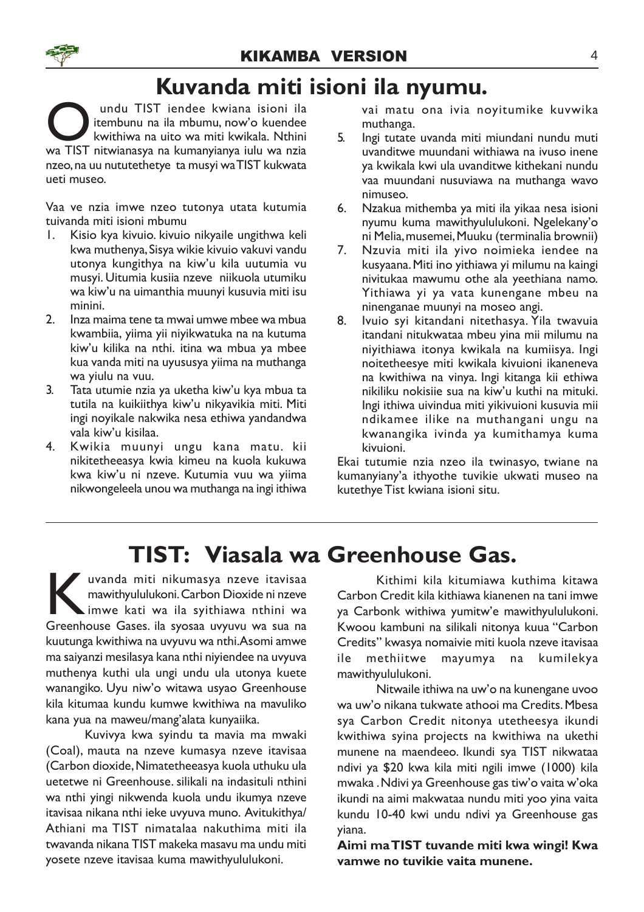# Kuvanda miti isioni ila nyumu.

Oundu TIST iendee kwiana isioni ila itembunu na ila mbumu, now'o kuendee kwithiwa na uito wa miti kwikala. Nthini wa TIST nitwianasya na kumanyianya iulu wa nzia nzeo, na uu nututethetye ta musyi wa TIST kukwata ueti museo.

Vaa ve nzia imwe nzeo tutonya utata kutumia tuivanda miti isioni mbumu

1. Kisio kya kivuio. kivuio nikyaile ungithwa keli kwa muthenya, Sisya wikie kivuio vakuvi vandu utonya kungithya na kiw'u kila uutumia vu musyi. Uitumia kusiia nzeve niikuola utumiku wa kiw'u na uimanthia muunyi kusuvia miti isu minini.
2. Inza maima tene ta mwai umwe mbee wa mbua kwambiia, yiima yii niyikwatuka na na kutuma kiw'u kilika na nthi. itina wa mbua ya mbee kua vanda miti na uyususya yiima na muthanga wa yiulu na vuu.
3. Tata utumie nzia ya uketha kiw'u kya mbua ta tutila na kuikiithya kiw'u nikyavikia miti. Miti ingi noyikale nakwika nesa ethiwa yandandwa vala kiw'u kisilaa.
4. Kwikia muunyi ungu kana matu. kii nikitetheeasya kwia kimeu na kuola kukuwa kwa kiw'u ni nzeve. Kutumia vuu wa yiima nikwongeleela unou wa muthanga na ingi ithiwa vai matu ona ivia noyitumike kuvwika muthanga.
5. Ingi tutate uvanda miti miundani nundu muti uvanditwe muundani withiawa na ivuso inene ya kwikala kwi ula uvanditwe kithekani nundu vaa muundani nusuviawa na muthanga wavo nimuseo.
6. Nzakua mithemba ya miti ila yikaa nesa isioni nyumu kuma mawithyulululukoni. Ngelekany'o ni Melia, musemei, Muuku (terminalia brownii)
7. Nzuvia miti ila yivo noimieka iendee na kusyaana. Miti ino yithiawa yi milumu na kaingi nivitukaa mawumu othe ala yeethiana namo. Yithiawa yi ya vata kunengane mbeu na ninenganae muunyi na moseo angi.
8. Ivuio syi kitandani nitethasya. Yila twavuia itandani nitukwataa mbeu yina mii milumu na niyithiawa itonya kwikala na kumiisya. Ingi noitetheesye miti kwikala kivuioni ikaneneva na kwithiwa na vinya. Ingi kitanga kii ethiwa nikiliku nokisiie sua na kiw'u kuthi na mituki. Ingi ithiwa uivindua miti yikivuioni kusuvia mii ndikamee ilike na muthangani ungu na kwanangika ivinda ya kumithamya kuma kivuioni.

Ekai tutumie nzia nzeo ila twinasyo, twiane na kumanyiany'a ithyothe tuvikie ukwati museo na kutethye Tist kwiana isioni situ.

---

# TIST: Viasala wa Greenhouse Gas.

Kuvanda miti nikumasya nzeve itavisaa mawithyulululukoni. Carbon Dioxide ni nzeve imwe kati wa ila syithiawa nthini wa Greenhouse Gases. ila syosaa uvyuvu wa sua na kuutunga kwithiwa na uvyuvu wa nthi. Asomi amwe ma saiyanzi mesilasya kana nthi niyiendee na uvyuva muthenya kuthi ula ungi undu ula utonya kuete wanangiko. Uyu niw'o witawa usyao Greenhouse kila kitumaa kundu kumwe kwithiwa na mavuliko kana yua na maweu/mang'alata kunyaiika.

Kuvivya kwa syindu ta mavia ma mwaki (Coal), mauta na nzeve kumasya nzeve itavisaa (Carbon dioxide, Nimatetheeasya kuola uthuku ula uetetwe ni Greenhouse. silikali na indasituli nthini wa nthi yingi nikwenda kuola undu ikumya nzeve itavisaa nikana nthi ieke uvyuva muno. Avitukithya/Athiani ma TIST nimatalaa nakuthima miti ila twavanda nikana TIST makeka masavu ma undu miti yosete nzeve itavisaa kuma mawithyulululukoni.

Kithimi kila kitumiawa kuthima kitawa Carbon Credit kila kithiawa kianenen na tani imwe ya Carbonk withiwa yumitw'e mawithyulululukoni. Kwoou kambuni na silikali nitonya kuua "Carbon Credits" kwasya nomaivie miti kuola nzeve itavisaa ile methiitwe mayumya na kumilekya mawithyulululukoni.

Nitwaile ithiwa na uw'o na kunengane uvoo wa uw'o nikana tukwate athooi ma Credits. Mbesa sya Carbon Credit nitonya utetheesya ikundi kwithiwa syina projects na kwithiwa na ukethi munene na maendeeo. Ikundi sya TIST nikwataa ndivi ya $20 kwa kila miti ngili imwe (1000) kila mwaka . Ndivi ya Greenhouse gas tiw'o vaita w'oka ikundi na aimi makwataa nundu miti yoo yina vaita kundu 10-40 kwi undu ndivi ya Greenhouse gas yiana.

**Aimi ma TIST tuvande miti kwa wingi! Kwa vamwe no tuvikie vaita munene.**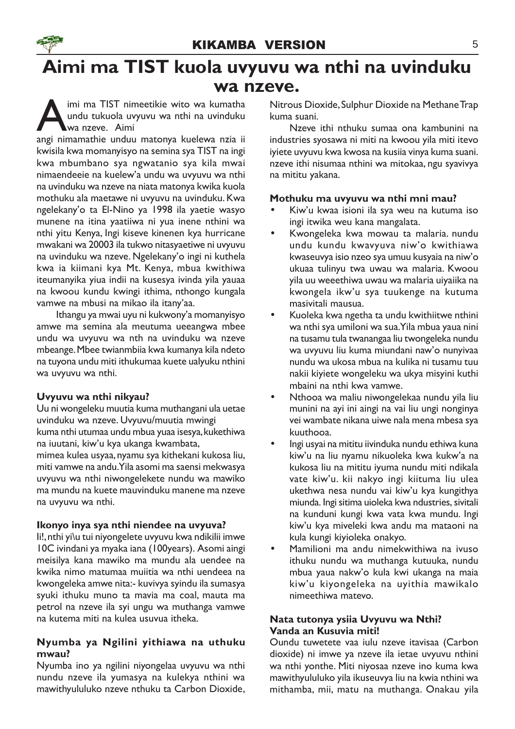# Aimi ma TIST kuola uvyuvu wa nthi na uvinduku wa nzeve.

Aimi ma TIST nimeetikie wito wa kumatha undu tukuola uvyuvu wa nthi na uvinduku wa nzeve. Aimi angi nimamathie unduu matonya kuelewa nzia ii kwisila kwa momanyisyo na semina sya TIST na ingi kwa mbumbano sya ngwatanio sya kila mwai nimaendeeie na kuelew'a undu wa uvyuvu wa nthi na uvinduku wa nzeve na niata matonya kwika kuola mothuku ala maetawe ni uvyuvu na uvinduku. Kwa ngelekany'o ta El-Nino ya 1998 ila yaetie wasyo munene na itina yaatiiwa ni yua inene nthini wa nthi yitu Kenya, Ingi kiseve kinenen kya hurricane mwakani wa 20003 ila tukwo nitasyaetiwe ni uvyuvu na uvinduku wa nzeve. Ngelekany'o ingi ni kuthela kwa ia kiimani kya Mt. Kenya, mbua kwithiwa iteumanyika yiua indii na kusesya ivinda yila yauaa na kwoou kundu kwingi ithima, nthongo kungala vamwe na mbusi na mikao ila itany'aa.

Ithangu ya mwai uyu ni kukwony'a momanyisyo amwe ma semina ala meutuma ueeangwa mbee undu wa uvyuvu wa nth na uvinduku wa nzeve mbeange. Mbee twianmbiia kwa kumanya kila ndeto na tuyona undu miti ithukumaa kuete ualyuku nthini wa uvyuvu wa nthi.

**Uvyuvu wa nthi nikyau?**

Uu ni wongeleku muutia kuma muthangani ula uetae uvinduku wa nzeve. Uvyuvu/muutia mwingi kuma nthi utumaa undu mbua yuaa isesya, kukethiwa na iuutani, kiw'u kya ukanga kwambata, mimea kulea usyaa, nyamu sya kithekani kukosa liu, miti vamwe na andu. Yila asomi ma saensi mekwasya uvyuvu wa nthi niwongelekete nundu wa mawiko ma mundu na kuete mauvinduku manene ma nzeve na uvyuvu wa nthi.

**Ikonyo inya sya nthi niendee na uvyuva?**

Ii!, nthi yi\u tui niyongelete uvyuvu kwa ndikilii imwe 10C ivindani ya myaka iana (100years). Asomi aingi meisilya kana mawiko ma mundu ala uendee na kwika nimo matumaa muiitia wa nthi uendeea na kwongeleka amwe nita:- kuvivya syindu ila sumasya syuki ithuku muno ta mavia ma coal, mauta ma petrol na nzeve ila syi ungu wa muthanga vamwe na kutema miti na kulea usuvua itheka.

**Nyumba ya Ngilini yithiawa na uthuku mwau?**

Nyumba ino ya ngilini niyongelaa uvyuvu wa nthi nundu nzeve ila yumasya na kulekya nthini wa mawithyulukuo nzeve nthuku ta Carbon Dioxide, Nitrous Dioxide, Sulphur Dioxide na Methane Trap kuma suani.

Nzeve ithi nthuku sumaa ona kambunini na industries syosawa ni miti na kwoou yila miti itevo iyiete uvyuvu kwa kwosa na kusiia vinya kuma suani. nzeve ithi nisumaa nthini wa mitokaa, ngu syavivya na mititu yakana.

**Mothuku ma uvyuvu wa nthi mni mau?**

- Kiw'u kwaa isioni ila sya weu na kutuma iso ingi itwika weu kana mangalata.
- Kwongeleka kwa mowau ta malaria. nundu undu kundu kwavyuva niw'o kwithiawa kwaseuvya isio nzeo sya umuu kusyaia na niw'o ukuaa tulinyu twa uwau wa malaria. Kwoou yila uu weeethiwa uwau wa malaria uiyaiika na kwongela ikw'u sya tuukenge na kutuma masivitali mausua.
- Kuoleka kwa ngetha ta undu kwithiitwe nthini wa nthi sya umiloni wa sua. Yila mbua yaua nini na tusamu tula twanangaa liu twongeleka nundu wa uvyuvu liu kuma miundani naw'o nunyivaa nundu wa ukosa mbua na kulika ni tusamu tuu nakii kiyiete wongeleku wa ukya misyini kuthi mbaini na nthi kwa vamwe.
- Nthooa wa maliu niwongelekaa nundu yila liu munini na ayi ini aingi na vai liu ungi nonginya vei wambate nikana uiwe nala mena mbesa sya kuuthooa.
- Ingi usyai na mititu iivinduka nundu ethiwa kuna kiw'u na liu nyamu nikuoleka kwa kukw'a na kukosa liu na mititu iyuma nundu miti ndikala vate kiw'u. kii nakyo ingi kiituma liu ulea ukethwa nesa nundu vai kiw'u kya kungithya miunda. Ingi sitima uioleka kwa ndustries, sivitali na kunduni kungi kwa vata kwa mundu. Ingi kiw'u kya miveleki kwa andu ma mataoni na kula kungi kiyioleka onakyo.
- Mamilioni ma andu nimekwithiwa na ivuso ithuku nundu wa muthanga kutuuka, nundu mbua yaua nakw'o kula kwi ukanga na maia kiw'u kiyongeleka na uyithia mawikalo nimeethiwa matevo.

**Nata tutonya ysiia Uvyuvu wa Nthi? Vanda an Kusuvia miti!**

Oundu tuwetete vaa iulu nzeve itavisaa (Carbon dioxide) ni imwe ya nzeve ila ietae uvyuvu nthini wa nthi yonthe. Miti niyosaa nzeve ino kuma kwa mawithyulululuko yila ikuseuvya liu na kwia nthini wa mithamba, mii, matu na muthanga. Onakau yila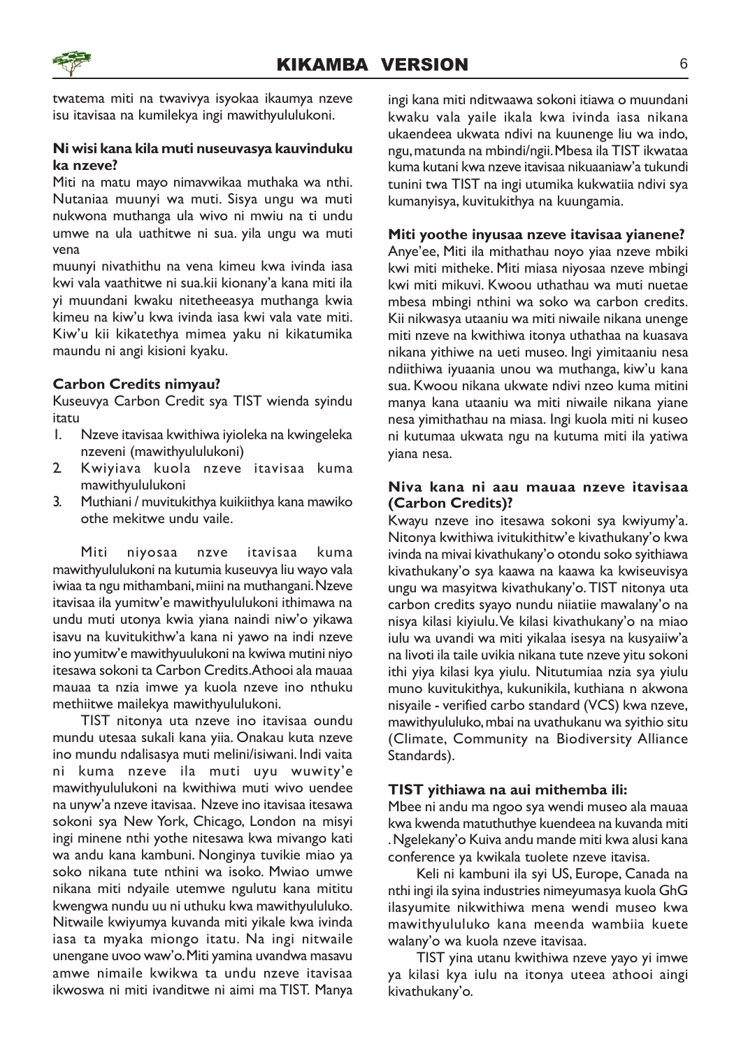twatema miti na twavivya isyokaa ikaumya nzeve isu itavisaa na kumilekya ingi mawithyulululukoni.

**Ni wisi kana kila muti nuseuvasya kauvinduku ka nzeve?**

Miti na matu mayo nimavwikaa muthaka wa nthi. Nutaniaa muunyi wa muti. Sisya ungu wa muti nukwona muthanga ula wivo ni mwiu na ti undu umwe na ula uathitwe ni sua. yila ungu wa muti vena

muunyi nivathithu na vena kimeu kwa ivinda iasa kwi vala vaathitwe ni sua.kii kionany'a kana miti ila yi muundani kwaku nitetheeasya muthanga kwia kimeu na kiw'u kwa ivinda iasa kwi vala vate miti. Kiw'u kii kikatethya mimea yaku ni kikatumika maundu ni angi kisioni kyaku.

**Carbon Credits nimyau?**

Kuseuvya Carbon Credit sya TIST wienda syindu itatu

1. Nzeve itavisaa kwithiwa iyioleka na kwingeleka nzeveni (mawithyulululukoni)
2. Kwiyiava kuola nzeve itavisaa kuma mawithyulululukoni
3. Muthiani / muvitukithya kuikiithya kana mawiko othe mekitwe undu vaile.

Miti niyosaa nzve itavisaa kuma mawithyulululukoni na kutumia kuseuvya liu wayo vala iwiaa ta ngu mithambani, miini na muthangani. Nzeve itavisaa ila yumitw'e mawithyulululukoni ithimawa na undu muti utonya kwia yiana naindi niw'o yikawa isavu na kuvitukithw'a kana ni yawo na indi nzeve ino yumitw'e mawithyuulukoni na kwiwa mutini niyo itesawa sokoni ta Carbon Credits. Athooi ala mauaa mauaa ta nzia imwe ya kuola nzeve ino nthuku methiitwe mailekya mawithyulululukoni.

TIST nitonya uta nzeve ino itavisaa oundu mundu utesaa sukali kana yiia. Onakau kuta nzeve ino mundu ndalisasya muti melini/isiwani. Indi vaita ni kuma nzeve ila muti uyu wuwity'e mawithyulululukoni na kwithiwa muti wivo uendee na unyw'a nzeve itavisaa. Nzeve ino itavisaa itesawa sokoni sya New York, Chicago, London na misyi ingi minene nthi yothe nitesawa kwa mivango kati wa andu kana kambuni. Nonginya tuvikie miao ya soko nikana tute nthini wa isoko. Mwiao umwe nikana miti ndyaile utemwe ngulutu kana mititu kwengwa nundu uu ni uthuku kwa mawithyulululuko. Nitwaile kwiyumya kuvanda miti yikale kwa ivinda iasa ta myaka miongo itatu. Na ingi nitwaile unengane uvoo waw'o. Miti yamina uvandwa masavu amwe nimaile kwikwa ta undu nzeve itavisaa ikwoswa ni miti ivanditwe ni aimi ma TIST. Manya ingi kana miti nditwaawa sokoni itiawa o muundani kwaku vala yaile ikala kwa ivinda iasa nikana ukaendeea ukwata ndivi na kuunenge liu wa indo, ngu, matunda na mbindi/ngii. Mbesa ila TIST ikwataa kuma kutani kwa nzeve itavisaa nikuaaniaw'a tukundi tunini twa TIST na ingi utumika kukwatiia ndivi sya kumanyisya, kuvitukithya na kuungamia.

**Miti yoothe inyusaa nzeve itavisaa yianene?**

Anye'ee, Miti ila mithathau noyo yiaa nzeve mbiki kwi miti mitheke. Miti miasa niyosaa nzeve mbingi kwi miti mikuvi. Kwoou uthathau wa muti nuetae mbesa mbingi nthini wa soko wa carbon credits. Kii nikwasya utaaniu wa miti niwaile nikana unenge miti nzeve na kwithiwa itonya uthathaa na kuasava nikana yithiwe na ueti museo. Ingi yimitaaniu nesa ndiithiwa iyuaania unou wa muthanga, kiw'u kana sua. Kwoou nikana ukwate ndivi nzeo kuma mitini manya kana utaaniu wa miti niwaile nikana yiane nesa yimithathau na miasa. Ingi kuola miti ni kuseo ni kutumaa ukwata ngu na kutuma miti ila yatiwa yiana nesa.

**Niva kana ni aau mauaa nzeve itavisaa (Carbon Credits)?**

Kwayu nzeve ino itesawa sokoni sya kwiyumy'a. Nitonya kwithiwa ivitukithitw'e kivathukany'o kwa ivinda na mivai kivathukany'o otondu soko syithiawa kivathukany'o sya kaawa na kaawa ka kwiseuvisya ungu wa masyitwa kivathukany'o. TIST nitonya uta carbon credits syayo nundu niiatiie mawalany'o na nisya kilasi kiyiulu. Ve kilasi kivathukany'o na miao iulu wa uvandi wa miti yikalaa isesya na kusyaiiw'a na livoti ila taile uvikia nikana tute nzeve yitu sokoni ithi yiya kilasi kya yiulu. Nitutumiaa nzia sya yiulu muno kuvitukithya, kukunikila, kuthiana n akwona nisyaile - verified carbo standard (VCS) kwa nzeve, mawithyululuko, mbai na uvathukanu wa syithio situ (Climate, Community na Biodiversity Alliance Standards).

**TIST yithiawa na aui mithemba ili:**

Mbee ni andu ma ngoo sya wendi museo ala mauaa kwa kwenda matuthuthye kuendeea na kuvanda miti . Ngelekany'o Kuiva andu mande miti kwa alusi kana conference ya kwikala tuolete nzeve itavisa.

Keli ni kambuni ila syi US, Europe, Canada na nthi ingi ila syina industries nimeyumasya kuola GhG ilasyumite nikwithiwa mena wendi museo kwa mawithyululuko kana meenda wambiia kuete walany'o wa kuola nzeve itavisaa.

TIST yina utanu kwithiwa nzeve yayo yi imwe ya kilasi kya iulu na itonya uteea athooi aingi kivathukany'o.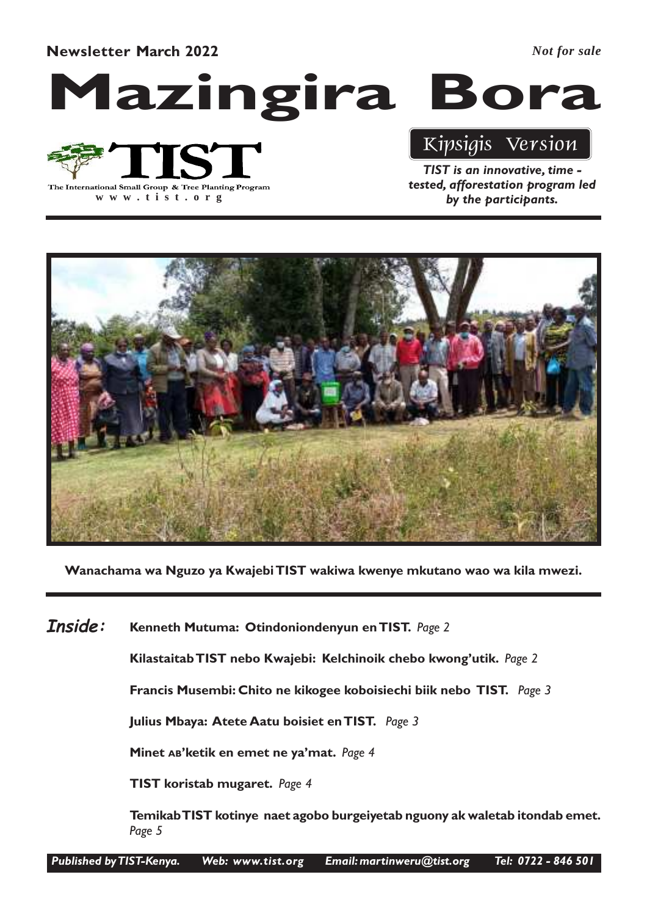**Newsletter March 2022**

*Not for sale*

# Mazingira Bora

TIST

The International Small Group & Tree Planting Program

www.tist.org

Kipsigis Version

***TIST is an innovative, time - tested, afforestation program led by the participants.***

**Wanachama wa Nguzo ya Kwajebi TIST wakiwa kwenye mkutano wao wa kila mwezi.**

***Inside:***

**Kenneth Mutuma: Otindoniondenyun en TIST.** *Page 2*

**Kilastaitab TIST nebo Kwajebi: Kelchinoik chebo kwong'utik.** *Page 2*

**Francis Musembi: Chito ne kikogee koboisiechi biik nebo TIST.** *Page 3*

**Julius Mbaya: Atete Aatu boisiet en TIST.** *Page 3*

**Minet AB'ketik en emet ne ya'mat.** *Page 4*

**TIST koristab mugaret.** *Page 4*

**Temikab TIST kotinye naet agobo burgeiyetab nguony ak waletab itondab emet.** *Page 5*

*Published by TIST-Kenya. Web: www.tist.org Email: martinweru@tist.org Tel: 0722 - 846 501*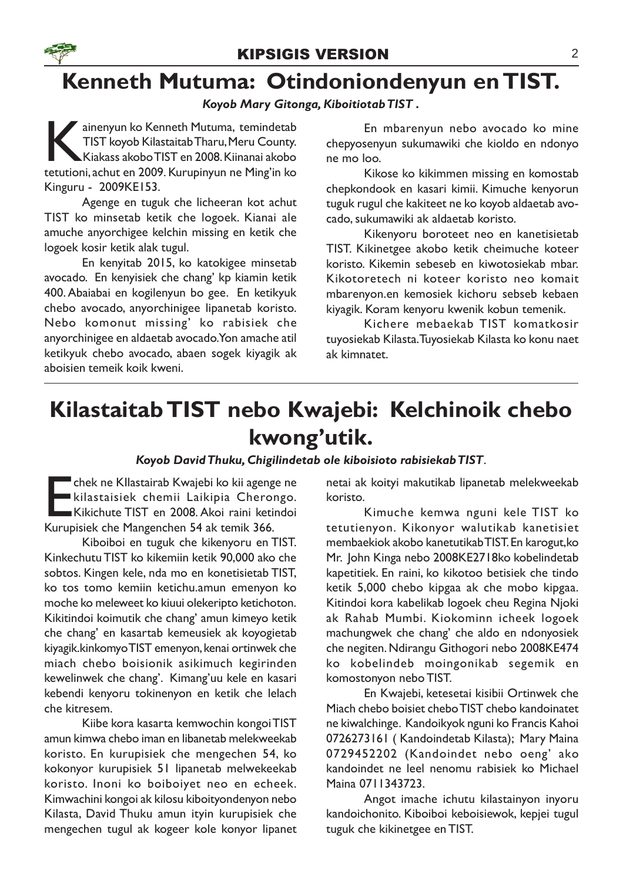## Kenneth Mutuma: Otindoniondenyun en TIST.

***Koyob Mary Gitonga, Kiboitiotab TIST .***

Kainenyun ko Kenneth Mutuma, temindetab TIST koyob Kilastaitab Tharu, Meru County. Kiakass akobo TIST en 2008. Kiinanai akobo tetutioni, achut en 2009. Kurupinyun ne Ming'in ko Kinguru - 2009KE153.

Agenge en tuguk che licheeran kot achut TIST ko minsetab ketik che logoek. Kianai ale amuche anyorchigee kelchin missing en ketik che logoek kosir ketik alak tugul.

En kenyitab 2015, ko katokigee minsetab avocado. En kenyisiek che chang' kp kiamin ketik 400. Abaiabai en kogilenyun bo gee. En ketikyuk chebo avocado, anyorchinigee lipanetab koristo. Nebo komonut missing' ko rabisiek che anyorchinigee en aldaetab avocado.Yon amache atil ketikyuk chebo avocado, abaen sogek kiyagik ak aboisien temeik koik kweni.

En mbarenyun nebo avocado ko mine chepyosenyun sukumawiki che kioldo en ndonyo ne mo loo.

Kikose ko kikimmen missing en komostab chepkondook en kasari kimii. Kimuche kenyorun tuguk rugul che kakiteet ne ko koyob aldaetab avocado, sukumawiki ak aldaetab koristo.

Kikenyoru boroteet neo en kanetisietab TIST. Kikinetgee akobo ketik cheimuche koteer koristo. Kikemin sebeseb en kiwotosiekab mbar. Kikotoretech ni koteer koristo neo komait mbarenyon.en kemosiek kichoru sebseb kebaen kiyagik. Koram kenyoru kwenik kobun temenik.

Kichere mebaekab TIST komatkosir tuyosiekab Kilasta. Tuyosiekab Kilasta ko konu naet ak kimnatet.

## Kilastaitab TIST nebo Kwajebi: Kelchinoik chebo kwong'utik.

***Koyob David Thuku, Chigilindetab ole kiboisioto rabisiekab TIST*.**

Echek ne KIlastairab Kwajebi ko kii agenge ne kilastaisiek chemii Laikipia Cherongo. Kikichute TIST en 2008. Akoi raini ketindoi Kurupisiek che Mangenchen 54 ak temik 366.

Kiboiboi en tuguk che kikenyoru en TIST. Kinkechutu TIST ko kikemiin ketik 90,000 ako che sobtos. Kingen kele, nda mo en konetisietab TIST, ko tos tomo kemiin ketichu.amun emenyon ko moche ko meleweet ko kiuui olekeripto ketichoton. Kikitindoi koimutik che chang' amun kimeyo ketik che chang' en kasartab kemeusiek ak koyogietab kiyagik.kinkomyo TIST emenyon, kenai ortinwek che miach chebo boisionik asikimuch kegirinden kewelinwek che chang'. Kimang'uu kele en kasari kebendi kenyoru tokinenyon en ketik che lelach che kitresem.

Kiibe kora kasarta kemwochin kongoi TIST amun kimwa chebo iman en libanetab melekweekab koristo. En kurupisiek che mengechen 54, ko kokonyor kurupisiek 51 lipanetab melwekeekab koristo. Inoni ko boiboiyet neo en echeek. Kimwachini kongoi ak kilosu kiboityondenyon nebo Kilasta, David Thuku amun ityin kurupisiek che mengechen tugul ak kogeer kole konyor lipanet netai ak koityi makutikab lipanetab melekweekab koristo.

Kimuche kemwa nguni kele TIST ko tetutienyon. Kikonyor walutikab kanetisiet membaekiok akobo kanetutikab TIST. En karogut,ko Mr. John Kinga nebo 2008KE2718ko kobelindetab kapetitiek. En raini, ko kikotoo betisiek che tindo ketik 5,000 chebo kipgaa ak che mobo kipgaa. Kitindoi kora kabelikab logoek cheu Regina Njoki ak Rahab Mumbi. Kiokominn icheek logoek machungwek che chang' che aldo en ndonyosiek che negiten. Ndirangu Githogori nebo 2008KE474 ko kobelindeb moingonikab segemik en komostonyon nebo TIST.

En Kwajebi, ketesetai kisibii Ortinwek che Miach chebo boisiet chebo TIST chebo kandoinatet ne kiwalchinge. Kandoikyok nguni ko Francis Kahoi 0726273161 ( Kandoindetab Kilasta); Mary Maina 0729452202 (Kandoindet nebo oeng' ako kandoindet ne leel nenomu rabisiek ko Michael Maina 0711343723.

Angot imache ichutu kilastainyon inyoru kandoichonito. Kiboiboi keboisiewok, kepjei tugul tuguk che kikinetgee en TIST.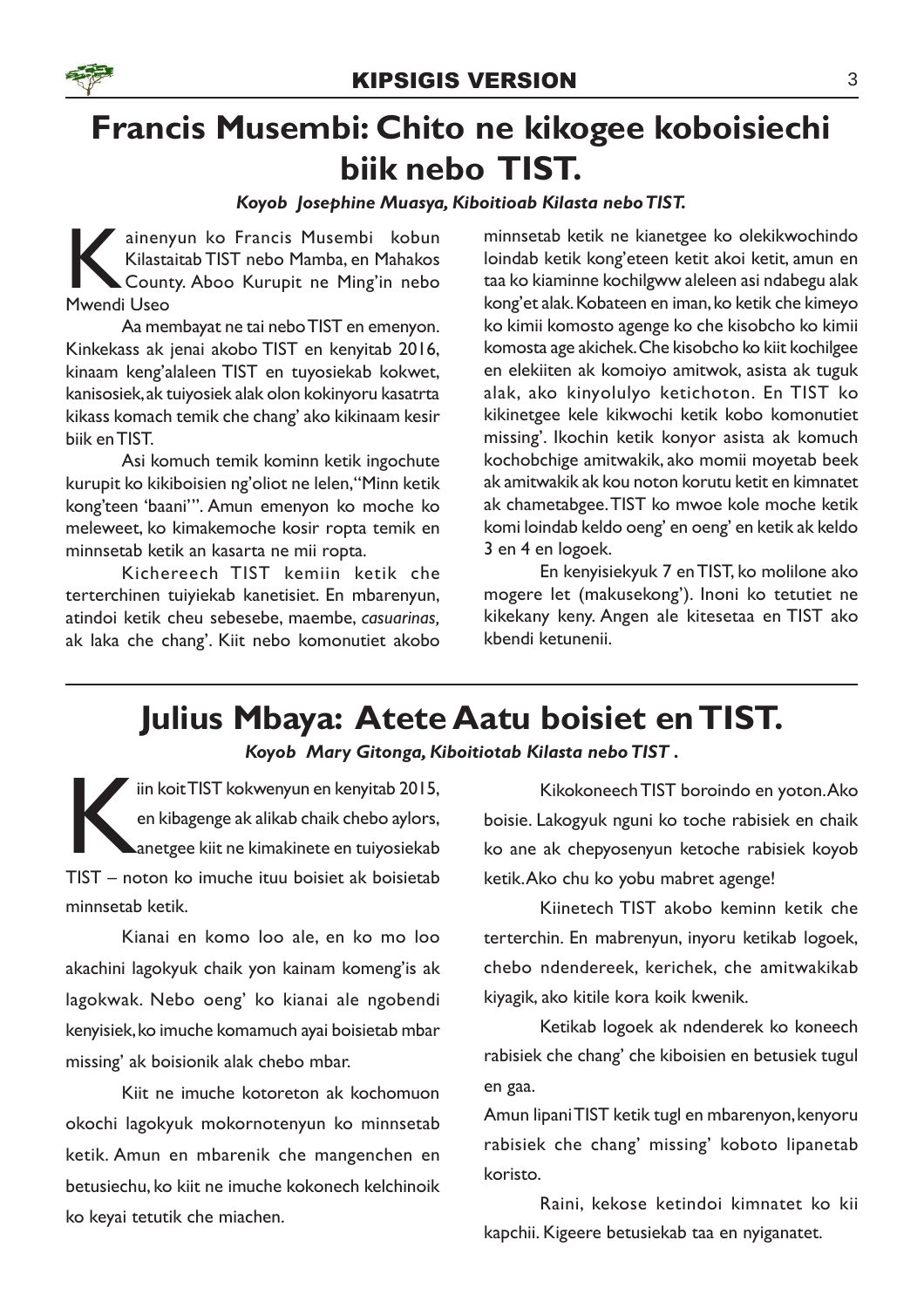# Francis Musembi: Chito ne kikogee koboisiechi biik nebo TIST.

***Koyob Josephine Muasya, Kiboitioab Kilasta nebo TIST.***

Kainenyun ko Francis Musembi kobun Kilastaitab TIST nebo Mamba, en Mahakos County. Aboo Kurupit ne Ming'in nebo Mwendi Useo

Aa membayat ne tai nebo TIST en emenyon. Kinkekass ak jenai akobo TIST en kenyitab 2016, kinaam keng'alaleen TIST en tuyosiekab kokwet, kanisosiek, ak tuiyosiek alak olon kokinyoru kasatrta kikass komach temik che chang' ako kikinaam kesir biik en TIST.

Asi komuch temik kominn ketik ingochute kurupit ko kikiboisien ng'oliot ne lelen, "Minn ketik kong'teen 'baani'". Amun emenyon ko moche ko meleweet, ko kimakemoche kosir ropta temik en minnsetab ketik an kasarta ne mii ropta.

Kichereech TIST kemiin ketik che terterchinen tuiyiekab kanetisiet. En mbarenyun, atindoi ketik cheu sebesebe, maembe, *casuarinas,* ak laka che chang'. Kiit nebo komonutiet akobo minnsetab ketik ne kianetgee ko olekikwochindo loindab ketik kong'eteen ketit akoi ketit, amun en taa ko kiaminne kochilgww aleleen asi ndabegu alak kong'et alak. Kobateen en iman, ko ketik che kimeyo ko kimii komosto agenge ko che kisobcho ko kimii komosta age akichek. Che kisobcho ko kiit kochilgee en elekiiten ak komoiyo amitwok, asista ak tuguk alak, ako kinyolulyo ketichoton. En TIST ko kikinetgee kele kikwochi ketik kobo komonutiet missing'. Ikochin ketik konyor asista ak komuch kochobchige amitwakik, ako momii moyetab beek ak amitwakik ak kou noton korutu ketit en kimnatet ak chametabgee. TIST ko mwoe kole moche ketik komi loindab keldo oeng' en oeng' en ketik ak keldo 3 en 4 en logoek.

En kenyisiekyuk 7 en TIST, ko molilone ako mogere let (makusekong'). Inoni ko tetutiet ne kikekany keny. Angen ale kitesetaa en TIST ako kbendi ketunenii.

# Julius Mbaya: Atete Aatu boisiet en TIST.

***Koyob Mary Gitonga, Kiboitiotab Kilasta nebo TIST .***

Kiin koit TIST kokwenyun en kenyitab 2015, en kibagenge ak alikab chaik chebo aylors, anetgee kiit ne kimakinete en tuiyosiekab TIST – noton ko imuche ituu boisiet ak boisietab minnsetab ketik.

Kianai en komo loo ale, en ko mo loo akachini lagokyuk chaik yon kainam komeng'is ak lagokwak. Nebo oeng' ko kianai ale ngobendi kenyisiek, ko imuche komamuch ayai boisietab mbar missing' ak boisionik alak chebo mbar.

Kiit ne imuche kotoreton ak kochomuon okochi lagokyuk mokornotenyun ko minnsetab ketik. Amun en mbarenik che mangenchen en betusiechu, ko kiit ne imuche kokonech kelchinoik ko keyai tetutik che miachen.

Kikokoneech TIST boroindo en yoton. Ako boisie. Lakogyuk nguni ko toche rabisiek en chaik ko ane ak chepyosenyun ketoche rabisiek koyob ketik. Ako chu ko yobu mabret agenge!

Kiinetech TIST akobo keminn ketik che terterchin. En mabrenyun, inyoru ketikab logoek, chebo ndendereek, kerichek, che amitwakikab kiyagik, ako kitile kora koik kwenik.

Ketikab logoek ak ndenderek ko koneech rabisiek che chang' che kiboisien en betusiek tugul en gaa.

Amun lipani TIST ketik tugl en mbarenyon, kenyoru rabisiek che chang' missing' koboto lipanetab koristo.

Raini, kekose ketindoi kimnatet ko kii kapchii. Kigeere betusiekab taa en nyiganatet.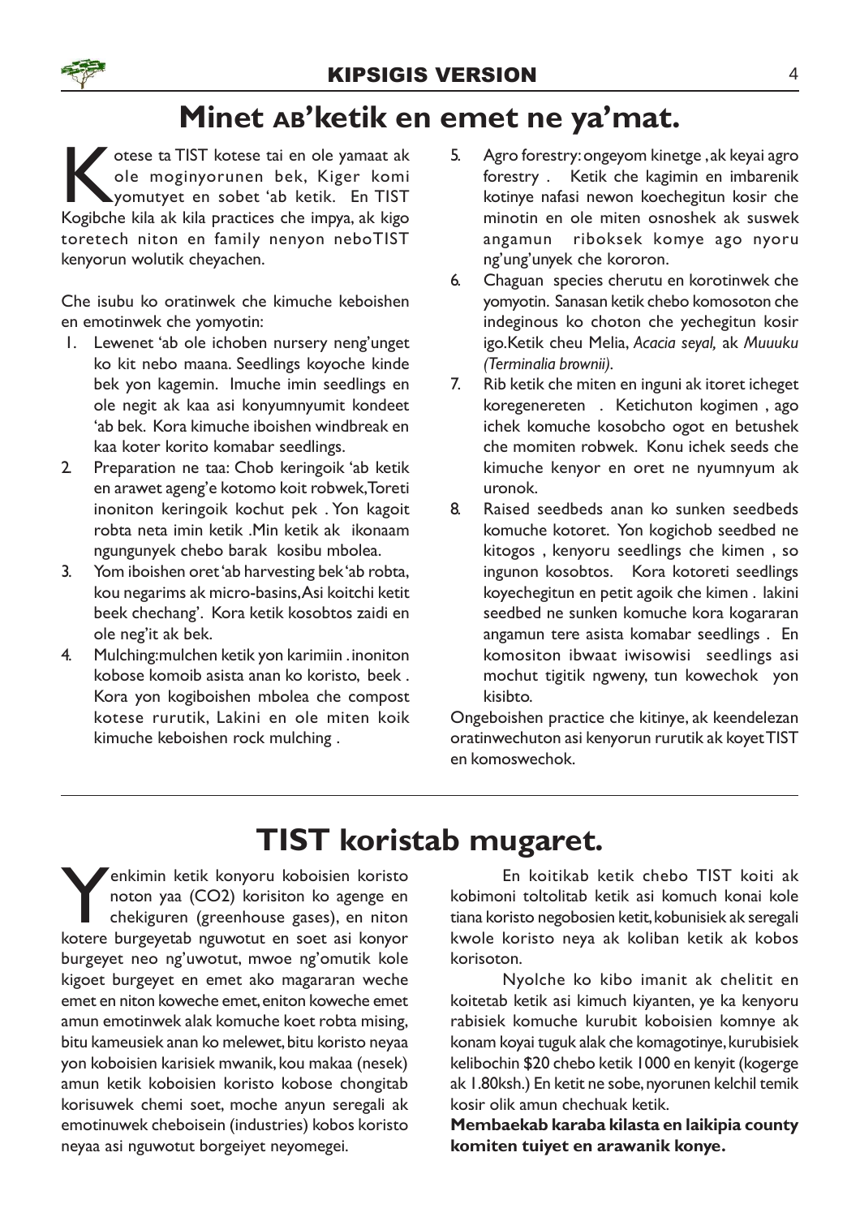# Minet AB'ketik en emet ne ya'mat.

Kotese ta TIST kotese tai en ole yamaat ak ole moginyorunen bek, Kiger komi yomutyet en sobet 'ab ketik. En TIST Kogibche kila ak kila practices che impya, ak kigo toretech niton en family nenyon neboTIST kenyorun wolutik cheyachen.

Che isubu ko oratinwek che kimuche keboishen en emotinwek che yomyotin:

1. Lewenet 'ab ole ichoben nursery neng'unget ko kit nebo maana. Seedlings koyoche kinde bek yon kagemin. Imuche imin seedlings en ole negit ak kaa asi konyumnyumit kondeet 'ab bek. Kora kimuche iboishen windbreak en kaa koter korito komabar seedlings.
2. Preparation ne taa: Chob keringoik 'ab ketik en arawet ageng'e kotomo koit robwek,Toreti inoniton keringoik kochut pek . Yon kagoit robta neta imin ketik .Min ketik ak ikonaam ngungunyek chebo barak kosibu mbolea.
3. Yom iboishen oret 'ab harvesting bek 'ab robta, kou negarims ak micro-basins,Asi koitchi ketit beek chechang'. Kora ketik kosobtos zaidi en ole neg'it ak bek.
4. Mulching:mulchen ketik yon karimiin . inoniton kobose komoib asista anan ko koristo, beek . Kora yon kogiboishen mbolea che compost kotese rurutik, Lakini en ole miten koik kimuche keboishen rock mulching .
5. Agro forestry: ongeyom kinetge ,ak keyai agro forestry . Ketik che kagimin en imbarenik kotinye nafasi newon koechegitun kosir che minotin en ole miten osnoshek ak suswek angamun riboksek komye ago nyoru ng'ung'unyek che kororon.
6. Chaguan species cherutu en korotinwek che yomyotin. Sanasan ketik chebo komosoton che indeginous ko choton che yechegitun kosir igo.Ketik cheu Melia, *Acacia seyal,* ak *Muuuku (Terminalia brownii).*
7. Rib ketik che miten en inguni ak itoret icheget koregenereten . Ketichuton kogimen , ago ichek komuche kosobcho ogot en betushek che momiten robwek. Konu ichek seeds che kimuche kenyor en oret ne nyumnyum ak uronok.
8. Raised seedbeds anan ko sunken seedbeds komuche kotoret. Yon kogichob seedbed ne kitogos , kenyoru seedlings che kimen , so ingunon kosobtos. Kora kotoreti seedlings koyechegitun en petit agoik che kimen . lakini seedbed ne sunken komuche kora kogararan angamun tere asista komabar seedlings . En komositon ibwaat iwisowisi seedlings asi mochut tigitik ngweny, tun kowechok yon kisibto.

Ongeboishen practice che kitinye, ak keendelezan oratinwechuton asi kenyorun rurutik ak koyet TIST en komoswechok.

# TIST koristab mugaret.

Yenkimin ketik konyoru koboisien koristo noton yaa ($CO_2$) korisiton ko agenge en chekiguren (greenhouse gases), en niton kotere burgeyetab nguwotut en soet asi konyor burgeyet neo ng'uwotut, mwoe ng'omutik kole kigoet burgeyet en emet ako magararan weche emet en niton koweche emet, eniton koweche emet amun emotinwek alak komuche koet robta mising, bitu kameusiek anan ko melewet, bitu koristo neyaa yon koboisien karisiek mwanik, kou makaa (nesek) amun ketik koboisien koristo kobose chongitab korisuwek chemi soet, moche anyun seregali ak emotinuwek cheboisein (industries) kobos koristo neyaa asi nguwotut borgeiyet neyomegei.

En koitikab ketik chebo TIST koiti ak kobimoni toltolitab ketik asi komuch konai kole tiana koristo negobosien ketit, kobunisiek ak seregali kwole koristo neya ak koliban ketik ak kobos korisoton.

Nyolche ko kibo imanit ak chelitit en koitetab ketik asi kimuch kiyanten, ye ka kenyoru rabisiek komuche kurubit koboisien komnye ak konam koyai tuguk alak che komagotinye, kurubisiek kelibochin $20 chebo ketik 1000 en kenyit (kogerge ak 1.80ksh.) En ketit ne sobe, nyorunen kelchil temik kosir olik amun chechuak ketik.

**Membaekab karaba kilasta en laikipia county komiten tuiyet en arawanik konye.**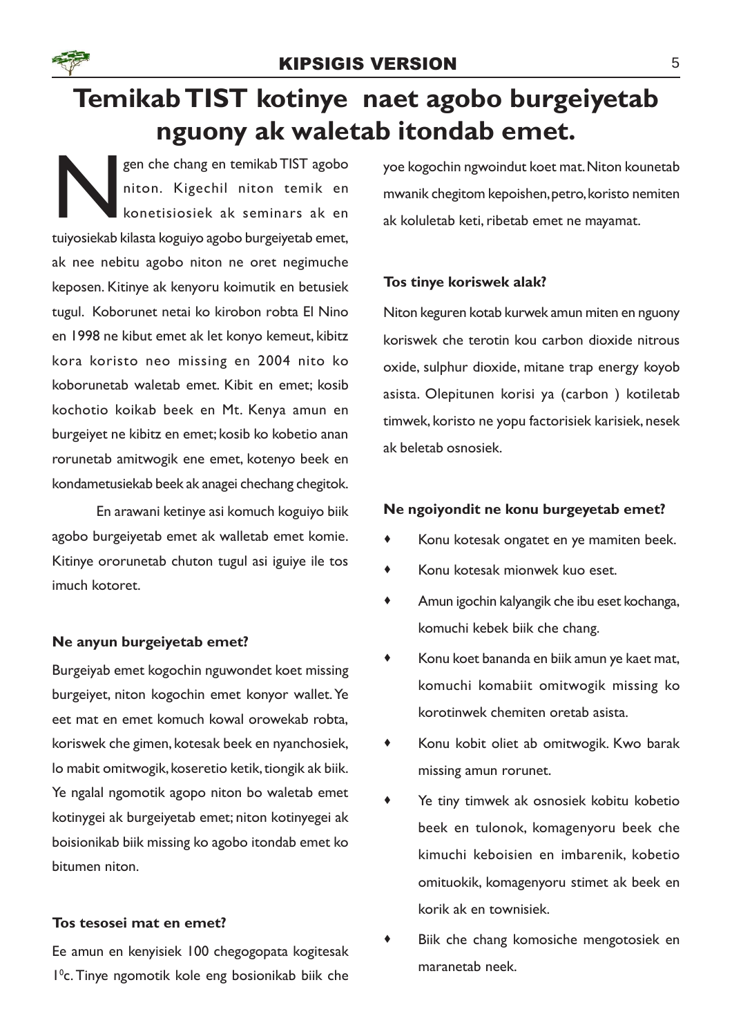# Temikab TIST kotinye naet agobo burgeiyetab nguony ak waletab itondab emet.

Ngen che chang en temikab TIST agobo niton. Kigechil niton temik en konetisiosiek ak seminars ak en tuiyosiekab kilasta koguiyo agobo burgeiyetab emet, ak nee nebitu agobo niton ne oret negimuche keposen. Kitinye ak kenyoru koimutik en betusiek tugul. Koborunet netai ko kirobon robta El Nino en 1998 ne kibut emet ak let konyo kemeut, kibitz kora koristo neo missing en 2004 nito ko koborunetab waletab emet. Kibit en emet; kosib kochotio koikab beek en Mt. Kenya amun en burgeiyet ne kibitz en emet; kosib ko kobetio anan rorunetab amitwogik ene emet, kotenyo beek en kondametusiekab beek ak anagei chechang chegitok.

En arawani ketinye asi komuch koguiyo biik agobo burgeiyetab emet ak walletab emet komie. Kitinye ororunetab chuton tugul asi iguiye ile tos imuch kotoret.

**Ne anyun burgeiyetab emet?**

Burgeiyab emet kogochin nguwondet koet missing burgeiyet, niton kogochin emet konyor wallet. Ye eet mat en emet komuch kowal orowekab robta, koriswek che gimen, kotesak beek en nyanchosiek, lo mabit omitwogik, koseretio ketik, tiongik ak biik. Ye ngalal ngomotik agopo niton bo waletab emet kotinygei ak burgeiyetab emet; niton kotinyegei ak boisionikab biik missing ko agobo itondab emet ko bitumen niton.

**Tos tesosei mat en emet?**

Ee amun en kenyisiek 100 chegogopata kogitesak $1^0$c. Tinye ngomotik kole eng bosionikab biik che yoe kogochin ngwoindut koet mat. Niton kounetab mwanik chegitom kepoishen, petro, koristo nemiten ak koluletab keti, ribetab emet ne mayamat.

**Tos tinye koriswek alak?**

Niton keguren kotab kurwek amun miten en nguony koriswek che terotin kou carbon dioxide nitrous oxide, sulphur dioxide, mitane trap energy koyob asista. Olepitunen korisi ya (carbon ) kotiletab timwek, koristo ne yopu factorisiek karisiek, nesek ak beletab osnosiek.

**Ne ngoiyondit ne konu burgeyetab emet?**

- Konu kotesak ongatet en ye mamiten beek.
- Konu kotesak mionwek kuo eset.
- Amun igochin kalyangik che ibu eset kochanga, komuchi kebek biik che chang.
- Konu koet bananda en biik amun ye kaet mat, komuchi komabiit omitwogik missing ko korotinwek chemiten oretab asista.
- Konu kobit oliet ab omitwogik. Kwo barak missing amun rorunet.
- Ye tiny timwek ak osnosiek kobitu kobetio beek en tulonok, komagenyoru beek che kimuchi keboisien en imbarenik, kobetio omituokik, komagenyoru stimet ak beek en korik ak en townisiek.
- Biik che chang komosiche mengotosiek en maranetab neek.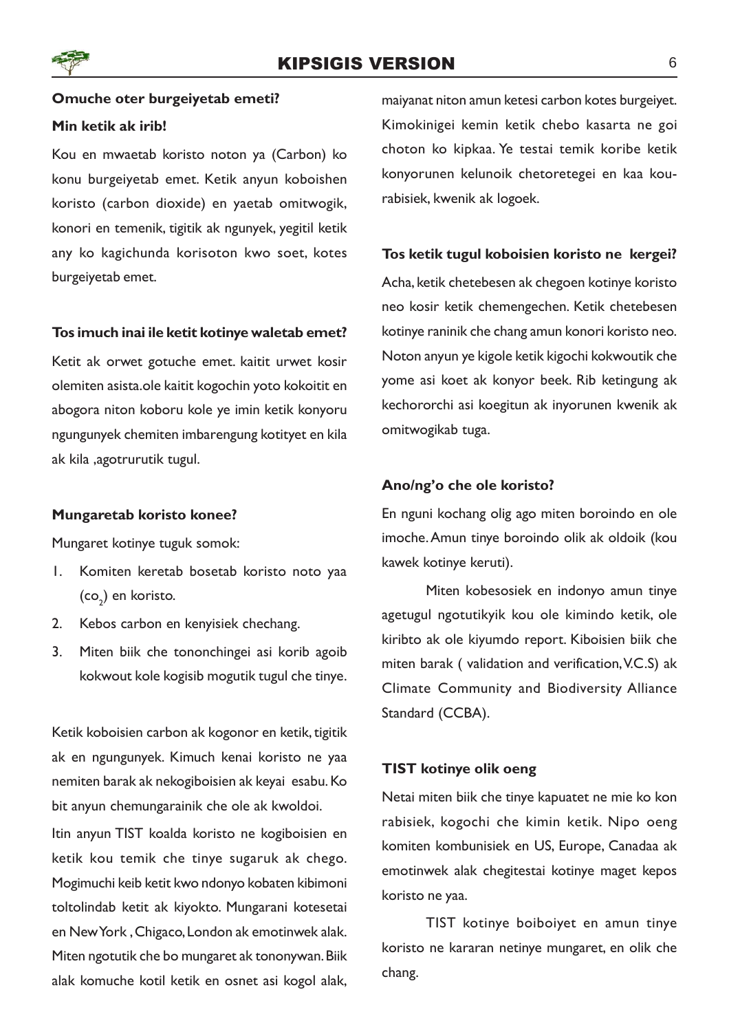**Omuche oter burgeiyetab emeti?**

**Min ketik ak irib!**

Kou en mwaetab koristo noton ya (Carbon) ko konu burgeiyetab emet. Ketik anyun koboishen koristo (carbon dioxide) en yaetab omitwogik, konori en temenik, tigitik ak ngunyek, yegitil ketik any ko kagichunda korisoton kwo soet, kotes burgeiyetab emet.

**Tos imuch inai ile ketit kotinye waletab emet?**

Ketit ak orwet gotuche emet. kaitit urwet kosir olemiten asista.ole kaitit kogochin yoto kokoitit en abogora niton koboru kole ye imin ketik konyoru ngungunyek chemiten imbarengung kotityet en kila ak kila ,agotrurutik tugul.

**Mungaretab koristo konee?**

Mungaret kotinye tuguk somok:

1. Komiten keretab bosetab koristo noto yaa ($co_2$) en koristo.
2. Kebos carbon en kenyisiek chechang.
3. Miten biik che tononchingei asi korib agoib kokwout kole kogisib mogutik tugul che tinye.

Ketik koboisien carbon ak kogonor en ketik, tigitik ak en ngungunyek. Kimuch kenai koristo ne yaa nemiten barak ak nekogiboisien ak keyai esabu. Ko bit anyun chemungarainik che ole ak kwoldoi.

Itin anyun TIST koalda koristo ne kogiboisien en ketik kou temik che tinye sugaruk ak chego. Mogimuchi keib ketit kwo ndonyo kobaten kibimoni toltolindab ketit ak kiyokto. Mungarani kotesetai en New York , Chigaco, London ak emotinwek alak. Miten ngotutik che bo mungaret ak tononywan. Biik alak komuche kotil ketik en osnet asi kogol alak, maiyanat niton amun ketesi carbon kotes burgeiyet. Kimokinigei kemin ketik chebo kasarta ne goi choton ko kipkaa. Ye testai temik koribe ketik konyorunen kelunoik chetoretegei en kaa kou-rabisiek, kwenik ak logoek.

**Tos ketik tugul koboisien koristo ne kergei?**

Acha, ketik chetebesen ak chegoen kotinye koristo neo kosir ketik chemengechen. Ketik chetebesen kotinye raninik che chang amun konori koristo neo. Noton anyun ye kigole ketik kigochi kokwoutik che yome asi koet ak konyor beek. Rib ketingung ak kechororchi asi koegitun ak inyorunen kwenik ak omitwogikab tuga.

**Ano/ng'o che ole koristo?**

En nguni kochang olig ago miten boroindo en ole imoche. Amun tinye boroindo olik ak oldoik (kou kawek kotinye keruti).

Miten kobesosiek en indonyo amun tinye agetugul ngotutikyik kou ole kimindo ketik, ole kiribto ak ole kiyumdo report. Kiboisien biik che miten barak ( validation and verification, V.C.S) ak Climate Community and Biodiversity Alliance Standard (CCBA).

**TIST kotinye olik oeng**

Netai miten biik che tinye kapuatet ne mie ko kon rabisiek, kogochi che kimin ketik. Nipo oeng komiten kombunisiek en US, Europe, Canadaa ak emotinwek alak chegitestai kotinye maget kepos koristo ne yaa.

TIST kotinye boiboiyet en amun tinye koristo ne kararan netinye mungaret, en olik che chang.